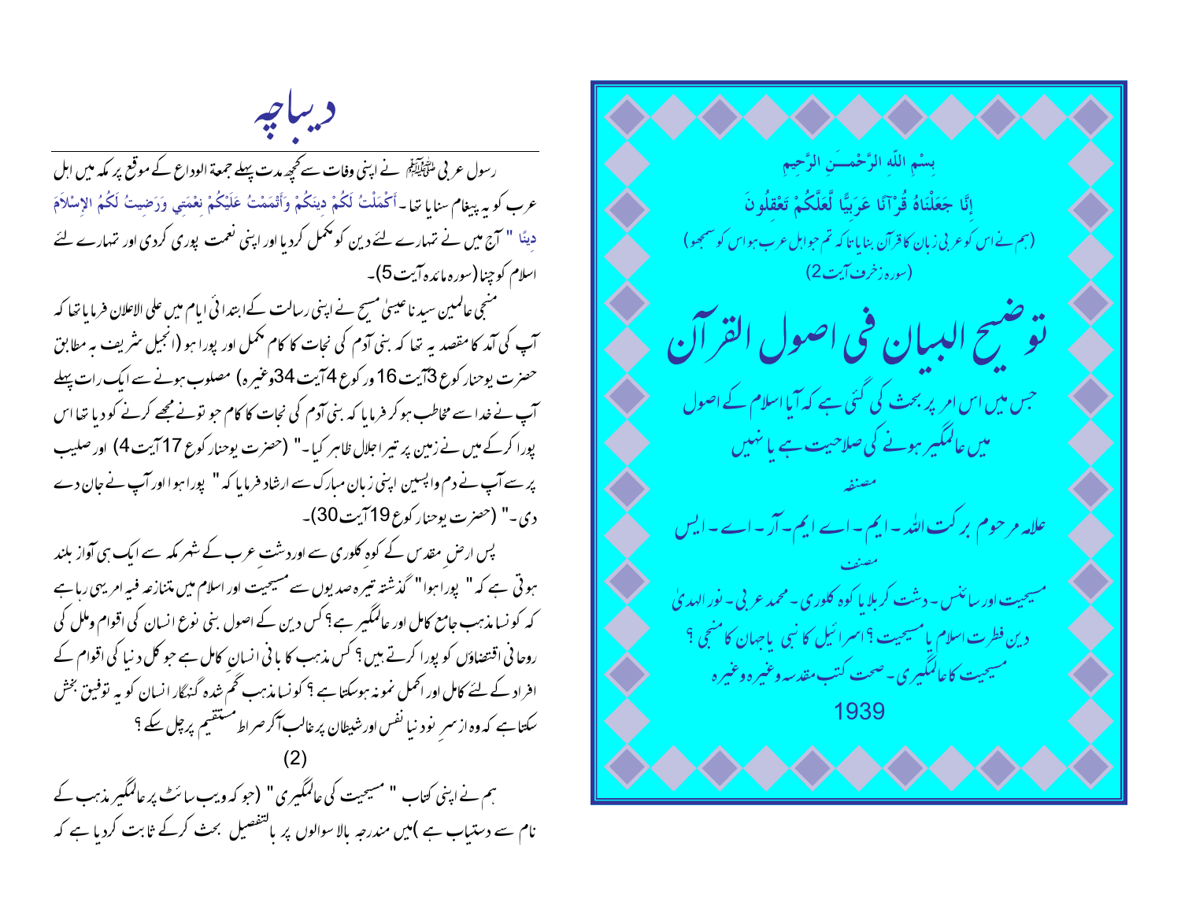بِسْمِ اللّٰهِ الرَّحْمـٰنِ الرَّحِيمِ

إِنَّا جَعَلْنَاهُ قُرْآنًا عَرَبِيًّا لَّعَلَّكُمْ تَعْقِلُونَ

(ہم نے اس کو عربی زبان کا قرآن بنایا تاکہ تم جو اہل عرب ہو اس کو سمجھو)

(سورہ زخرف آیت 2)

# توضیح البیان فی اصول القرآن

جس میں اس امر پر بحث کی گئی ہے کہ آیا اسلام کے اصول میں عالمگیر ہونے کی صلاحیت ہے یا نہیں

مصنفہ

علامہ مرحوم برکت اللہ۔ ایم۔ اے ایم۔ آر۔ اے۔ ایس

مصنف

مسیحیت اور سائنس۔ دشت کربلا یا کوہ کلوری۔ محمد عربی۔ نور الہدیٰ

دین فطرت اسلام یا مسیحیت؟ اسرائیل کا نبی یا جہان کا منجی؟

مسیحیت کا عالمگیری۔ صحت کتب مقدسہ وغیرہ وغیرہ

1939

# دیباچہ

رسول عربی ﷺ نے اپنی وفات سے کچھ مدت پہلے جمعۃ الوداع کے موقع پر مکہ میں اہل عرب کو یہ پیغام سنایا تھا۔ أَكْمَلْتُ لَكُمْ دِينَكُمْ وَأَتْمَمْتُ عَلَيْكُمْ نِعْمَتِي وَرَضِيتُ لَكُمُ الإِسْلاَمَ دِينًا " آج میں نے تمہارے لئے دین کو مکمل کردیا اور اپنی نعمت پوری کردی اور تمہارے لئے اسلام کو چنا (سورہ مائدہ آیت 5)۔

منجی عالمین سیدنا عیسیٰ مسیح نے اپنی رسالت کے ابتدائی ایام میں علی الاعلان فرمایا تھا کہ آپ کی آمد کا مقصد یہ تھا کہ بنی آدم کی نجات کا کام مکمل اور پورا ہو (انجیل شریف بہ مطابق حضرت یوحنا رکوع 3 آیت 16 ور کوع 4 آیت 34 وغیرہ) مصلوب ہونے سے ایک رات پہلے آپ نے خدا سے مخاطب ہو کر فرمایا کہ بنی آدم کی نجات کا کام جو تونے مجھے کرنے کو دیا تھا اس پورا کرکے میں نے زمین پر تیرا جلال ظاہر کیا۔" (حضرت یوحنا رکوع 17 آیت 4) اور صلیب پر سے آپ نے دم واپسین اپنی زبان مبارک سے ارشاد فرمایا کہ " پورا ہوا اور آپ نے جان دے دی۔" (حضرت یوحنا رکوع 19 آیت 30)۔

پس ارض مقدس کے کوہ کلوری سے اور دشت عرب کے شہر مکہ سے ایک ہی آواز بلند ہوتی ہے کہ " پورا ہوا" گذشتہ تیرہ صدیوں سے مسیحیت اور اسلام میں متنازعہ فیہ امر یہی رہا ہے کہ کونسا مذہب جامع کامل اور عالمگیر ہے؟ کس دین کے اصول بنی نوع انسان کی اقوام وملل کی روحانی اقتضاؤں کو پورا کرتے ہیں؟ کس مذہب کا بانی انسان کامل ہے جو کل دنیا کی اقوام کے افراد کے لئے کامل اور اکمل نمونہ ہوسکتا ہے؟ کونسا مذہب گم شدہ گنہگار انسان کو یہ توفیق بخش سکتا ہے کہ وہ از سر نو دنیا نفس اور شیطان پر غالب آکر صراط مستقیم پر چل سکے؟

(2)

ہم نے اپنی کتاب " مسیحیت کی عالمگیری " (جو کہ ویب سائٹ پر عالمگیر مذہب کے نام سے دستیاب ہے)میں مندرجہ بالا سوالوں پر بالتفصیل بحث کرکے ثابت کردیا ہے کہ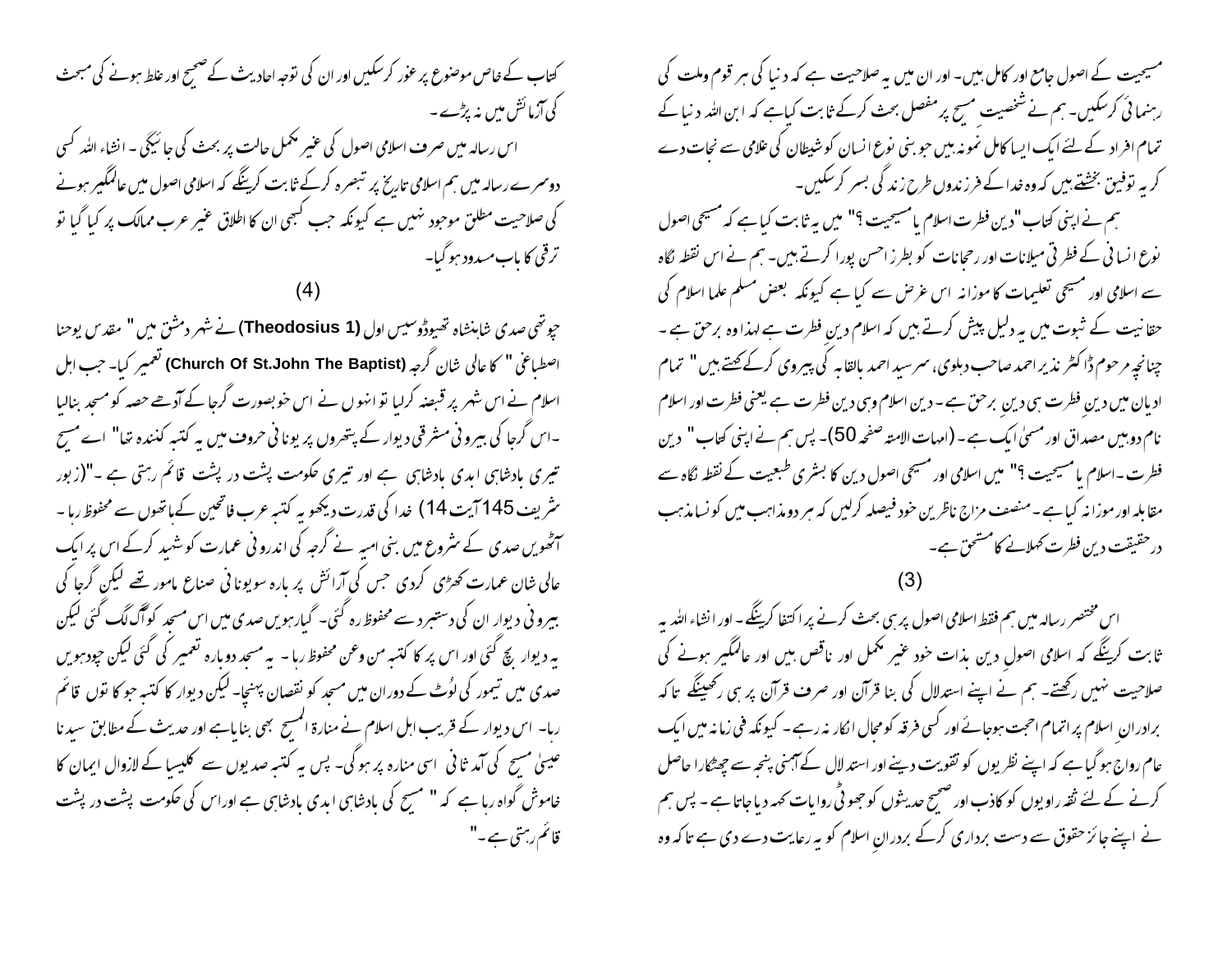مسیحیت کے اصول جامع اور کامل ہیں۔ اور ان میں یہ صلاحیت ہے کہ دنیا کی ہر قوم وملت کی رہنمائی کرسکیں۔ ہم نے شخصیت مسیح پر مفصل بحث کرکے ثابت کیاہے کہ ابن اللہ دنیا کے تمام افراد کے لئے ایک ایسا کامل نمونہ ہیں جو بنی نوع انسان کو شیطان کی غلامی سے نجات دے کر یہ توفیق بخشتے ہیں کہ وہ خدا کے فرزندوں طرح زندگی بسر کرسکیں۔

ہم نے اپنی کتاب "دین فطرت اسلام یا مسیحیت ؟" میں یہ ثابت کیاہے کہ مسیحی اصول نوع انسانی کے فطرتی میلانات اور رحجانات کو بطرز احسن پورا کرتے ہیں۔ ہم نے اس نقطہ نگاہ سے اسلامی اور مسیحی تعلیمات کا موزانہ اس غرض سے کیا ہے کیونکہ بعض مسلم علما اسلام کی حقانیت کے ثبوت میں یہ دلیل پیش کرتے ہیں کہ اسلام دین فطرت ہے لہذا وہ برحق ہے ۔ چنانچہ مرحوم ڈاکٹر نذیر احمد صاحب دہلوی، سرسید احمد بالقابہ کی پیروی کرکے کھتے ہیں " تمام ادیان میں دینِ فطرت ہی دینِ برحق ہے ۔ دین اسلام وہی دین فطرت ہے یعنی فطرت اور اسلام نام دوہیں مصداق اور مسمیٰ ایک ہے ۔ (امہات الامتہ صفحہ 50)۔ پس ہم نے اپنی کتاب " دین فطرت ۔اسلام یا مسیحیت ؟" میں اسلامی اور مسیحی اصول دین کا بشری طبعیت کے نقطہ نگاہ سے مقابلہ اور موزانہ کیا ہے ۔ منصف مزاج ناظرین خود فیصلہ کرلیں کہ ہر دومذاہب میں کونسا مذہب درحقیقت دین فطرت کھلانے کا مستحق ہے۔

(3)

اس مختصر رسالہ میں ہم فقط اسلامی اصول پر ہی بحث کرنے پر اکتفا کرینگے ۔ اور انشاء اللہ یہ ثابت کرینگے کہ اسلامی اصولِ دین بذات خود غیر مکمل اور ناقص ہیں اور عالمگیر ہونے کی صلاحیت نہیں رکھتے۔ ہم نے اپنے استدلال کی بنا قرآن اور صرف قرآن پر ہی رکھینگے تاکہ برادرانِ اسلام پر اتمام احجت ہوجائے اور کسی فرقہ کو مجال انکار نہ رہے ۔ کیونکہ فی زمانہ میں ایک عام رواج ہو گیا ہے کہ اپنے نظریوں کو تقویت دینے اور استدلال کے آہنی پنجہ سے چھٹکارا حاصل کرنے کے لئے ثقہ راویوں کو کاذب اور صحیح حدیثوں کو جھوٹی روایات کھہ دیا جاتا ہے ۔ پس ہم نے اپنے جائز حقوق سے دست برداری کرکے بردرانِ اسلام کو یہ رعایت دے دی ہے تاکہ وہ کتاب کے خاص موضوع پر غور کرسکیں اور ان کی توجہ احادیث کے صحیح اور غلط ہونے کی مبحث کی آزمائش میں نہ پڑے ۔

اس رسالہ میں صرف اسلامی اصول کی غیر مکمل حالت پر بحث کی جائیگی ۔ انشاء اللہ کسی دوسرے رسالہ میں ہم اسلامی تاریخ پر تبصرہ کرکے ثابت کرینگے کہ اسلامی اصول میں عالمگیر ہونے کی صلاحیت مطلق موجود نہیں ہے کیونکہ جب کبھی ان کا اطلاق غیر عرب ممالک پر کیا گیا تو ترقی کا باب مسدود ہو گیا۔

(4)

چوتھی صدی شاہنشاہ تھیوڈوسیس اول (Theodosius 1) نے شہر دمشق میں " مقدس یوحنا اصطباغی " کا عالی شان گرجہ (Church Of St.John The Baptist) تعمیر کیا۔ جب اہل اسلام نے اس شہر پر قبضہ کرلیا تو انہوں نے اس خوبصورت گرجا کے آدھے حصہ کو مسجد بنالیا ۔اس گرجا کی بیرونی مشرقی دیوار کے پتھروں پر یونانی حروف میں یہ کتبہ کنندہ تھا" اے مسیح تیری بادشاہی ابدی بادشاہی ہے اور تیری حکومت پشت در پشت قائم رہتی ہے ۔"(زبور شریف 145 آیت 14) خدا کی قدرت دیکھو یہ کتبہ عرب فاتحین کےہاتھوں سے محفوظ رہا ۔ آٹھویں صدی کے شروع میں بنی امیہ نے گرجہ کی اندرونی عمارت کو شہید کرکے اس پر ایک عالی شان عمارت کھڑی کردی جس کی آرائش پر بارہ سو یونانی صناع مامور تھے لیکن گرجا کی بیرونی دیوار ان کی دستبرد سے محفوظ رہ گئی۔ گیارہویں صدی میں اس مسجد کوآگ لگ گئی لیکن یہ دیوار بچ گئی اور اس پر کا کتبہ من وعن محفوظ رہا ۔ یہ مسجد دوبارہ تعمیر کی گئی لیکن چودھویں صدی میں تیمور کی لُوٹ کے دوران میں مسجد کو نقصان پہنچا۔ لیکن دیوار کا کتبہ جو کا توں قائم رہا۔ اس دیوار کے قریب اہل اسلام نے منارۃ المسیح بھی بنایاہے اور حدیث کے مطابق سیدنا عیسیٰ مسیح کی آمد ثانی اسی منارہ پر ہوگی۔ پس یہ کتبہ صدیوں سے کلیسیا کے لازوال ایمان کا خاموش گواہ رہا ہے کہ " مسیح کی بادشاہی ابدی بادشاہی ہے اوراس کی حکومت پشت در پشت قائم رہتی ہے ۔"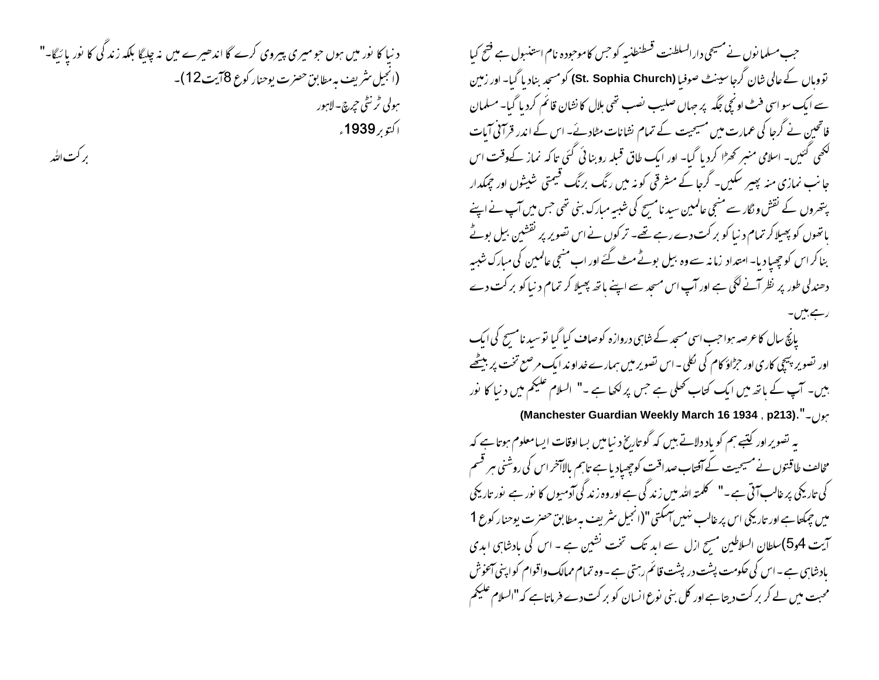جب مسلمانوں نے مسیحی دارالسلطنت قسطنطنیہ کو جس کا موجودہ نام استنبول ہے فتح کیا تو وہاں کے عالی شان گرجا سینٹ صوفیا (St. Sophia Church) کو مسجد بنادیا گیا۔ اور زمین سے ایک سو اسی فٹ اونچی جگہ پر جہاں صلیب نصب تھی ہلال کا نشان قائم کردیا گیا۔ مسلمان فاتحین نے گرجا کی عمارت میں مسیحیت کے تمام نشانات مٹادئے۔ اس کے اندر قرآنی آیات لکھی گئیں۔ اسلامی منبر کھڑا کردیا گیا۔ اور ایک طاق قبلہ روبنائی گئی تاکہ نماز کےوقت اس جانب نمازی منہ پھیر سکیں۔ گرجا کے مشرقی کونہ میں رنگ برنگ قیمتی شیشوں اور چمکدار پتھروں کے نقش ونگار سے منجی عالمین سیدنا مسیح کی شبیہ مبارک بنی تھی جس میں آپ نے اپنے ہاتھوں کو پھیلا کر تمام دنیا کو برکت دے رہے تھے۔ ترکوں نے اس تصویر پر نقشین بیل بوٹے بنا کر اس کو چھپا دیا۔ امتداد زمانہ سے وہ بیل بوٹے مٹ گئے اور اب منجی عالمین کی مبارک شبیہ دھندلی طور پر نظر آنے لگی ہے اور آپ اس مسجد سے اپنے ہاتھ پھیلا کر تمام دنیا کو برکت دے رہے ہیں۔

پانچ سال کا عرصہ ہوا جب اسی مسجد کے شاہی دروازہ کو صاف کیا گیا تو سیدنا مسیح کی ایک اور تصویر پیچی کاری اور جڑاؤ کام کی نکلی۔ اس تصویر میں ہمارے خداوند ایک مرصع تخت پر بیٹھے ہیں۔ آپ کے ہاتھ میں ایک کتاب کھلی ہے جس پر لکھا ہے ۔" السلام علیکم میں دنیا کا نور ہوں۔".(Manchester Guardian Weekly March 16 1934 , p213)

یہ تصویر اور کتبے ہم کو یاد دلاتے ہیں کہ گو تاریخ دنیا میں بسا اوقات ایسا معلوم ہوتا ہے کہ مخالف طاقتوں نے مسیحیت کے آفتاب صداقت کو چھپادیا ہے تاہم بالآخر اس کی روشنی ہر قسم کی تاریکی پر غالب آتی ہے ۔" کلمتہ اللہ میں زندگی ہے اور وہ زندگی آدمیوں کا نور ہے نور تاریکی میں چمکتا ہے اور تاریکی اس پر غالب نہیں آسکتی "(انجیل شریف بہ مطابق حضرت یوحنا رکوع 1 آیت 4و5)سلطان السلاطین مسیح ازل سے ابد تک تخت نشین ہے ۔ اس کی بادشاہی ابدی بادشاہی ہے ۔ اس کی حکومت پشت در پشت قائم رہتی ہے ۔ وہ تمام ممالک واقوام کو اپنی آغوش محبت میں لے کر برکت دیتا ہے اور کل بنی نوع انسان کو برکت دے فرماتا ہے کہ "السلام علیکم دنیا کا نور میں ہوں جو میری پیروی کرے گا اندھیرے میں نہ چلیگا بلکہ زندگی کا نور پائیگا۔" (انجیل شریف بہ مطابق حضرت یوحنا رکوع 8آیت 12)۔

ہولی ٹرنٹی چرچ۔لاہور

اکتوبر 1939ء

برکت اللہ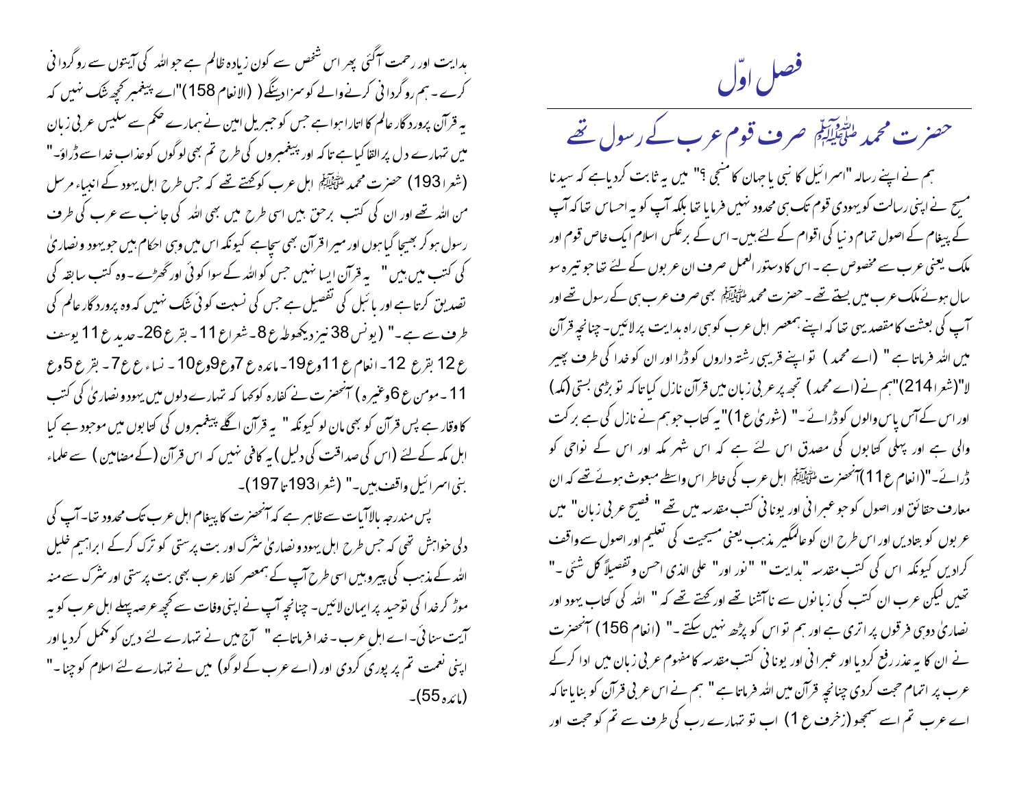# فصل اوّل

## حضرت محمد ﷺ صرف قوم عرب کے رسول تھے

ہم نے اپنے رسالہ "اسرائیل کا نبی یا جہان کا منجی ؟" میں یہ ثابت کردیاہے کہ سیدنا مسیح نے اپنی رسالت کو یہودی قوم تک ہی محدود نہیں فرمایا تھا بلکہ آپ کو یہ احساس تھا کہ آپ کے پیغام کے اصول تمام دنیا کی اقوام کے لئے ہیں۔ اس کے برعکس اسلام ایک خاص قوم اور ملک یعنی عرب سے مخصوص ہے ۔ اس کا دستور العمل صرف ان عربوں کے لئے تھا جو تیرہ سو سال ہوئے ملک عرب میں بستے تھے ۔ حضرت محمد ﷺ بھی صرف عرب ہی کے رسول تھے اور آپ کی بعثت کا مقصد یہی تھا کہ اپنے ہمعصر اہل عرب کو ہی راہ ہدایت پر لائیں۔ چنانچہ قرآن میں اللہ فرماتا ہے " (اے محمد) تو اپنے قریبی رشتہ داروں کو ڈرا اور ان کو خدا کی طرف پھیر لا"(شعرا 214)"ہم نے (اے محمد) تجھ پر عربی زبان میں قرآن نازل کیا تا کہ تو بڑی بستی (مکہ) اور اس کے آس پاس والوں کو ڈرائے۔" (شوریٰ ع 1)"یہ کتاب جو ہم نے نازل کی ہے برکت والی ہے اور پہلی کتابوں کی مصدق اس لئے ہے کہ اس شہر مکہ اور اس کے نواحی کو ڈرائے۔"(انعام ع 11)آنحضرت ﷺ اہل عرب کی خاطر اس واسطے مبعوث ہوئے تھے کہ ان معارف حقائق اور اصول کو جو عبرانی اور یونانی کتب مقدسہ میں تھے " فصیح عربی زبان" میں عربوں کو بتادیں اور اس طرح ان کو عالمگیر مذہب یعنی مسیحیت کی تعلیم اور اصول سے واقف کرادیں کیونکہ اس کی کتب مقدسہ "ہدایت" "نور اور" علی الذی احسن وتفصیلاً کل شئی ۔" تھیں لیکن عرب ان کتب کی زبانوں سے ناآشنا تھے اور کہتے تھے کہ " اللہ کی کتاب یہود اور نصاریٰ دو ہی فرقوں پر اتری ہے اور ہم تو اس کو پڑھ نہیں سکتے ۔" (انعام 156) آنحضرت نے ان کا یہ عذر رفع کردیا اور عبرانی اور یونانی کتب مقدسہ کا مفہوم عربی زبان میں ادا کرکے عرب پر اتمام حجت کردی چنانچہ قرآن میں اللہ فرماتا ہے " ہم نے اس عربی قرآن کو بنایا تا کہ اے عرب تم اسے سمجھو (زخرف ع 1) اب تو تمہارے رب کی طرف سے تم کو حجت اور ہدایت اور رحمت آگئی پھر اس شخص سے کون زیادہ ظالم ہے جو اللہ کی آیتوں سے روگردانی کرے ۔ ہم روگردانی کرنے والے کو سزا دینگے ( (الانعام 158)"اے پیغمبر کچھ شک نہیں کہ یہ قرآن پرودگار عالم کا اتارا ہوا ہے جس کو جبریل امین نے ہمارے حکم سے سلیس عربی زبان میں تمہارے دل پر القا کیا ہے تا کہ اور پیغمبروں کی طرح تم بھی لوگوں کو عذاب خدا سے ڈراؤ۔" (شعرا 193) حضرت محمد ﷺ اہل عرب کو کہتے تھے کہ جس طرح اہل یہود کے انبیاء مرسل من اللہ تھے اور ان کی کتب برحق ہیں اسی طرح میں بھی اللہ کی جانب سے عرب کی طرف رسول ہو کر بھیجا گیا ہوں اور میرا قرآن بھی سچاہے کیونکہ اس میں وہی احکام ہیں جو یہود و نصاریٰ کی کتب میں ہیں" یہ قرآن ایسا نہیں جس کو اللہ کے سوا کوئی اور گھڑے ۔ وہ کتب سابقہ کی تصدیق کرتا ہے اور بائبل کی تفصیل ہے جس کی نسبت کوئی شک نہیں کہ وہ پرودگار عالم کی طرف سے ہے ۔" (یونس 38 نیز دیکھو طہٰ ع 8۔ شعرا ع 11 ۔ بقر ع 26۔ حدید ع 11 یوسف ع 12 بقر ع 12۔ انعام ع 11 وع 19۔ مائدہ ع 7 وع 9 وع 10 ۔ نساء ع ع 7۔ بقر ع 5 وع 11 ۔ مومن ع 6 وغیرہ ) آنحضرت نے کفارہ کو کہا کہ تمہارے دلوں میں یہود و نصاریٰ کی کتب کا وقار ہے پس قرآن کو بھی مان لو کیونکہ " یہ قرآن اگلے پیغمبروں کی کتابوں میں موجود ہے کیا اہل مکہ کے لئے (اس کی صداقت کی دلیل) یہ کافی نہیں کہ اس قرآن (کے مضامین) سے علماء بنی اسرائیل واقف ہیں۔" (شعرا 193 تا 197)۔

پس مندرجہ بالاآیات سے ظاہر ہے کہ آنحضرت کا پیغام اہل عرب تک محدود تھا۔ آپ کی دلی خواہش تھی کہ جس طرح اہل یہود و نصاریٰ شرک اور بت پرستی کو ترک کرکے ابراہیم خلیل اللہ کے مذہب کی پیرو ہیں اسی طرح آپ کے ہمعصر کفار عرب بھی بت پرستی اور شرک سے منہ موڑ کر خدا کی توحید پر ایمان لائیں۔ چنانچہ آپ نے اپنی وفات سے کچھ عرصہ پہلے اہل عرب کو یہ آیت سنائی۔ اے اہل عرب ۔ خدا فرماتا ہے" آج میں نے تمہارے لئے دین کو مکمل کردیا اور اپنی نعمت تم پر پوری کردی اور (اے عرب کے لوگو) میں نے تمہارے لئے اسلام کو چنا ۔" (مائدہ 55)۔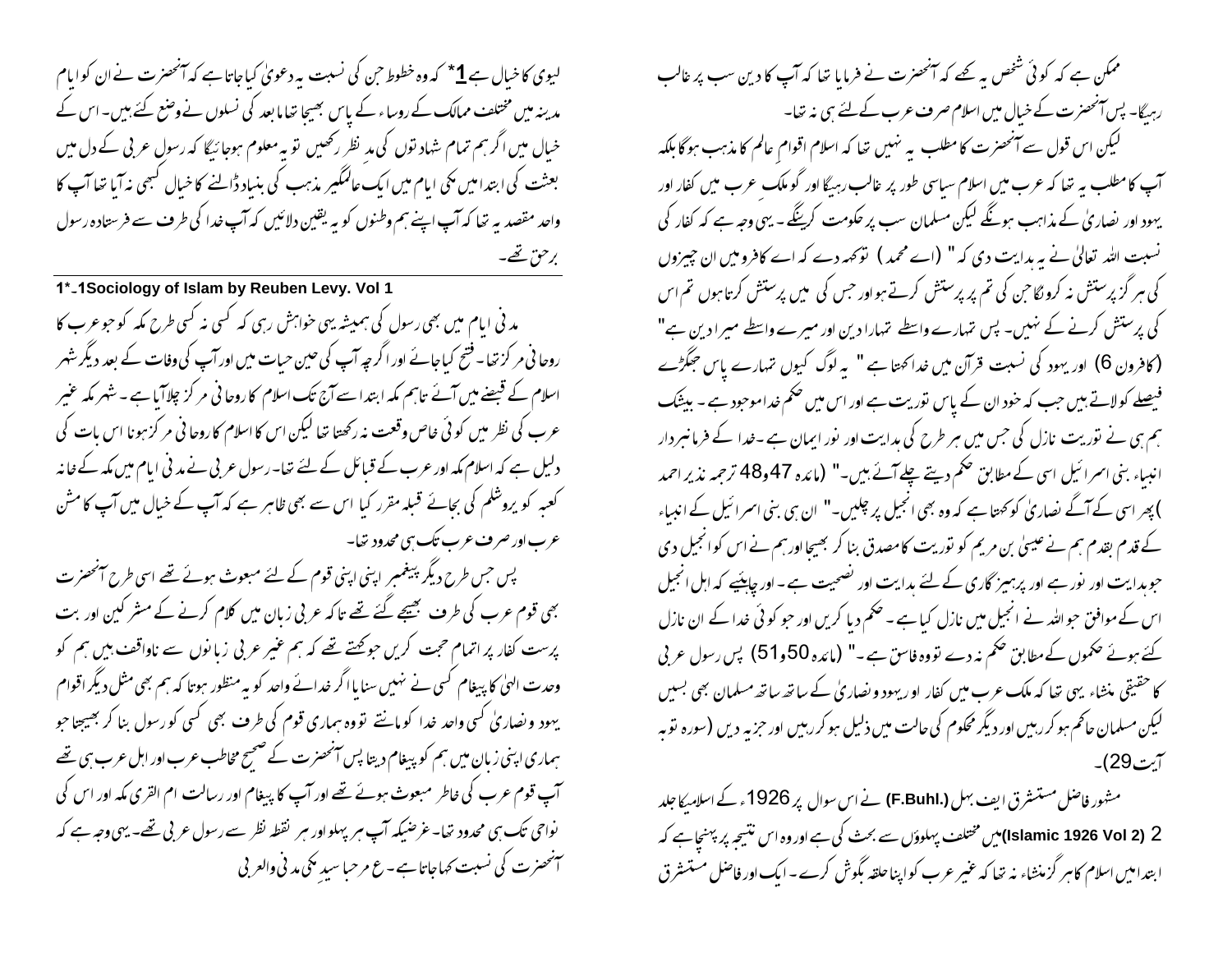ممکن ہے کہ کوئی شخص یہ کہے کہ آنحضرت نے فرمایا تھا کہ آپ کا دین سب پر غالب رہیگا۔ پس آنحضرت کے خیال میں اسلام صرف عرب کے لئے ہی نہ تھا۔

لیکن اس قول سے آنحضرت کا مطلب یہ نہیں تھا کہ اسلام اقوامِ عالم کا مذہب ہوگا بلکہ آپ کا مطلب یہ تھا کہ عرب میں اسلام سیاسی طور پر غالب رہیگا اور گو ملک عرب میں کفار اور یہود اور نصاریٰ کے مذاہب ہونگے لیکن مسلمان سب پر حکومت کرینگے۔ یہی وجہ ہے کہ کفار کی نسبت اللہ تعالیٰ نے یہ ہدایت دی کہ " (اے محمد) تو کہہ دے کہ اے کافرو میں ان چیزوں کی ہر گز پرستش نہ کرونگا جن کی تم پر پرستش کرتے ہو اور جس کی میں پرستش کرتا ہوں تم اس کی پرستش کرنے کے نہیں۔ پس تمہارے واسطے تمہارا دین اور میرے واسطے میرا دین ہے" (کافرون 6) اور یہود کی نسبت قرآن میں خدا کہتا ہے " یہ لوگ کیوں تمہارے پاس جھگڑے فیصلے کو لاتے ہیں جب کہ خود ان کے پاس توریت ہے اور اس میں حکم خدا موجود ہے۔ بیشک ہم ہی نے توریت نازل کی جس میں ہر طرح کی ہدایت اور نور ایمان ہے۔ خدا کے فرمانبردار انبیاء بنی اسرائیل اسی کے مطابق حکم دیتے چلے آئے ہیں۔" (مائدہ 47و48 ترجمہ نذیر احمد) پھر اسی کے آگے نصاریٰ کو کہتا ہے کہ وہ بھی انجیل پر چلیں۔" ان ہی بنی اسرائیل کے انبیاء کے قدم بقدم ہم نے عیسیٰ بن مریم کو توریت کا مصدق بنا کر بھیجا اور ہم نے اس کو انجیل دی جو ہدایت اور نور ہے اور پرہیز گاری کے لئے ہدایت اور نصیحت ہے۔ اور چاہیئے کہ اہل انجیل اس کے موافق جو اللہ نے انجیل میں نازل کیا ہے۔ حکم دیا کریں اور جو کوئی خدا کے ان نازل کئے ہوئے حکموں کے مطابق حکم نہ دے تو وہ فاسق ہے۔" (مائدہ 50و51) پس رسول عربی کا حقیقی منشاء یہی تھا کہ ملک عرب میں کفار اور یہود و نصاریٰ کے ساتھ ساتھ مسلمان بھی بسیں لیکن مسلمان حاکم ہو کر رہیں اور دیگر محکوم کی حالت میں ذلیل ہو کر رہیں اور جزیہ دیں (سورہ توبہ آیت 29)۔

مشہور فاضل مستشرق ایف بہل (F.Buhl.) نے اس سوال پر 1926ء کے اسلامیکا جلد 2 (Islamic 1926 Vol 2) میں مختلف پہلوؤں سے بحث کی ہے اور وہ اس نتیجہ پر پہنچا ہے کہ ابتدا میں اسلام کا ہر گز منشاء نہ تھا کہ غیر عرب کو اپنا حلقہ بگوش کرے۔ ایک اور فاضل مستشرق لیوی کا خیال ہے[1]* کہ وہ خطوط جن کی نسبت یہ دعویٰ کیا جاتا ہے کہ آنحضرت نے ان کو ایام مدینہ میں مختلف ممالک کے روساء کے پاس بھیجا تھا مابعد کی نسلوں نے وضع کئے ہیں۔ اس کے خیال میں اگر ہم تمام شہادتوں کی مد نظر رکھیں تو یہ معلوم ہوجائیگا کہ رسول عربی کے دل میں بعثت کی ابتدا میں مکی ایام میں ایک عالمگیر مذہب کی بنیاد ڈالنے کا خیال کبھی نہ آیا تھا آپ کا واحد مقصد یہ تھا کہ آپ اپنے ہم وطنوں کو یہ یقین دلائیں کہ آپ خدا کی طرف سے فرستادہ رسول برحق تھے۔

---

1*۔1Sociology of Islam by Reuben Levy. Vol 1

مدنی ایام میں بھی رسول کی ہمیشہ یہی خواہش رہی کہ کسی نہ کسی طرح مکہ کو جو عرب کا روحانی مرکز تھا۔ فتح کیا جائے اور اگرچہ آپ کی حین حیات میں اور آپ کی وفات کے بعد دیگر شہر اسلام کے قبضے میں آئے تاہم مکہ ابتدا سے آج تک اسلام کا روحانی مرکز چلا آیا ہے۔ شہر مکہ غیر عرب کی نظر میں کوئی خاص وقعت نہ رکھتا تھا لیکن اس کا اسلام کا روحانی مرکز ہونا اس بات کی دلیل ہے کہ اسلام مکہ اور عرب کے قبائل کے لئے تھا۔ رسول عربی نے مدنی ایام میں مکہ کے خانہ کعبہ کو یروشلم کی بجائے قبلہ مقرر کیا اس سے بھی ظاہر ہے کہ آپ کے خیال میں آپ کا مشن عرب اور صرف عرب تک ہی محدود تھا۔

پس جس طرح دیگر پیغمبر اپنی اپنی قوم کے لئے مبعوث ہوئے تھے اسی طرح آنحضرت بھی قوم عرب کی طرف بھیجے گئے تھے تاکہ عربی زبان میں کلام کرنے کے مشرکین اور بت پرست کفار پر اتمام حجت کریں جو کہتے تھے کہ ہم غیر عربی زبانوں سے ناواقف ہیں ہم کو وحدت الہیٰ کا پیغام کسی نے نہیں سنایا اگر خدائے واحد کو یہ منظور ہوتا کہ ہم بھی مثل دیگر اقوام یہود و نصاریٰ کسی واحد خدا کو مانتے تو وہ ہماری قوم کی طرف بھی کسی کو رسول بنا کر بھیجتا جو ہماری اپنی زبان میں ہم کو پیغام دیتا پس آنحضرت کے صحیح مخاطب عرب اور اہل عرب ہی تھے آپ قوم عرب کی خاطر مبعوث ہوئے تھے اور آپ کا پیغام اور رسالت ام القریٰ مکہ اور اس کی نواحی تک ہی محدود تھا۔ غرضیکہ آپ ہر پہلو اور ہر نقطہ نظر سے رسول عربی تھے۔ یہی وجہ ہے کہ آنحضرت کی نسبت کہا جاتا ہے۔ ع مرحبا سیدِ مکی مدنی والعربی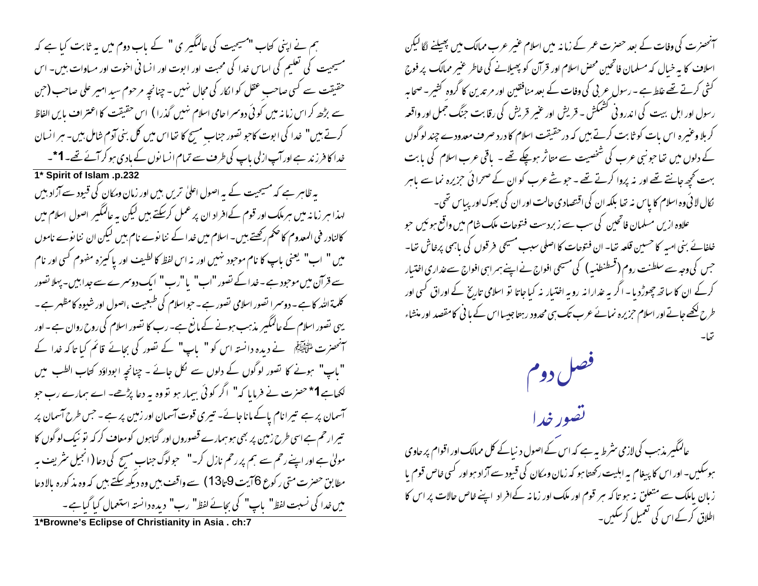آنحضرت کی وفات کے بعد حضرت عمر کے زمانہ میں اسلام غیر عرب ممالک میں پھیلنے لگا لیکن اسلاف کا یہ خیال کہ مسلمان فاتحین محض اسلام اور قرآن کو پھیلانے کی خاطر غیر ممالک پر فوج کشی کرتے تھے غلط ہے۔ رسول عربی کی وفات کے بعد منافقین اور مرتدین کا گروہ کثیر۔ صحابہ رسول اور اہل بیت کی اندرونی کشمکش۔ قریش اور غیر قریش کی رقابت جنگ جمل اور واقعہ کربلا وغیرہ اس بات کو ثابت کرتے ہیں کہ درحقیقت اسلام کا درد صرف معدودے چند لوگوں کے دلوں میں تھا جو نبی عرب کی شخصیت سے متاثر ہوچکے تھے۔ باقی عرب اسلام کی بابت بہت کچھ جانتے تھے اور نہ پروا کرتے تھے۔ جو شے عرب کو ان کے صحرائی جزیرہ نما سے باہر نکال لائی وہ اسلام کا پاس نہ تھا بلکہ ان کی اقتصادی حالت اور ان کی بھوک اور پیاس تھی۔

علاوہ ازیں مسلمان فاتحین کی سب سے زبردست فتوحات ملک شام میں واقع ہوئیں جو خلفائے بنی امیہ کا حسین قلعہ تھا۔ ان فتوحات کا اصلی سبب مسیحی فرقوں کی باہمی پرخاش تھا۔ جس کی وجہ سے سلطنت روم (قسطنطنیہ) کی مسیحی افواج نے اپنے ہمراہی افواج سے غداری اختیار کرکے ان کا ساتھ چھوڑدیا۔ اگر یہ غدارانہ رویہ اختیار نہ کیا جاتا تو اسلامی تاریخ کے اوراق کسی اور طرح لکھے جاتے اور اسلام جزیرہ نمائے عرب تک ہی محدود رہتا جیسا اس کے بانی کا مقصد اور منشاء تھا۔

## فصل دوم

## تصور خدا

عالمگیر مذہب کی لازمی شرط یہ ہے کہ اس کے اصول دنیا کے کل ممالک اور اقوام پر حاوی ہوسکیں۔ اور اس کا پیغام یہ اہلیت رکھتا ہو کہ زمان ومکان کی قیود سے آزاد ہو اور کسی خاص قوم یا زبان یا ملک سے متعلق نہ ہو تاکہ ہر قوم اور ملک اور زمانہ کے افراد اپنے خاص حالات پر اس کا اطلاق کرکے اس کی تعمیل کرسکیں۔

ہم نے اپنی کتاب "مسیحیت کی عالمگیری" کے باب دوم میں یہ ثابت کیا ہے کہ مسیحیت کی تعلیم کی اساس خدا کی محبت اور ابوت اور انسانی اخوت اور مساوات ہیں۔ اس حقیقت سے کسی صاحب عقل کو انکار کی مجال نہیں۔ چنانچہ مرحوم سید امیر علی صاحب (جن سے بڑھ کر اس زمانہ میں کوئی دوسرا حامی اسلام نہیں گذرا) اس حقیقت کا اعتراف بایں الفاظ کرتے ہیں" خدا کی ابوت کا جو تصور جناب مسیح کا تھا اس میں کل بنی آدم شامل ہیں۔ ہر انسان خدا کا فرزند ہے اور آپ ازلی باپ کی طرف سے تمام انسانوں کے ہادی ہوکر آئے تھے۔[1]*۔

1* Spirit of Islam .p.232

یہ ظاہر ہے کہ مسیحیت کے یہ اصول اعلیٰ ترین ہیں اور زمان ومکان کی قیود سے آزاد ہیں لہذا ہر زمانہ میں ہر ملک اور قوم کے افراد ان پر عمل کرسکتے ہیں لیکن یہ عالمگیر اصول اسلام میں کالنادر فی المعدوم کا حکم رکھتے ہیں۔ اسلام میں خدا کے ننانوے نام ہیں لیکن ان ننانوے ناموں میں " اب" یعنی باپ کا نام موجود نہیں اور نہ اس لفظ کا لطیف اور پاکیزہ مفہوم کسی اور نام سے قرآن میں موجود ہے۔ خدا کے تصور "اب" یا "رب" ایک دوسرے سے جدا ہیں۔ پہلا تصور کلمۃ اللہ کا ہے۔ دوسرا تصور اسلامی تصور ہے۔ جو اسلام کی طبعیت ،اصول اور شیوہ کا مظہر ہے۔ یہی تصور اسلام کے عالمگیر مذہب ہونے کے مانع ہے۔ رب کا تصور اسلام کی روح رواں ہے۔ اور آنحضرت ﷺ نے دیدہ دانستہ اس کو" باپ" کے تصور کی بجائے قائم کیا تاکہ خدا کے "باپ" ہونے کا تصور لوگوں کے دلوں سے نکل جائے۔ چنانچہ ابوداؤد کتاب الطب میں لکھا ہے[1]* حضرت نے فرمایا کہ" اگر کوئی بیمار ہو تو وہ یہ دعا پڑھے۔ اے ہمارے رب جو آسمان پر ہے تیرا نام پاک مانا جائے۔ تیری قوت آسمان اور زمین پر ہے۔ جس طرح آسمان پر تیرا رحم ہے اسی طرح زمین پر بھی ہو ہمارے قصوروں اور گناہوں کو معاف کرکہ تو نیک لوگوں کا مولیٰ ہے اور اپنے رحم سے ہم پر رحم نازل کر۔" جو لوگ جناب مسیح کی دعا (انجیل شریف بہ مطابق حضرت متی رکوع 6آیت 9تا13) سے واقف ہیں وہ دیکھ سکتے ہیں کہ وہ مذکورہ بالا دعا میں خدا کی نسبت لفظ" باپ" کی بجائے لفظ" رب" دیدہ دانستہ استعمال کیا گیا ہے۔

1*Browne's Eclipse of Christianity in Asia . ch:7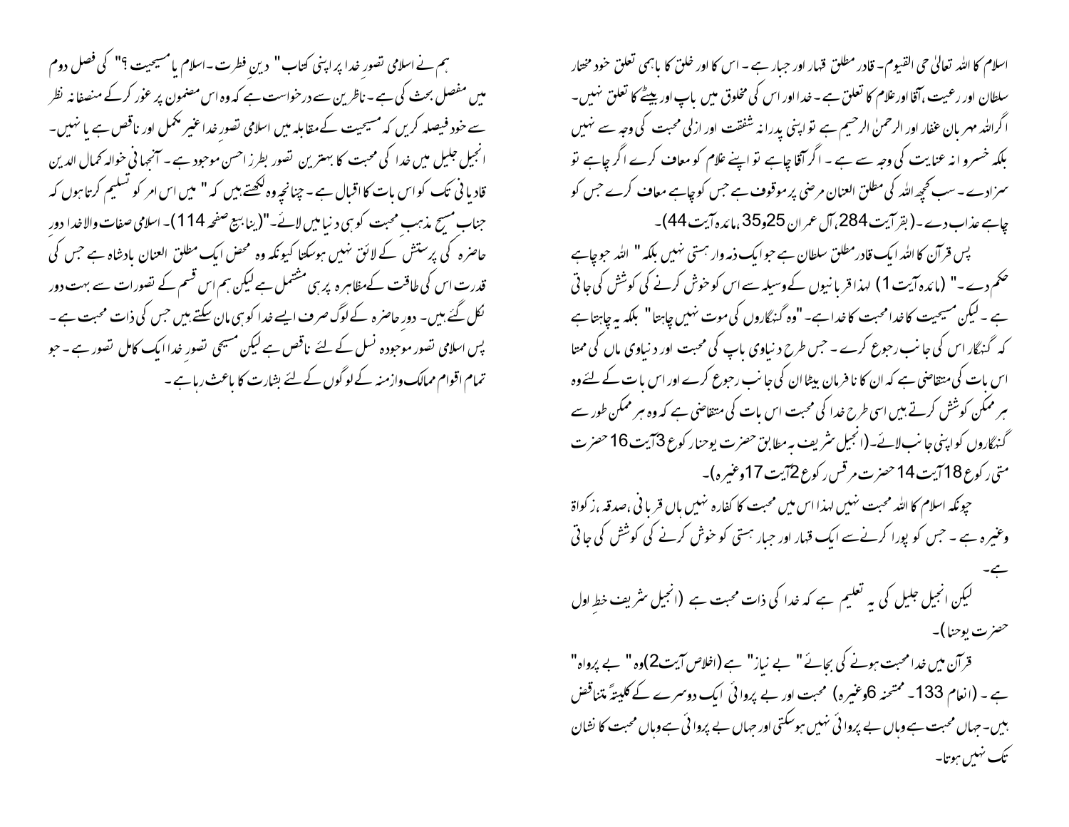اسلام کا اللہ تعالیٰ حی القیوم۔ قادر مطلق قہار اور جبار ہے۔ اس کا اور خلق کا باہمی تعلق خود مختار سلطان اور رعیت، آقا اور غلام کا تعلق ہے۔ خدا اور اس کی مخلوق میں باپ اور بیٹے کا تعلق نہیں۔ اگر اللہ مہربان غفار اور الرحمٰن الرحیم ہے تو اپنی پدرانہ شفقت اور ازلی محبت کی وجہ سے نہیں بلکہ خسروانہ عنایت کی وجہ سے ہے۔ اگر آقا چاہے تو اپنے غلام کو معاف کرے اگر چاہے تو سزادے۔ سب کچھ اللہ کی مطلق العنان مرضی پر موقوف ہے جس کو چاہے معاف کرے جس کو چاہے عذاب دے۔ (بقر آیت 284، آل عمران 25و35، مائدہ آیت 44)۔

پس قرآن کا اللہ ایک قادر مطلق سلطان ہے جو ایک ذمہ وار ہستی نہیں بلکہ " اللہ جو چاہے حکم دے۔" (مائدہ آیت 1) لہذا قربانیوں کے وسیلہ سے اس کو خوش کرنے کی کوشش کی جاتی ہے۔ لیکن مسیحیت کا خدا محبت کا خدا ہے۔ "وہ گنہگاروں کی موت نہیں چاہتا" بلکہ یہ چاہتا ہے کہ گنہگار اس کی جانب رجوع کرے۔ جس طرح دنیاوی باپ کی محبت اور دنیاوی ماں کی ممتا اس بات کی متقاضی ہے کہ ان کا نافرمان بیٹا ان کی جانب رجوع کرے اور اس بات کے لئے وہ ہر ممکن کوشش کرتے ہیں اسی طرح خدا کی محبت اس بات کی متقاضی ہے کہ وہ ہر ممکن طور سے گنہگاروں کو اپنی جانب لائے۔ (انجیل شریف بہ مطابق حضرت یوحنا رکوع 3 آیت 16 حضرت متی رکوع 18 آیت 14 حضرت مرقس رکوع 2 آیت 17 وغیرہ)۔

چونکہ اسلام کا اللہ محبت نہیں لہذا اس میں محبت کا کفارہ نہیں ہاں قربانی، صدقہ، زکواۃ وغیرہ ہے۔ جس کو پورا کرنے سے ایک قہار اور جبار ہستی کو خوش کرنے کی کوشش کی جاتی ہے۔

لیکن انجیل جلیل کی یہ تعلیم ہے کہ خدا کی ذات محبت ہے (انجیل شریف خطِ اول حضرت یوحنا)۔

قرآن میں خدا محبت ہونے کی بجائے " بے نیاز" ہے (اخلاص آیت 2) وہ " بے پرواہ" ہے۔ (انعام 133۔ ممتحنہ 6 وغیرہ) محبت اور بے پروائی ایک دوسرے کے کلیتہً متناقض ہیں۔ جہاں محبت ہے وہاں بے پروائی نہیں ہوسکتی اور جہاں بے پروائی ہے وہاں محبت کا نشان تک نہیں ہوتا۔

ہم نے اسلامی تصورِ خدا پر اپنی کتاب " دینِ فطرت۔ اسلام یا مسیحیت ؟" کی فصل دوم میں مفصل بحث کی ہے۔ ناظرین سے درخواست ہے کہ وہ اس مضمون پر غور کرکے منصفانہ نظر سے خود فیصلہ کریں کہ مسیحیت کے مقابلہ میں اسلامی تصورِ خدا غیر مکمل اور ناقص ہے یا نہیں۔ انجیل جلیل میں خدا کی محبت کا بہترین تصور بطرز احسن موجود ہے۔ آنجہانی خواجہ کمال الدین قادیانی تک کو اس بات کا اقبال ہے۔ چنانچہ وہ لکھتے ہیں کہ " میں اس امر کو تسلیم کرتا ہوں کہ جناب مسیح مذہبِ محبت کو ہی دنیا میں لائے۔"(ینابیع صفحہ 114)۔ اسلامی صفات والاخدا دورِ حاضرہ کی پرستش کے لائق نہیں ہوسکتا کیونکہ وہ محض ایک مطلق العنان بادشاہ ہے جس کی قدرت اس کی طاقت کےمظاہرہ پر ہی مشتمل ہے لیکن ہم اس قسم کے تصورات سے بہت دور نکل گئے ہیں۔ دورِ حاضرہ کے لوگ صرف ایسے خدا کو ہی مان سکتے ہیں جس کی ذات محبت ہے۔ پس اسلامی تصور موجودہ نسل کے لئے ناقص ہے لیکن مسیحی تصورِ خدا ایک کامل تصور ہے۔ جو تمام اقوام ممالک وازمنہ کے لوگوں کے لئے بشارت کا باعث رہا ہے۔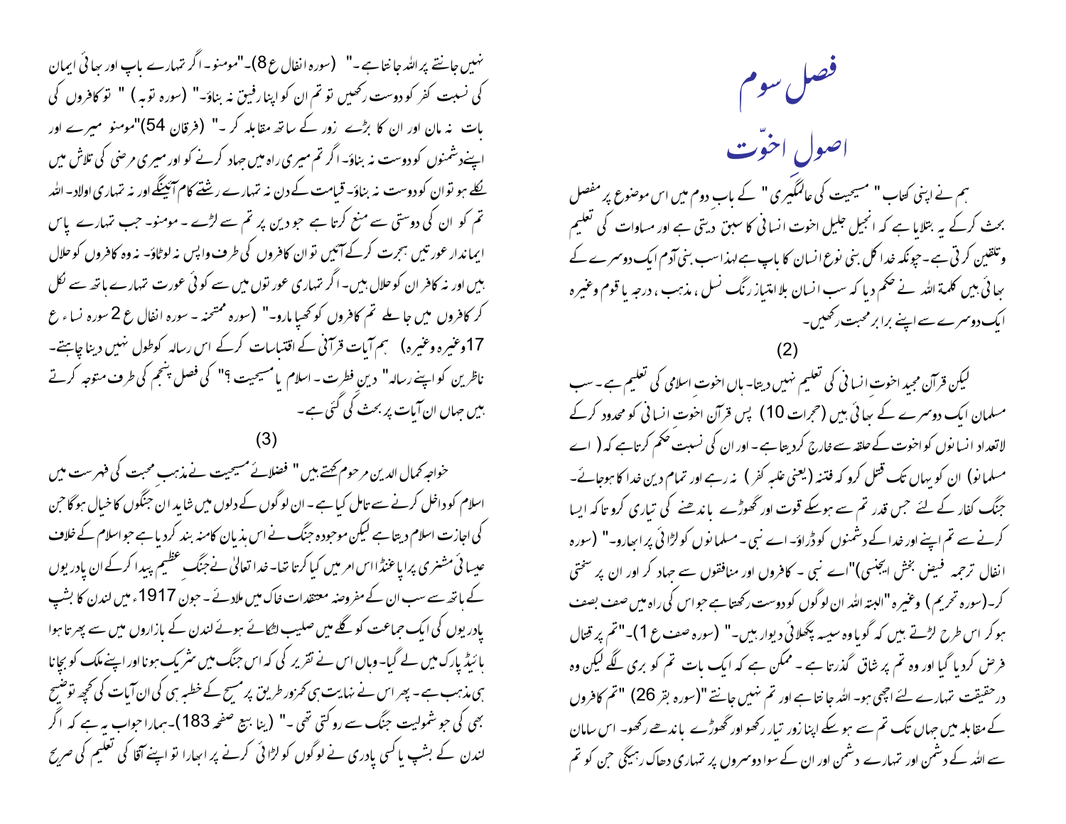# فصل سوم

## اصولِ اخوّت

ہم نے اپنی کتاب " مسیحیت کی عالمگیری " کے باب دوم میں اس موضوع پر مفصل بحث کرکے یہ بتلایا ہے کہ انجیل جلیل اخوت انسانی کا سبق دیتی ہے اور مساوات کی تعلیم وتلقین کرتی ہے۔ چونکہ خدا کل بنی نوع انسان کا باپ ہے لہذا سب بنی آدم ایک دوسرے کے بھائی ہیں کلمۃ اللہ نے حکم دیا کہ سب انسان بلا امتیاز رنگ نسل ، مذہب ، درجہ یا قوم وغیرہ ایک دوسرے سے اپنے برابر محبت رکھیں۔

(2)

لیکن قرآن مجید اخوت انسانی کی تعلیم نہیں دیتا۔ ہاں اخوت اسلامی کی تعلیم ہے۔ سب مسلمان ایک دوسرے کے بھائی ہیں (حجرات 10) پس قرآن اخوت انسانی کو محدود کرکے لاتعداد انسانوں کو اخوت کے حلقہ سے خارج کردیتا ہے۔ اور ان کی نسبت حکم کرتاہے کہ ( اے مسلمانو) ان کو یہاں تک قتل کرو کہ فتنہ (یعنی غلبہ کفر) نہ رہے اور تمام دین خدا کا ہوجائے۔ جنگ کفار کے لئے جس قدر تم سے ہوسکے قوت اور گھوڑے باندھنے کی تیاری کرو تاکہ ایسا کرنے سے تم اپنے اور خدا کے دشمنوں کو ڈراؤ۔ اے نبی۔ مسلمانوں کو لڑائی پر ابھارو۔" (سورہ انفال ترجمہ فیض بخش ایجنسی)"اے نبی ۔ کافروں اور منافقوں سے جہاد کر اور ان پر سختی کر۔(سورہ تحریم ) وغیرہ "البتہ اللہ ان لوگوں کو دوست رکھتاہے جو اس کی راہ میں صف بصف ہوکر اس طرح لڑتے ہیں کہ گویا وہ سیسہ پگھلائی دیوار ہیں۔" (سورہ صف ع 1)۔"تم پر قتال فرض کردیا گیا اور وہ تم پر شاق گذرتا ہے ۔ ممکن ہے کہ ایک بات تم کو بری لگے لیکن وہ درحقیقت تمہارے لئے اچھی ہو۔ اللہ جانتا ہے اور تم نہیں جانتے "(سورہ بقر 26) "تم کافروں کے مقابلہ میں جہاں تک تم سے ہو سکے اپنا زور تیار رکھو اور گھوڑے باندھے رکھو۔ اس سامان سے اللہ کے دشمن اور تمہارے دشمن اور ان کے سوا دوسروں پر تمہاری دھاک رہیگی جن کو تم نہیں جانتے پر اللہ جانتا ہے۔" (سورہ انفال ع 8)۔"مومنو۔ اگر تمہارے باپ اور بھائی ایمان کی نسبت کفر کو دوست رکھیں تو تم ان کو اپنا رفیق نہ بناؤ۔" (سورہ توبہ) " تو کافروں کی بات نہ مان اور ان کا بڑے زور کے ساتھ مقابلہ کر ۔" (فرقان 54)"مومنو میرے اور اپنے دشمنوں کو دوست نہ بناؤ۔ اگر تم میری راہ میں جہاد کرنے کو اور میری مرضی کی تلاش میں نکلے ہو توان کو دوست نہ بناؤ۔ قیامت کے دن نہ تمہارے رشتے کام آئینگے اور نہ تمہاری اولاد۔ اللہ تم کو ان کی دوستی سے منع کرتا ہے جو دین پر تم سے لڑے ۔ مومنو۔ جب تمہارے پاس ایماندار عورتیں ہجرت کرکے آئیں تو ان کافروں کی طرف واپس نہ لوٹاؤ۔ نہ وہ کافروں کو حلال ہیں اور نہ کافر ان کو حلال ہیں۔ اگر تمہاری عورتوں میں سے کوئی عورت تمہارے ہاتھ سے نکل کر کافروں میں جا ملے تم کافروں کو کھپا مارو۔" (سورہ ممتحنہ ۔ سورہ انفال ع 2 سورہ نساء ع 17وغیرہ وغیرہ) ہم آیات قرآنی کے اقتباسات کرکے اس رسالہ کوطول نہیں دینا چاہتے۔ ناظرین کو اپنے رسالہ" دین فطرت ۔ اسلام یا مسیحیت ؟" کی فصل پنجم کی طرف متوجہ کرتے ہیں جہاں ان آیات پر بحث کی گئی ہے۔

(3)

خواجہ کمال الدین مرحوم کہتے ہیں " فضلائے مسیحیت نے مذہبِ محبت کی فہرست میں اسلام کو داخل کرنے سے تامل کیا ہے ۔ ان لوگوں کے دلوں میں شاید ان جنگوں کا خیال ہوگا جن کی اجازت اسلام دیتا ہے لیکن موجودہ جنگ نے اس ہذیان کا منہ بند کردیا ہے جو اسلام کے خلاف عیسائی مشنری پراپاگنڈا اس امر میں کیا کرتا تھا۔ خدا تعالیٰ نے جنگِ عظیم پیدا کرکے ان پادریوں کے ہاتھ سے سب ان کے مفروضہ معتقدات خاک میں ملادئے ۔ جون 1917ء میں لندن کا بشپ پادریوں کی ایک جماعت کو گلے میں صلیب لٹکائے ہوئے لندن کے بازاروں میں سے پھرتا ہوا ہائیڈ پارک میں لے گیا۔ وہاں اس نے تقریر کی کہ اس جنگ میں شریک ہونا اور اپنے ملک کو بچانا ہی مذہب ہے ۔ پھر اس نے نہایت ہی کمزور طریق پر مسیح کے خطبہ ہی کی ان آیات کی کچھ توضیح بھی کی جو شمولیت جنگ سے روکتی تھی ۔" (ینا بیع صفحہ 183)۔ہمارا جواب یہ ہے کہ اگر لندن کے بشپ یا کسی پادری نے لوگوں کو لڑائی کرنے پر ابھارا تو اپنے آقا کی تعلیم کی صریح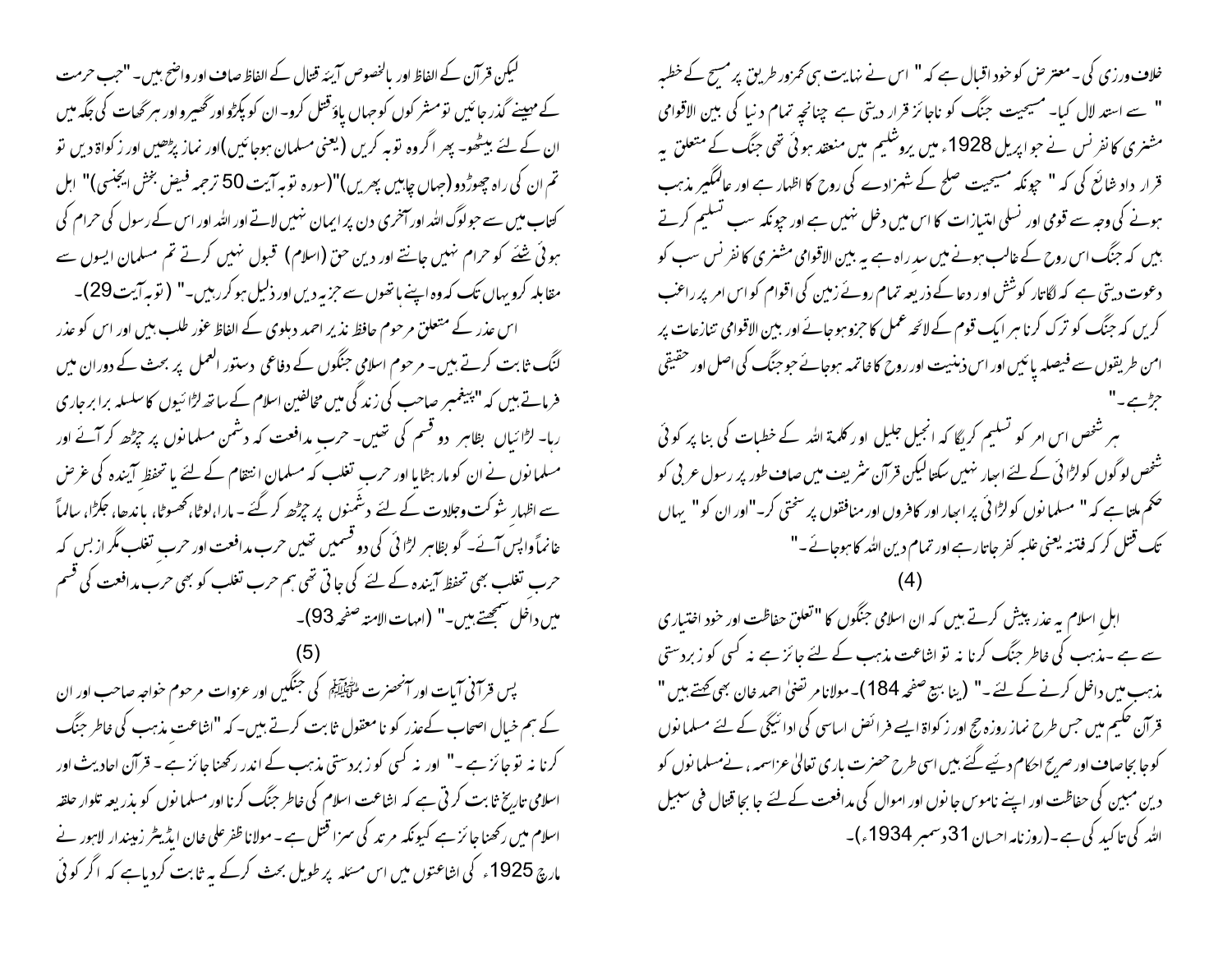خلاف ورزی کی۔ معترض کو خود اقبال ہے کہ " اس نے نہایت ہی کمزور طریق پر مسیح کے خطبہ " سے استدلال کیا۔ مسیحیت جنگ کو ناجائز قرار دیتی ہے چنانچہ تمام دنیا کی بین الاقوامی مشنری کانفرنس نے جو اپریل 1928ء میں یروشلیم میں منعقد ہوئی تھی جنگ کے متعلق یہ قرار داد شائع کی کہ " چونکہ مسیحیت صلح کے شہزادے کی روح کا اظہار ہے اور عالمگیر مذہب ہونے کی وجہ سے قومی اور نسلی امتیازات کا اس میں دخل نہیں ہے اور چونکہ سب تسلیم کرتے ہیں کہ جنگ اس روح کے غالب ہونے میں سدِ راہ ہے یہ بین الاقوامی مشنری کانفرنس سب کو دعوت دیتی ہے کہ لگاتار کوشش اور دعا کے ذریعہ تمام روئے زمین کی اقوام کو اس امر پر راغب کریں کہ جنگ کو ترک کرنا ہر ایک قوم کے لائحہ عمل کا جزو ہوجائے اور بین الاقوامی تنازعات پر امن طریقوں سے فیصلہ پائیں اور اس ذہنیت اور روح کا خاتمہ ہوجائے جو جنگ کی اصل اور حقیقی جڑ ہے۔"

ہر شخص اس امر کو تسلیم کریگا کہ انجیل جلیل اور کلمۃ اللہ کے خطبات کی بنا پر کوئی شخص لوگوں کو لڑائی کے لئے ابھار نہیں سکتا لیکن قرآن شریف میں صاف طور پر رسول عربی کو حکم ملتا ہے کہ " مسلمانوں کو لڑائی پر ابھار اور کافروں اور منافقوں پر سختی کر۔"اور ان کو" یہاں تک قتل کر کہ فتنہ یعنی غلبہ کفر جاتا رہے اور تمام دین اللہ کا ہوجائے۔"

(4)

اہلِ اسلام یہ عذر پیش کرتے ہیں کہ ان اسلامی جنگوں کا "تعلق حفاظت اور خود اختیاری سے ہے ۔مذہب کی خاطر جنگ کرنا نہ تو اشاعت مذہب کے لئے جائز ہے نہ کسی کو زبردستی مذہب میں داخل کرنے کے لئے ۔" (ینابیع صفحہ 184)۔ مولانا مرتضیٰ احمد خان بھی کہتے ہیں " قرآن حکیم میں جس طرح نماز روزہ حج اور زکواۃ ایسے فرائض اساسی کی ادائیگی کے لئے مسلمانوں کو جا بجا صاف اور صریح احکام دیئے گئے ہیں اسی طرح حضرت باری تعالیٰ عزاسمہ ، نے مسلمانوں کو دین مبین کی حفاظت اور اپنے ناموس جانوں اور اموال کی مدافعت کے لئے جا بجا قتال فی سبیل اللہ کی تاکید کی ہے ۔(روزنامہ احسان 31دسمبر 1934ء)۔

لیکن قرآن کے الفاظ اور بالخصوص آیۂ قتال کے الفاظ صاف اور واضح ہیں۔"جب حرمت کے مہینے گذر جائیں تو مشرکوں کو جہاں پاؤ قتل کرو۔ ان کو پکڑو اور گھیرو اور ہر گھات کی جگہ میں ان کے لئے بیٹھو۔ پھر اگر وہ گروہ توبہ کریں (یعنی مسلمان ہوجائیں) اور نماز پڑھیں اور زکواۃ دیں تو تم ان کی راہ چھوڑدو (جہاں چاہیں پھریں)"(سورہ توبہ آیت 50 ترجمہ فیض بخش ایجنسی)" اہل کتاب میں سے جو لوگ اللہ اور آخری دن پر ایمان نہیں لاتے اور اللہ اور اس کے رسول کی حرام کی ہوئی شئے کو حرام نہیں جانتے اور دین حق (اسلام) قبول نہیں کرتے تم مسلمان ایسوں سے مقابلہ کرو یہاں تک کہ وہ اپنے ہاتھوں سے جزیہ دیں اور ذلیل ہوکر رہیں۔" (توبہ آیت 29)۔

اس عذر کے متعلق مرحوم حافظ نذیر احمد دہلوی کے الفاظ غور طلب ہیں اور اس کو عذر لنگ ثابت کرتے ہیں۔ مرحوم اسلامی جنگوں کے دفاعی دستور العمل پر بحث کے دوران میں فرماتے ہیں کہ "پیغمبر صاحب کی زندگی میں مخالفین اسلام کے ساتھ لڑائیوں کا سلسلہ برابر جاری رہا۔ لڑائیاں بظاہر دو قسم کی تھیں۔ حربِ مدافعت کہ دشمن مسلمانوں پر چڑھ کر آئے اور مسلمانوں نے ان کو مار ہٹایا اور حربِ تغلب کہ مسلمان انتقام کے لئے یا تحفظِ آیندہ کی غرض سے اظہارِ شوکت وجلادت کے لئے دشمنوں پر چڑھ کر گئے ۔ مارا، لوٹا، کھسوٹا، باندھا، جکڑا، سالماً غانماً واپس آئے۔ گو بظاہر لڑائی کی دو قسمیں تھیں حربِ مدافعت اور حربِ تغلب مگر ازبس کہ حربِ تغلب بھی تحفظ آیندہ کے لئے کی جاتی تھی ہم حرب تغلب کو بھی حربِ مدافعت کی قسم میں داخل سمجھتے ہیں۔" (امہات الامتہ صفحہ 93)۔

(5)

پس قرآنی آیات اور آنحضرت ﷺ کی جنگیں اور غزوات مرحوم خواجہ صاحب اور ان کے ہم خیال اصحاب کے عذر کو نا معقول ثابت کرتے ہیں۔ کہ "اشاعت مذہب کی خاطر جنگ کرنا نہ تو جائز ہے ۔" اور نہ کسی کو زبردستی مذہب کے اندر رکھنا جائز ہے ۔ قرآن احادیث اور اسلامی تاریخ ثابت کرتی ہے کہ اشاعت اسلام کی خاطر جنگ کرنا اور مسلمانوں کو بذریعہ تلوار حلقہ اسلام میں رکھنا جائز ہے کیونکہ مرتد کی سزا قتل ہے ۔ مولانا ظفر علی خان ایڈیٹر زمیندار لاہور نے مارچ 1925ء کی اشاعتوں میں اس مسئلہ پر طویل بحث کرکے یہ ثابت کردیاہے کہ اگر کوئی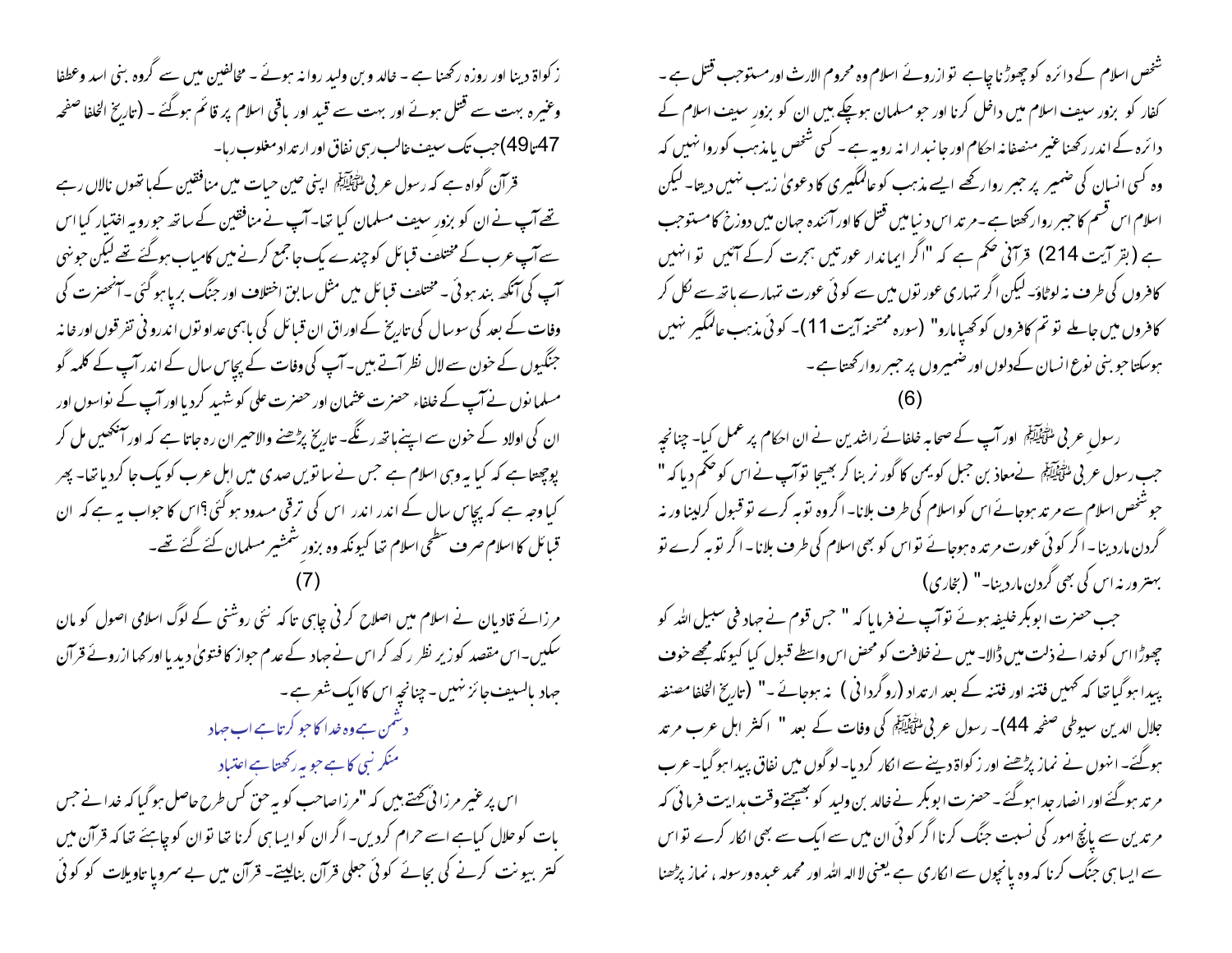شخص اسلام کے دائرہ کو چھوڑنا چاہے تو ازروئے اسلام وہ محروم الارث اور مستوجب قتل ہے۔ کفار کو بزور سیف اسلام میں داخل کرنا اور جو مسلمان ہوچکے ہیں ان کو بزورِ سیف اسلام کے دائرہ کے اندر رکھنا غیر منصفانہ احکام اور جانبدارانہ رویہ ہے۔ کسی شخص یا مذہب کو روا نہیں کہ وہ کسی انسان کی ضمیر پر جبر روا رکھے ایسے مذہب کو عالمگیری کا دعویٰ زیب نہیں دیتا۔ لیکن اسلام اس قسم کا جبر روا رکھتا ہے۔ مرتد اس دنیا میں قتل کا اور آئندہ جہان میں دوزخ کا مستوجب ہے (بقر آیت 214) قرآنی حکم ہے کہ "اگر ایماندار عورتیں ہجرت کرکے آئیں تو انہیں کافروں کی طرف نہ لوٹاؤ۔ لیکن اگر تمہاری عورتوں میں سے کوئی عورت تمہارے ہاتھ سے نکل کر کافروں میں جاملے تو تم کافروں کو کھپا مارو" (سورہ ممتحنہ آیت 11)۔ کوئی مذہب عالمگیر نہیں ہوسکتا جو بنی نوع انسان کے دلوں اور ضمیروں پر جبر روا رکھتا ہے۔

(6)

رسولِ عربی ﷺ اور آپ کے صحابہ خلفائے راشدین نے ان احکام پر عمل کیا۔ چنانچہ جب رسول عربی ﷺ نے معاذ بن جبل کو یمن کا گورنر بنا کر بھیجا تو آپ نے اس کو حکم دیا کہ "جو شخص اسلام سے مرتد ہوجائے اس کو اسلام کی طرف بلانا۔ اگر وہ توبہ کرے تو قبول کرلینا ورنہ گردن ماردینا۔ اگر کوئی عورت مرتدہ ہوجائے تو اس کو بھی اسلام کی طرف بلانا۔ اگر توبہ کرے تو بہتر ورنہ اس کی بھی گردن ماردینا۔" (بخاری)

جب حضرت ابوبکر خلیفہ ہوئے تو آپ نے فرمایا کہ " جس قوم نے جہاد فی سبیل اللہ کو چھوڑا اس کو خدا نے ذلت میں ڈالا۔ میں نے خلافت کو محض اس واسطے قبول کیا کیونکہ مجھے خوف پیدا ہوگیا تھا کہ کہیں فتنہ اور فتنہ کے بعد ارتداد (روگردانی) نہ ہوجائے۔" (تاریخ الخلفا مصنفہ جلال الدین سیوطی صفحہ 44)۔ رسول عربی ﷺ کی وفات کے بعد " اکثر اہل عرب مرتد ہوگئے۔ انہوں نے نماز پڑھنے اور زکواۃ دینے سے انکار کردیا۔ لوگوں میں نفاق پیدا ہوگیا۔ عرب مرتد ہوگئے اور انصار جدا ہوگئے۔ حضرت ابوبکر نے خالد بن ولید کو بھیجتے وقت ہدایت فرمائی کہ مرتدین سے پانچ امور کی نسبت جنگ کرنا اگر کوئی ان میں سے ایک سے بھی انکار کرے تو اس سے ایسا ہی جنگ کرنا کہ وہ پانچوں سے انکاری ہے یعنی لا الہ اللہ اور محمد عبدہ ورسولہ، نماز پڑھنا زکواۃ دینا اور روزہ رکھنا ہے۔ خالد وبن ولید روانہ ہوئے۔ مخالفین میں سے گروہ بنی اسد وعطفا وغیرہ بہت سے قتل ہوئے اور بہت سے قید اور باقی اسلام پر قائم ہوگئے۔ (تاریخ الخلفا صفحہ 47تا49)جب تک سیف غالب رہی نفاق اور ارتداد مغلوب رہا۔

قرآن گواہ ہے کہ رسول عربی ﷺ اپنی حین حیات میں منافقین کے ہاتھوں نالاں رہے تھے آپ نے ان کو بزورِ سیف مسلمان کیا تھا۔ آپ نے منافقین کے ساتھ جو رویہ اختیار کیا اس سے آپ عرب کے مختلف قبائل کو چندے یک جاجمع کرنے میں کامیاب ہوگئے تھے لیکن جونہی آپ کی آنکھ بند ہوئی۔ مختلف قبائل میں مثل سابق اختلاف اور جنگ برپا ہوگئی۔ آنحضرت کی وفات کے بعد کی سو سال کی تاریخ کے اوراق ان قبائل کی باہمی عداوتوں اندرونی تفرقوں اور خانہ جنگیوں کے خون سے لال نظر آتے ہیں۔ آپ کی وفات کے پچاس سال کے اندر آپ کے کلمہ گو مسلمانوں نے آپ کے خلفاء حضرت عثمان اور حضرت علی کو شہید کردیا اور آپ کے نواسوں اور ان کی اولاد کے خون سے اپنے ہاتھ رنگے۔ تاریخ پڑھنے والاحیران رہ جاتا ہے کہ اور آنکھیں مل کر پوچھتا ہے کہ کیا یہ وہی اسلام ہے جس نے ساتویں صدی میں اہل عرب کو یک جا کردیا تھا۔ پھر کیا وجہ ہے کہ پچاس سال کے اندر اندر اس کی ترقی مسدود ہوگئی؟اس کا جواب یہ ہے کہ ان قبائل کا اسلام صرف سطحی اسلام تھا کیونکہ وہ بزورِ شمشیر مسلمان کئے گئے تھے۔

(7)

مرزائے قادیان نے اسلام میں اصلاح کرنی چاہی تاکہ نئی روشنی کے لوگ اسلامی اصول کو مان سکیں۔ اس مقصد کو زیر نظر رکھ کر اس نے جہاد کے عدم جواز کا فتویٰ دیدیا اور کہا ازروئے قرآن جہاد بالسیف جائز نہیں۔ چنانچہ اس کا ایک شعر ہے۔

دشمن ہے وہ خدا کا جو کرتا ہے اب جہاد

منکر نبی کا ہے جو یہ رکھتا ہے اعتیاد

اس پر غیر مرزائی کہتے ہیں کہ "مرزا صاحب کو یہ حق کس طرح حاصل ہوگیا کہ خدا نے جس بات کو حلال کیا ہے اسے حرام کردیں۔ اگر ان کو ایسا ہی کرنا تھا تو ان کو چاہیئے تھا کہ قرآن میں کتر بیونت کرنے کی بجائے کوئی جعلی قرآن بنالیتے۔ قرآن میں بے سروپا تاویلات کو کوئی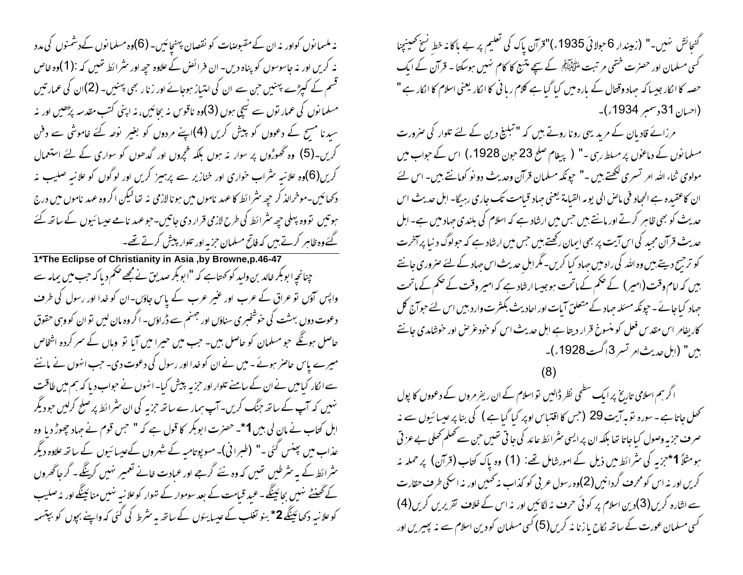گنجائش نہیں۔" (زمیندار 6 جولائی 1935ء)"قرآن پاک کی تعلیم پر بے باکانہ خطِ نسخ کھینچنا کسی مسلمان اور حضرت ختمی مرتبت ﷺ کے سچے متبع کا کام نہیں ہوسکتا ۔ قرآن کے ایک حصہ کا انکار جیسا کہ جہاد وقتال کے بارہ میں کیا گیا ہے کلام ربانی کا انکار یعنی اسلام کا انکار ہے" (احسان 31دسمبر 1934ء)۔

مرزائے قادیان کے مرید یہی رونا روتے ہیں کہ "تبلیغ دین کے لئے تلوار کی ضرورت مسلمانوں کے دماغوں پر مسلط رہی ۔" ( پیغام صلح 23جون 1928ء) اس کے جواب میں مولوی ثناء اللہ امرتسری لکھتے ہیں ۔" چونکہ مسلمان قرآن وحدیث دونوکو مانتے ہیں۔ اس لئے ان کا عقیدہ ہے الجہاد فی ماض الی یوم القیامۃ یعنی جہاد قیامت تک جاری رہیگا۔ اہل حدیث اس حدیث کو بھی ظاہر کرتے اور مانتے ہیں جس میں ارشاد ہے کہ اسلام کی بلندی جہاد میں ہے۔ اہل حدیث قرآن مجید کی اس آیت پر بھی ایمان رکھتے ہیں جس میں ارشاد ہے کہ جو لوگ دنیا پر آخرت کو ترجیح دیتے ہیں وہ اللہ کی راہ میں جہاد کیا کریں۔ مگر اہلِ حدیث اس جہاد کے لئے ضروری جانتے ہیں کہ امام وقت(امیر) کے حکم کے ماتحت ہو جیسا ارشاد ہے کہ امیر وقت کے حکم کے ماتحت جہاد کیا جائے ۔ چونکہ مسئلہ جہاد کے متعلق آیات اور احادیث بکثرت وارد ہیں اس لئے جو آج کل کا ریفامر اس مقدس فعل کو منسوخ قرار دیتا ہے اہل حدیث اس کو خودغرض اور خوشامدی جانتے ہیں" (اہل حدیث امرتسر 3اگست 1928ء)۔

(8)

اگر ہم اسلامی تاریخ پر ایک سطحی نظر ڈالیں تو اسلام کے ان ریفرمروں کے دعووں کا پول کھل جاتا ہے ۔ سورہ توبہ آیت 29 (جس کا اقتباس اوپر کیا گیا ہے) کی بنا پر عیسائیوں سے نہ صرف جزیہ وصول کیا جاتا تھا بلکہ ان پر ایسی شرائط عائد کی جاتی تھیں جن سے کھلم کھلی بے عزتی ہو مثلاً 1*جزیہ کی شرائط میں ذیل کے امورشامل تھے: (1) وہ پاک کتاب (قرآن) پر حملہ نہ کریں اور نہ اس کو محرف گردانیں(2)وہ رسول عربی کو کذاب نہ کہیں اور نہ اسکی طرف حقارت سے اشارہ کریں(3)دین اسلام پر کوئی حرف نہ لگائیں اور نہ اس کے خلاف تقریریں کریں(4) کسی مسلمان عورت کے ساتھ نکاح یا زنا نہ کریں(5) کسی مسلمان کو دین اسلام سے نہ پھیریں اور نہ مسلمانوں کو اور نہ ان کے مقبوضات کو نقصان پہنچائیں۔ (6)وہ مسلمانوں کے دشمنوں کی مدد نہ کریں اور نہ جاسوسوں کو پناہ دیں۔ ان فرائض کے علاوہ چھ اور شرائط تھیں کہ :(1)وہ خاص قسم کے کپڑے پہنیں جن سے ان کی امتیاز ہوجائے اور زنار بھی پہنیں۔ (2)ان کی عمارتیں مسلمانوں کی عمارتوں سے نیچی ہوں (3)وہ ناقوس نہ بجائیں، نہ اپنی کتب مقدسہ پڑھیں اور نہ سیدنا مسیح کے دعووں کو پیش کریں (4)اپنے مردوں کو بغیر نوحہ کئے خاموشی سے دفن کریں۔(5) وہ گھوڑوں پر سوار نہ ہوں بلکہ خچروں اور گدھوں کو سواری کے لئے استعمال کریں(6)وہ علانیہ شراب خواری اور خنازیر سے پرہیز کریں اور لوگوں کو علانیہ صلیب نہ دکھائیں۔ موخرالذکر چھ شرائط کا عہد ناموں میں ہونا لازمی نہ تھا لیکن اگر وہ عہد ناموں میں درج ہوتیں تو وہ پہلی چھ شرائط کی طرح لازمی قرار دی جاتیں۔جو عہد نامے عیسائیوں کے ساتھ کئے گئے وہ ظاہر کرتے ہیں کہ فاتح مسلمان جزیہ اور تلوار پیش کرتے تھے۔

---

1*The Eclipse of Christianity in Asia ,by Browne,p.46-47

چنانچہ ابوبکر خالد بن ولید کو کہتا ہے کہ "ابوبکر صدیق نے مجھے حکم دیا کہ جب میں یمامہ سے واپس آؤں تو عراق کے عرب اور غیر عرب کے پاس جاؤں۔ان کو خدا اور رسول کی طرف دعوت دوں بہشت کی خوشخبری سناؤں اور جہنم سے ڈراؤں۔ اگر وہ مان لیں تو ان کو وہی حقوق حاصل ہونگے جو مسلمان کو حاصل ہیں۔ جب میں حیرا میں آیا تو وہاں کے سرکردہ اشخاص میرے پاس حاضر ہوئے ۔ میں نے ان کو خدا اور رسول کی دعوت دی۔ جب انہوں نے ماننے سے انکار کیا میں نے ان کے سامنے تلوار اور جزیہ پیش کیا۔ انہوں نے جواب دیا کہ ہم میں طاقت نہیں کہ آپ کے ساتھ جنگ کریں۔ آپ ہمارے ساتھ جزیہ کی ان شرائط پر صلح کرلیں جو دیگر اہل کتاب نے مان لی ہیں 1*۔ حضرت ابوبکر کا قول ہے کہ " جس قوم نے جہاد چھوڑ دیا وہ عذاب میں پھنس گئی ۔" (طبرانی)۔ مسوپوتامیہ کے شہروں کے عیسائیوں کے ساتھ علاوہ دیگر شرائط کے یہ شرطیں تھیں کہ وہ نئے گرجے اور عبادت خانے تعمیر نہیں کرینگے ۔ گرجا گھروں کے گھنٹے نہیں بجائینگے ۔ عید قیامت کے بعد سوموار کے تہوار کو علانیہ نہیں منائینگے اور نہ صلیب کو علانیہ دکھائینگے 2* بنو تغلب کے عیسایئوں کے ساتھ یہ شرط کی گئی کہ وہ اپنے بچوں کو بپتسمہ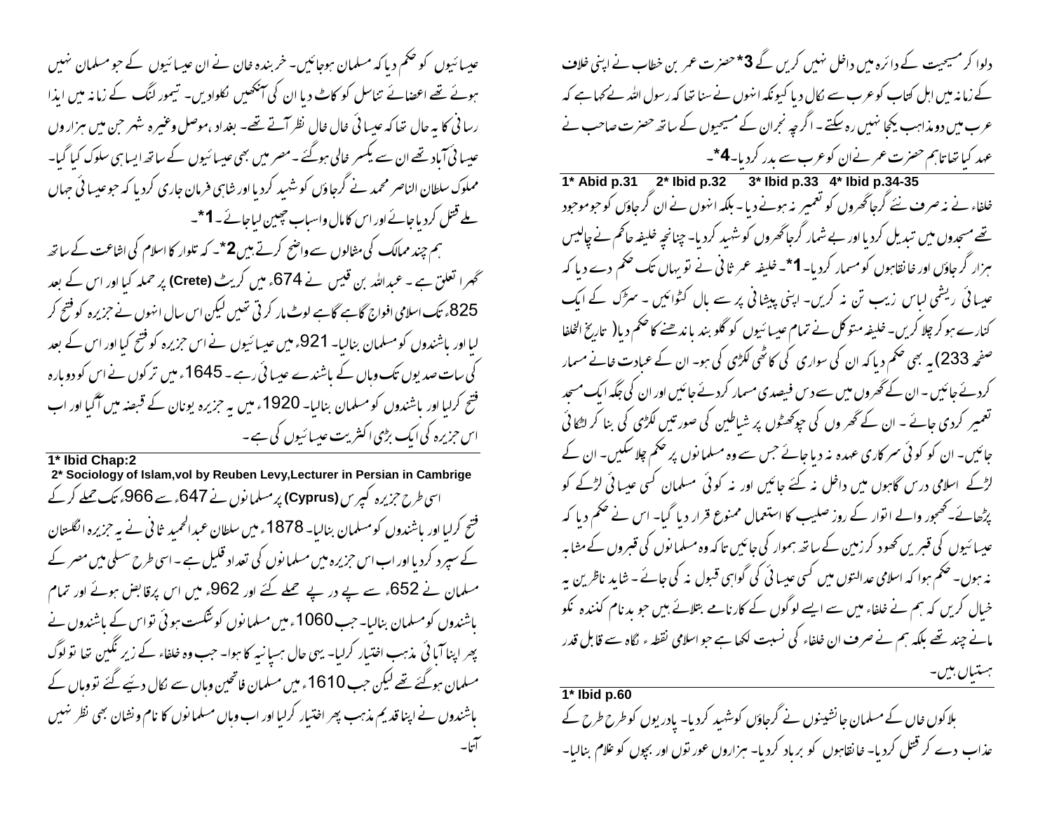دلوا کر مسیحیت کے دائرہ میں داخل نہیں کریں گے 3* حضرت عمر بن خطاب نے اپنی خلافت کے زمانہ میں اہل کتاب کو عرب سے نکال دیا کیونکہ انہوں نے سنا تھا کہ رسول اللہ نے کہا ہے کہ عرب میں دو مذاہب یکجا نہیں رہ سکتے ۔ اگرچہ نجران کے مسیحیوں کے ساتھ حضرت صاحب نے عہد کیا تھا تاہم حضرت عمر نے ان کو عرب سے بدر کر دیا۔ 4*۔

1* Abid p.31 2* Ibid p.32 3* Ibid p.33 4* Ibid p.34-35

خلفاء نے نہ صرف نئے گرجاگھروں کو تعمیر نہ ہونے دیا ۔ بلکہ انہوں نے ان گرجاؤں کو جو موجود تھے مسجدوں میں تبدیل کر دیا اور بے شمار گرجاگھروں کو شہید کر دیا۔ چنانچہ خلیفہ حاکم نے چالیس ہزار گرجاؤں اور خانقاہوں کو مسمار کر دیا۔ 1*۔ خلیفہ عمر ثانی نے تو یہاں تک حکم دے دیا کہ عیسائی ریشمی لباس زیب تن نہ کریں۔ اپنی پیشانی پر سے بال کٹوائیں ۔ سڑک کے ایک کنارے ہو کر چلا کریں۔ خلیفہ متوکل نے تمام عیسائیوں کو گلو بند باندھنے کا حکم دیا( تاریخ الخلفا صفحہ 233) یہ بھی حکم دیا کہ ان کی سواری کی کاٹھی لکڑی کی ہو۔ ان کے عبادت خانے مسمار کردئے جائیں ۔ ان کے گھروں میں سے دس فیصدی مسمار کردئے جائیں اور ان کی جگہ ایک مسجد تعمیر کردی جائے ۔ ان کے گھروں کی چوکھٹوں پر شیاطین کی صورتیں لکڑی کی بنا کر لٹکائی جائیں۔ ان کو کوئی سرکاری عہدہ نہ دیا جائے جس سے وہ مسلمانوں پر حکم چلا سکیں۔ ان کے لڑکے اسلامی درس گاہوں میں داخل نہ کئے جائیں اور نہ کوئی مسلمان کسی عیسائی لڑکے کو پڑھائے۔ کھجور والے اتوار کے روز صلیب کا استعمال ممنوع قرار دیا گیا۔ اس نے حکم دیا کہ عیسائیوں کی قبریں کھود کر زمین کے ساتھ ہموار کی جائیں تاکہ وہ مسلمانوں کی قبروں کے مشابہ نہ ہوں۔ حکم ہوا کہ اسلامی عدالتوں میں کسی عیسائی کی گواہی قبول نہ کی جائے ۔ شاید ناظرین یہ خیال کریں کہ ہم نے خلفاء میں سے ایسے لوگوں کے کارنامے بتلائے ہیں جو بدنام کنندہ نکو نامے چند تھے بلکہ ہم نے صرف ان خلفاء کی نسبت لکھا ہے جو اسلامی نقطہ نگاہ سے قابل قدر ہستیاں ہیں۔

1* Ibid p.60

ہلاکوں خاں کے مسلمان جانشینوں نے گرجاؤں کو شہید کر دیا۔ پادریوں کو طرح طرح کے عذاب دے کر قتل کر دیا۔ خانقاہوں کو برباد کر دیا۔ ہزاروں عورتوں اور بچوں کو غلام بنالیا۔

عیسائیوں کو حکم دیا کہ مسلمان ہوجائیں۔ خربندہ خان نے ان عیسائیوں کے جو مسلمان نہیں ہوئے تھے اعضائے تناسل کو کاٹ دیا ان کی آنکھیں نکلوادیں۔ تیمور لنگ کے زمانہ میں ایذا رسانی کا یہ حال تھا کہ عیسائی خال خال نظر آتے تھے۔ بغداد ،موصل وغیرہ شہر جن میں ہزاروں عیسائی آباد تھے ان سے یکسر خالی ہوگئے ۔ مصر میں بھی عیسائیوں کے ساتھ ایسا ہی سلوک کیا گیا۔ مملوک سلطان الناصر محمد نے گرجاؤں کو شہید کر دیا اور شاہی فرمان جاری کر دیا کہ جو عیسائی جہاں ملے قتل کر دیا جائے اور اس کا مال واسباب چھین لیا جائے ۔ 1*۔

ہم چند ممالک کی مثالوں سے واضح کرتے ہیں 2*۔ کہ تلوار کا اسلام کی اشاعت کے ساتھ گہرا تعلق ہے ۔ عبداللہ بن قیس نے 674ء میں کریٹ (Crete) پر حملہ کیا اور اس کے بعد 825ء تک اسلامی افواج گاہے گاہے لوٹ مار کرتی تھیں لیکن اس سال انہوں نے جزیرہ کو فتح کر لیا اور باشندوں کو مسلمان بنالیا۔ 921ء میں عیسائیوں نے اس جزیرہ کو فتح کیا اور اس کے بعد کی سات صدیوں تک وہاں کے باشندے عیسائی رہے ۔ 1645ء میں ترکوں نے اس کو دوبارہ فتح کرلیا اور باشندوں کو مسلمان بنالیا۔ 1920ء میں یہ جزیرہ یونان کے قبضہ میں آگیا اور اب اس جزیرہ کی ایک بڑی اکثریت عیسائیوں کی ہے ۔

1* Ibid Chap:2

2* Sociology of Islam,vol by Reuben Levy,Lecturer in Persian in Cambrige

اسی طرح جزیرہ کپرس (Cyprus) پر مسلمانوں نے 647ء سے 966ء تک حملے کر کے فتح کرلیا اور باشندوں کو مسلمان بنالیا۔ 1878ء میں سلطان عبدالحمید ثانی نے یہ جزیرہ انگلستان کے سپرد کر دیا اور اب اس جزیرہ میں مسلمانوں کی تعداد قلیل ہے ۔ اسی طرح سسلی میں مصر کے مسلمان نے 652ء سے پے در پے حملے کئے اور 962ء میں اس پر قابض ہوئے اور تمام باشندوں کو مسلمان بنالیا۔ جب 1060ء میں مسلمانوں کو شکست ہوئی تو اس کے باشندوں نے پھر اپنا آبائی مذہب اختیار کرلیا۔ یہی حال ہسپانیہ کا ہوا۔ جب وہ خلفاء کے زیر نگین تھا تو لوگ مسلمان ہوگئے تھے لیکن جب 1610ء میں مسلمان فاتحین وہاں سے نکال دیئے گئے تو وہاں کے باشندوں نے اپنا قدیم مذہب پھر اختیار کرلیا اور اب وہاں مسلمانوں کا نام ونشان بھی نظر نہیں آتا۔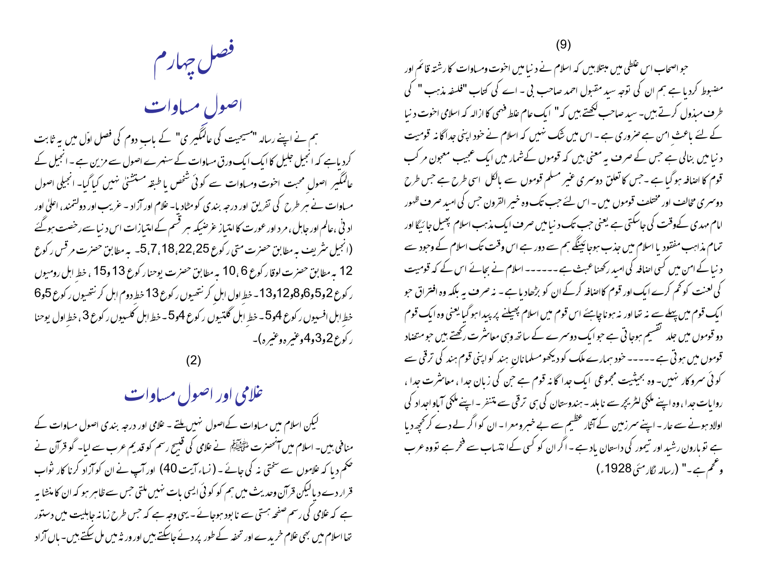(9)

جو اصحاب اس غلطی میں مبتلا ہیں کہ اسلام نے دنیا میں اخوت ومساوات کا رشتہ قائم اور مضبوط کردیا ہے ہم ان کی توجہ سید مقبول احمد صاحب بی۔ اے کی کتاب "فلسفہ مذہب" کی طرف مبذول کرتے ہیں۔ سید صاحب لکھتے ہیں کہ " ایک عام غلط فہمی کا ازالہ کہ اسلامی اخوت دنیا کے لئے باعث امن ہے ضروری ہے۔ اس میں شک نہیں کہ اسلام نے خود اپنی جداگانہ قومیت دنیا میں بنالی ہے جس کے صرف یہ معنی ہیں کہ قوموں کے شمار میں ایک عجیب معجون مرکب قوم کا اضافہ ہوگیا ہے۔ جس کا تعلق دوسری غیر مسلم قوموں سے بالکل اسی طرح ہے جس طرح دوسری مخالف اور مختلف قوموں میں۔ اس لئے جب تک وہ خیر القرون جس کی امید صرف ظہور امام مہدی کے وقت کی جاسکتی ہے یعنی جب تک دنیا میں صرف ایک مذہب اسلام پھیل جائیگا اور تمام مذاہب مفقود یا اسلام میں جذب ہوجائینگے ہم سے دور ہے اس وقت تک اسلام کے وجود سے دنیا کے امن میں کسی اضافہ کی امید رکھنا عبث ہے ------ اسلام نے بجائے اس کے کہ قومیت کی لعنت کو کم کرے ایک اور قوم کا اضافہ کرکے ان کو بڑھادیا ہے۔ نہ صرف یہ بلکہ وہ افتراق جو ایک قوم میں پہلے سے نہ تھا اور نہ ہونا چاہئے اس قوم میں اسلام پھیلنے پر پیدا ہوگیا یعنی وہ ایک قوم دو قوموں میں جلد تقسیم ہوجاتی ہے جو ایک دوسرے کے ساتھ وہی معاشرت رکھتے ہیں جو متضاد قوموں میں ہوتی ہے ----- خود ہمارے ملک کو دیکھو مسلمانان ہند کو اپنی قوم ہند کی ترقی سے کوئی سروکار نہیں۔ وہ بحیثیت مجموعی ایک جداگانہ قوم ہے جن کی زبان جدا، معاشرت جدا، روایات جدا، وہ اپنے ملکی لٹریچر سے نابلد۔ ہندوستان کی ہی ترقی سے متنفر۔ اپنے ملکی آباواجداد کی اولاد ہونے سے عار۔ اپنے سرزمین کے آثار عظیم سے بے خبر ومعرا۔ ان کو اگر لے دے کر کچھ دیا ہے تو ہارون رشید اور تیمور کی داستان یاد ہے۔ اگر ان کو کسی کے انتساب سے فخر ہے تو وہ عرب وعجم ہے۔" (رسالہ نگار مئی 1928ء)

# فصل چہارم

## اصول مساوات

ہم نے اپنے رسالہ "مسیحیت کی عالمگیری" کے باب دوم کی فصل اوّل میں یہ ثابت کردیا ہے کہ انجیل جلیل کا ایک ایک ورق مساوات کے سنہرے اصول سے مزین ہے۔ انجیل کے عالمگیر اصول محبت اخوت ومساوات سے کوئی شخص یا طبقہ مستثنیٰ نہیں کیا گیا۔ انجیلی اصول مساوات نے ہر طرح کی تفریق اور درجہ بندی کو مٹادیا۔ غلام اور آزاد۔ غریب اور دولتمند، اعلیٰ اور ادنیٰ، عالم اور جاہل، مرد اور عورت کا امتیاز غرضیکہ ہر قسم کے امتیازات اس دنیا سے رخصت ہوگئے (انجیل شریف بہ مطابق حضرت متی رکوع 25،22،18،7،5۔ بہ مطابق حضرت مرقس رکوع 12 بہ مطابق حضرت لوقا رکوع 6، 10 بہ مطابق حضرت یوحنا رکوع 13 و15، خط اہل رومیوں رکوع 2و5و6و8و12و13۔ خط اول اہل کرنتھیوں رکوع 13 خط دوم اہل کرنتھیوں رکوع 5و6 خط اہل افسیوں رکوع 4و5۔ خط اہل گلتیوں رکوع 4و5۔ خط اہل کلسیوں رکوع 3، خط اول یوحنا رکوع 2و3و4 وغیرہ وغیرہ)۔

(2)

## غلامی اور اصول مساوات

لیکن اسلام میں مساوات کے اصول نہیں ملتے۔ غلامی اور درجہ بندی اصول مساوات کے منافی ہیں۔ اسلام میں آنحضرت ﷺ نے غلامی کی قبیح رسم کو قدیم عرب سے لیا۔ گو قرآن نے حکم دیا کہ غلاموں سے سختی نہ کی جائے۔ (نساء آیت 40) اور آپ نے ان کو آزاد کرنا کار ثواب قرار دے دیا لیکن قرآن وحدیث میں ہم کو کوئی ایسی بات نہیں ملتی جس سے ظاہر ہو کہ ان کا منشا یہ ہے کہ غلامی کی رسم صفحہ ہستی سے نابود ہوجائے۔ یہی وجہ ہے کہ جس طرح زمانہ جاہلیت میں دستور تھا اسلام میں بھی غلام خریدے اور تحفہ کے طور پر دئے جاسکتے ہیں اور ورثہ میں مل سکتے ہیں۔ ہاں آزاد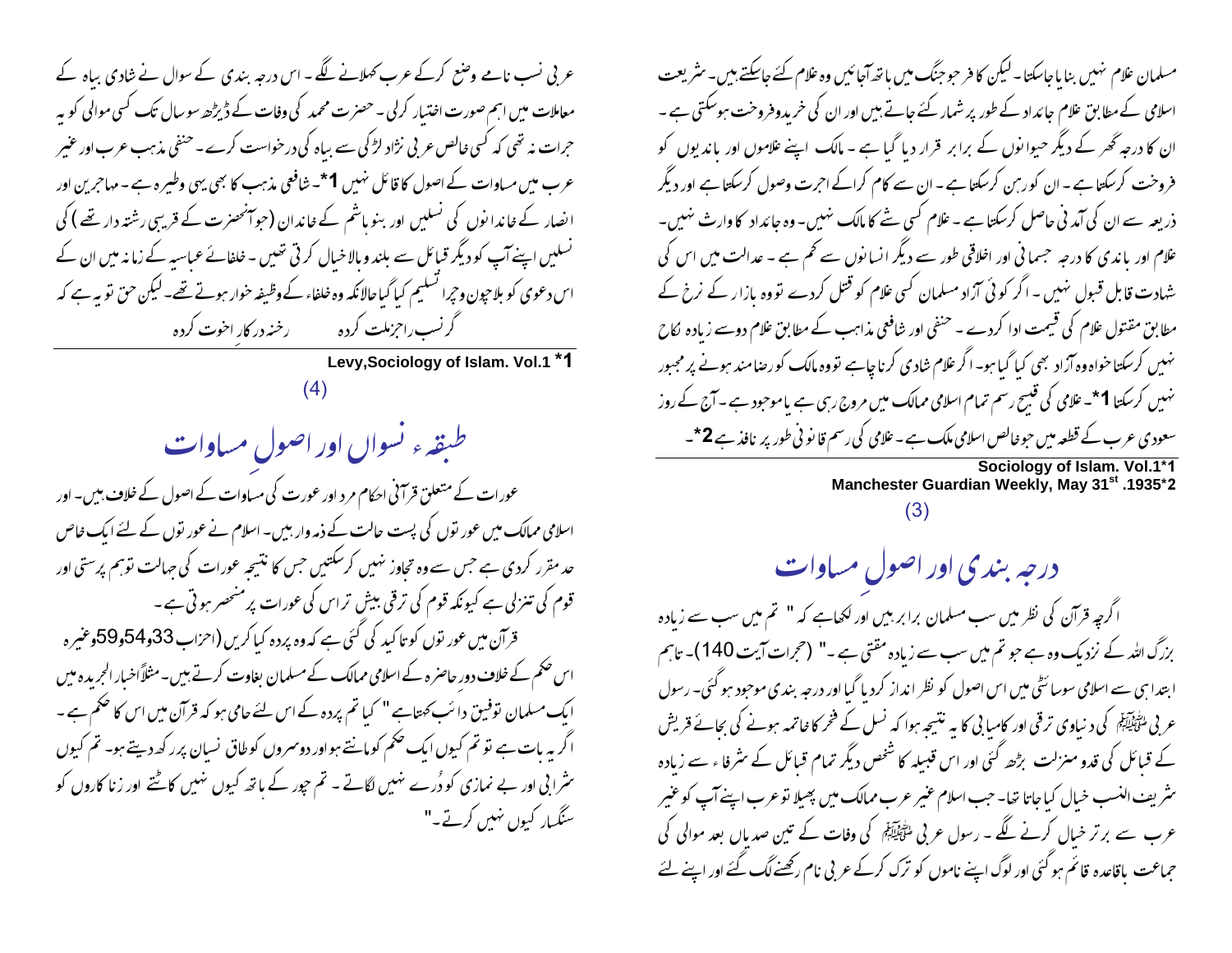مسلمان غلام نہیں بنایا جاسکتا۔ لیکن کافر جو جنگ میں ہاتھ آجائیں وہ غلام کئے جاسکتے ہیں۔ شریعت اسلامی کے مطابق غلام جائداد کے طور پر شمار کئے جاتے ہیں اور ان کی خریدوفروخت ہوسکتی ہے۔ ان کا درجہ گھر کے دیگر حیوانوں کے برابر قرار دیا گیا ہے۔ مالک اپنے غلاموں اور باندیوں کو فروخت کرسکتا ہے۔ ان کو رہن کرسکتا ہے۔ ان سے کام کراکے اجرت وصول کرسکتا ہے اور دیگر ذریعہ سے ان کی آمدنی حاصل کرسکتا ہے۔ غلام کسی شے کا مالک نہیں۔ وہ جائداد کا وارث نہیں۔ غلام اور باندی کا درجہ جسمانی اور اخلاقی طور سے دیگر انسانوں سے کم ہے۔ عدالت میں اس کی شہادت قابل قبول نہیں۔ اگر کوئی آزاد مسلمان کسی غلام کو قتل کردے تو وہ بازار کے نرخ کے مطابق مقتول غلام کی قیمت ادا کردے۔ حنفی اور شافعی مذاہب کے مطابق غلام دو سے زیادہ نکاح نہیں کرسکتا خواہ وہ آزاد بھی کیا گیا ہو۔ اگر غلام شادی کرنا چاہے تو وہ مالک کو رضامند ہونے پر مجبور نہیں کرسکتا 1*۔ غلامی کی قبیح رسم تمام اسلامی ممالک میں مروج رہی ہے یا موجود ہے۔ آج کے روز سعودی عرب کے قطعہ میں جو خالص اسلامی ملک ہے۔ غلامی کی رسم قانونی طور پر نافذ ہے 2*۔

---

Sociology of Islam. Vol.1*1
Manchester Guardian Weekly, May 31st .1935*2

(3)

## درجہ بندی اور اصولِ مساوات

اگرچہ قرآن کی نظر میں سب مسلمان برابر ہیں اور لکھا ہے کہ " تم میں سب سے زیادہ بزرگ اللہ کے نزدیک وہ ہے جو تم میں سب سے زیادہ متقی ہے۔" (حجرات آیت 140)۔ تاہم ابتدا ہی سے اسلامی سوسائٹی میں اس اصول کو نظر انداز کردیا گیا اور درجہ بندی موجود ہوگئی۔ رسول عربی ﷺ کی دنیاوی ترقی اور کامیابی کا یہ نتیجہ ہوا کہ نسل کے فخر کا خاتمہ ہونے کی بجائے قریش کے قبائل کی قدرو منزلت بڑھ گئی اور اس قبیلہ کا شخص دیگر تمام قبائل کے شرفاء سے زیادہ شریف النسب خیال کیا جاتا تھا۔ جب اسلام غیر عرب ممالک میں پھیلا تو عرب اپنے آپ کو غیر عرب سے برتر خیال کرنے لگے۔ رسول عربی ﷺ کی وفات کے تین صدیاں بعد موالی کی جماعت باقاعدہ قائم ہوگئی اور لوگ اپنے ناموں کو ترک کرکے عربی نام رکھنے لگ گئے اور اپنے لئے عربی نسب نامے وضع کرکے عرب کہلانے لگے۔ اس درجہ بندی کے سوال نے شادی بیاہ کے معاملات میں اہم صورت اختیار کرلی۔ حضرت محمد کی وفات کے ڈیڑھ سو سال تک کسی موالی کو یہ جرات نہ تھی کہ کسی خالص عربی نژاد لڑکی سے بیاہ کی درخواست کرے۔ حنفی مذہب عرب اور غیر عرب میں مساوات کے اصول کا قائل نہیں 1*۔ شافعی مذہب کا بھی یہی وطیرہ ہے۔ مہاجرین اور انصار کے خاندانوں کی نسلیں اور بنو ہاشم کے خاندان (جو آنحضرت کے قریبی رشتہ دار تھے) کی نسلیں اپنے آپ کو دیگر قبائل سے بلند و بالا خیال کرتی تھیں۔ خلفائے عباسیہ کے زمانہ میں ان کے اس دعویٰ کو بلاچون وچرا تسلیم کیا گیا حالانکہ وہ خلفاء کے وظیفہ خوار ہوتے تھے۔ لیکن حق تو یہ ہے کہ

گر نسب را جزملت کردہ &nbsp;&nbsp;&nbsp;&nbsp;&nbsp;&nbsp; رخنہ در کار اخوت کردہ

---

Levy,Sociology of Islam. Vol.1 *1

(4)

## طبقہ ءنسواں اور اصولِ مساوات

عورات کے متعلق قرآنی احکام مرد اور عورت کی مساوات کے اصول کے خلاف ہیں۔ اور اسلامی ممالک میں عورتوں کی پست حالت کے ذمہ وار ہیں۔ اسلام نے عورتوں کے لئے ایک خاص حد مقرر کردی ہے جس سے وہ تجاوز نہیں کرسکتیں جس کا نتیجہ عورات کی جہالت توہم پرستی اور قوم کی تنزلی ہے کیونکہ قوم کی ترقی بیش تر اس کی عورات پر منحصر ہوتی ہے۔

قرآن میں عورتوں کو تاکید کی گئی ہے کہ وہ پردہ کیا کریں (احزاب 33و54و59وغیرہ اس حکم کے خلاف دور حاضرہ کے اسلامی ممالک کے مسلمان بغاوت کرتے ہیں۔ مثلاً اخبار الجریدہ میں ایک مسلمان توفیق دائب کہتا ہے " کیا تم پردہ کے اس لئے حامی ہو کہ قرآن میں اس کا حکم ہے۔ اگر یہ بات ہے تو تم کیوں ایک حکم کو مانتے ہو اور دوسروں کو طاق نسیاں پر رکھ دیتے ہو۔ تم کیوں شرابی اور بے نمازی کو دُرے نہیں لگاتے۔ تم چور کے ہاتھ کیوں نہیں کاٹتے اور زنا کاروں کو سنگسار کیوں نہیں کرتے۔"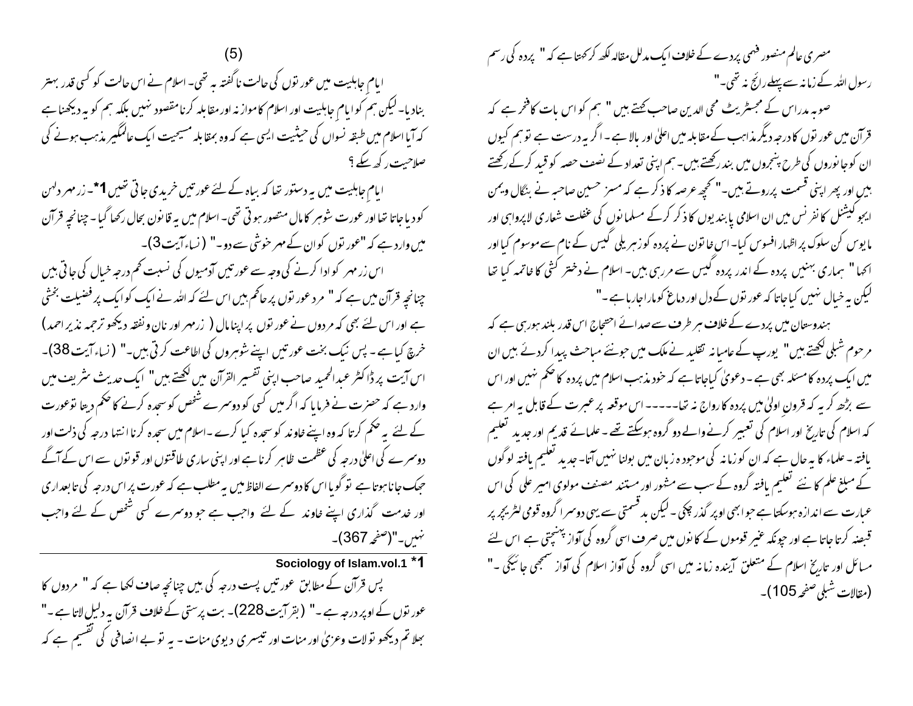مصری عالم منصور فہمی پردے کے خلاف ایک مدلل مقالہ لکھ کر کہتا ہے کہ " پردہ کی رسم رسول اللہ کے زمانہ سے پہلے رائج نہ تھی۔"

صوبہ مدراس کے مجسٹریٹ محی الدین صاحب کہتے ہیں " ہم کو اس بات کا فخر ہے کہ قرآن میں عورتوں کا درجہ دیگر مذاہب کے مقابلہ میں اعلیٰ اور بالا ہے۔ اگر یہ درست ہے تو ہم کیوں ان کو جانوروں کی طرح پنجروں میں بند رکھتے ہیں۔ ہم اپنی تعداد کے نصف حصہ کو قید کرکے رکھتے ہیں اور پھر اپنی قسمت پر روتے ہیں۔" کچھ عرصہ کا ذکر ہے کہ مسز حسین صاحبہ نے بنگال ویمن ایجوکیشنل کانفرنس میں ان اسلامی پابندیوں کا ذکر کرکے مسلمانوں کی غفلت شعاری لاپرواہی اور مایوس کن سلوک پر اظہار افسوس کیا۔ اس خاتون نے پردہ کو زہریلی گیس کے نام سے موسوم کیا اور کہا " ہماری بہنیں پردہ کے اندر پردہ گیس سے مر رہی ہیں۔ اسلام نے دختر کشی کا خاتمہ کیا تھا لیکن یہ خیال نہیں کیا جاتا کہ عورتوں کے دل اور دماغ کو مارا جارہا ہے۔"

ہندوستان میں پردے کے خلاف ہر طرف سے صدائے احتجاج اس قدر بلند ہورہی ہے کہ مرحوم شبلی لکھتے ہیں " یورپ کے عامیانہ تقلید نے ملک میں جونئے مباحث پیدا کردئے ہیں ان میں ایک پردہ کا مسئلہ بھی ہے۔ دعویٰ کیا جاتا ہے کہ خود مذہب اسلام میں پردہ کا حکم نہیں اور اس سے بڑھ کر یہ کہ قرون اولیٰ میں پردہ کا رواج نہ تھا۔۔۔۔۔ اس موقعہ پر عبرت کے قابل یہ امر ہے کہ اسلام کی تاریخ اور اسلام کی تعبیر کرنے والے دو گروہ ہوسکتے تھے۔ علمائے قدیم اور جدید تعلیم یافتہ۔ علماء کا یہ حال ہے کہ ان کو زمانہ کی موجودہ زبان میں بولنا نہیں آتا۔ جدید تعلیم یافتہ لوگوں کے مبلغ علم کا نئے تعلیم یافتہ گروہ کے سب سے مشہور اور مستند مصنف مولوی امیر علی کی اس عبارت سے اندازہ ہوسکتا ہے جو ابھی اوپر گذر چکی۔ لیکن بدقسمتی سے یہی دوسرا گروہ قومی لٹریچر پر قبضہ کرتا جاتا ہے اور چونکہ غیر قوموں کے کانوں میں صرف اسی گروہ کی آواز پہنچتی ہے اس لئے مسائل اور تاریخ اسلام کے متعلق آیندہ زمانہ میں اسی گروہ کی آواز اسلام کی آواز سمجھی جائیگی۔" (مقالات شبلی صفحہ 105)۔

(5)

ایامِ جاہلیت میں عورتوں کی حالت ناگفتہ بہ تھی۔ اسلام نے اس حالت کو کسی قدر بہتر بنادیا۔ لیکن ہم کو ایامِ جاہلیت اور اسلام کا موازنہ اور مقابلہ کرنا مقصود نہیں بلکہ ہم کو یہ دیکھنا ہے کہ آیا اسلام میں طبقہ نسواں کی حیثیت ایسی ہے کہ وہ بمقابلہ مسیحیت ایک عالمگیر مذہب ہونے کی صلاحیت رکھ سکے؟

ایامِ جاہلیت میں یہ دستور تھا کہ بیاہ کے لئے عورتیں خریدی جاتی تھیں [1*]۔ زرِ مہر دلہن کو دیا جاتا تھا اور عورت شوہر کا مال متصور ہوتی تھی۔ اسلام میں یہ قانون بحال رکھا گیا۔ چنانچہ قرآن میں وارد ہے کہ "عورتوں کو ان کے مہر خوشی سے دو۔" (نساء آیت 3)۔

اس زرِ مہر کو ادا کرنے کی وجہ سے عورتیں آدمیوں کی نسبت کم درجہ خیال کی جاتی ہیں چنانچہ قرآن میں ہے کہ " مرد عورتوں پر حاکم ہیں اس لئے کہ اللہ نے ایک کو ایک پر فضیلت بخشی ہے اور اس لئے بھی کہ مردوں نے عورتوں پر اپنا مال ( زرمہر اور نان ونفقہ دیکھو ترجمہ نذیر احمد) خرچ کیا ہے۔ پس نیک بخت عورتیں اپنے شوہروں کی اطاعت کرتی ہیں۔" (نساء آیت 38)۔ اس آیت پر ڈاکٹر عبدالحمید صاحب اپنی تفسیر القرآن میں لکھتے ہیں" ایک حدیث شریف میں وارد ہے کہ حضرت نے فرمایا کہ اگر میں کسی کو دوسرے شخص کو سجدہ کرنے کا حکم دیتا تو عورت کے لئے یہ حکم کرتا کہ وہ اپنے خاوند کو سجدہ کیا کرے۔ اسلام میں سجدہ کرنا انتہا درجہ کی ذلت اور دوسرے کی اعلیٰ درجہ کی عظمت ظاہر کرنا ہے اور اپنی ساری طاقتوں اور قوتوں سے اس کے آگے جھک جانا ہوتا ہے تو گویا اس کا دوسرے الفاظ میں یہ مطلب ہے کہ عورت پر اس درجہ کی تابعداری اور خدمت گذاری اپنے خاوند کے لئے واجب ہے جو دوسرے کسی شخص کے لئے واجب نہیں۔"(صفحہ 367)۔

---

[1*] Sociology of Islam.vol.1

پس قرآن کے مطابق عورتیں پست درجہ کی ہیں چنانچہ صاف لکھا ہے کہ " مردوں کا عورتوں کے اوپر درجہ ہے۔" (بقر آیت 228)۔ بت پرستی کے خلاف قرآن یہ دلیل لاتا ہے۔" بھلا تم دیکھو تولات وعزیٰ اور منات اور تیسری دیوی منات۔ یہ تو بے انصافی کی تقسیم ہے کہ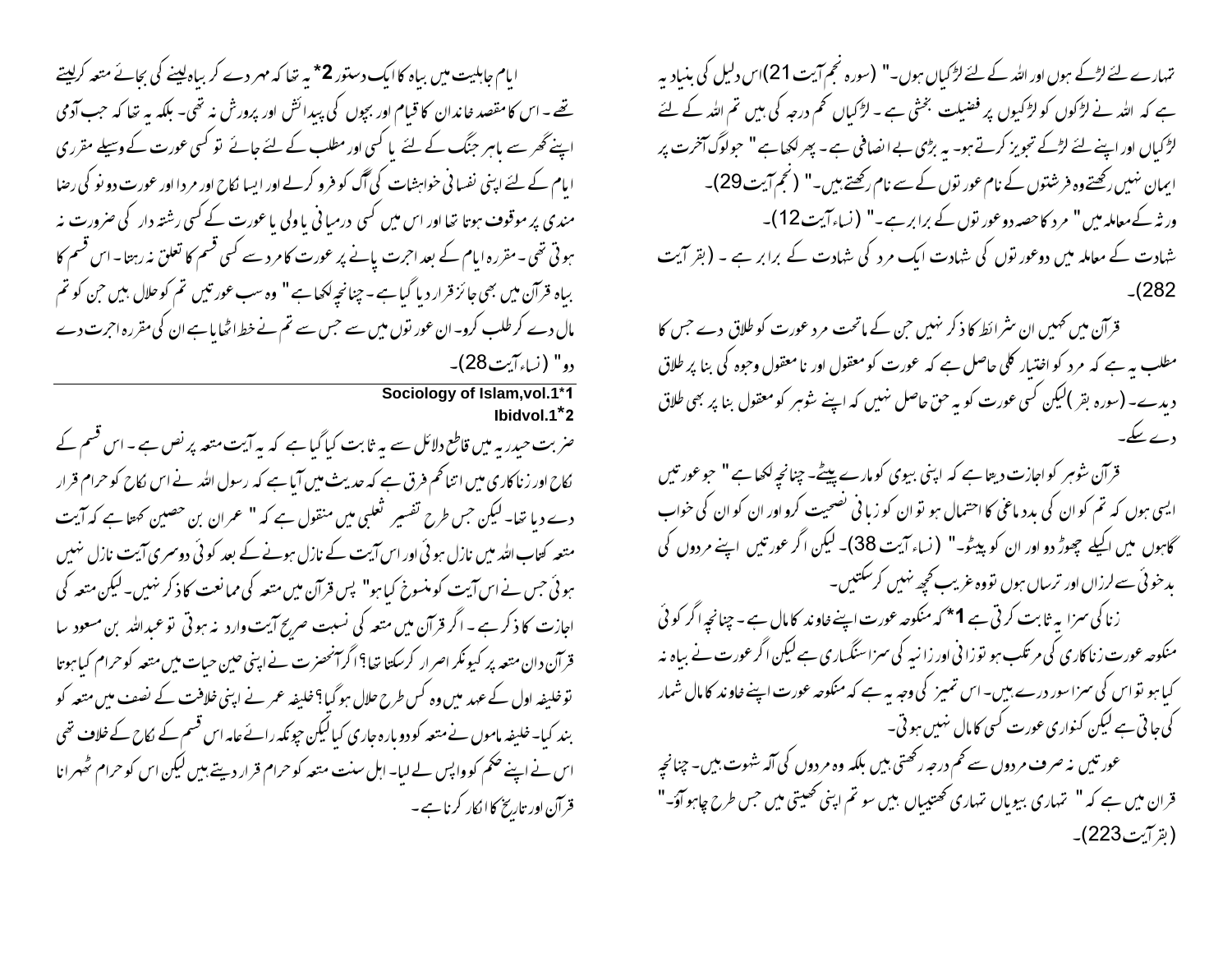تمہارے لئے لڑکے ہوں اور اللہ کے لئے لڑکیاں ہوں۔" (سورہ نجم آیت 21)اس دلیل کی بنیاد یہ ہے کہ اللہ نے لڑکوں کو لڑکیوں پر فضیلت بخشی ہے ۔ لڑکیاں کم درجہ کی ہیں تم اللہ کے لئے لڑکیاں اور اپنے لئے لڑکے تجویز کرتے ہو۔ یہ بڑی بے انصافی ہے ۔ پھر لکھا ہے " جو لوگ آخرت پر ایمان نہیں رکھتے وہ فرشتوں کے نام عورتوں کے سے نام رکھتے ہیں۔" ( نجم آیت 29)۔

ورثہ کے معاملہ میں " مرد کا حصہ دو عورتوں کے برابر ہے ۔" ( نساء آیت 12)۔

شہادت کے معاملہ میں دو عورتوں کی شہادت ایک مرد کی شہادت کے برابر ہے ۔ ( بقر آیت 282)۔

قرآن میں کہیں ان شرائط کا ذکر نہیں جن کے ماتحت مرد عورت کو طلاق دے جس کا مطلب یہ ہے کہ مرد کو اختیار کلی حاصل ہے کہ عورت کو معقول اور نامعقول وجوہ کی بنا پر طلاق دیدے۔ (سورہ بقر )لیکن کسی عورت کو یہ حق حاصل نہیں کہ اپنے شوہر کو معقول بنا پر بھی طلاق دے سکے۔

قرآن شوہر کو اجازت دیتا ہے کہ اپنی بیوی کو مارے پیٹے۔ چنانچہ لکھا ہے " جو عورتیں ایسی ہوں کہ تم کو ان کی بد دماغی کا احتمال ہو تو ان کو زبانی نصیحت کرو اور ان کو ان کی خواب گاہوں میں اکیلے چھوڑ دو اور ان کو پیٹو۔" ( نساء آیت 38)۔ لیکن اگر عورتیں اپنے مردوں کی بدخوئی سے لرزاں اور ترساں ہوں تو وہ غریب کچھ نہیں کرسکتیں۔

زنا کی سزا یہ ثابت کرتی ہے 1* کہ منکوحہ عورت اپنے خاوند کا مال ہے ۔ چنانچہ اگر کوئی منکوحہ عورت زناکاری کی مرتکب ہو تو زانی اور زانیہ کی سزا سنگساری ہے لیکن اگر عورت نے بیاہ نہ کیا ہو تو اس کی سزا سو درے ہیں۔ اس تمیز کی وجہ یہ ہے کہ منکوحہ عورت اپنے خاوند کا مال شمار کی جاتی ہے لیکن کنواری عورت کسی کا مال نہیں ہوتی۔

عورتیں نہ صرف مردوں سے کم درجہ رکھتی ہیں بلکہ وہ مردوں کی آلہ شہوت ہیں۔ چنانچہ قران میں ہے کہ " تمہاری بیویاں تمہاری کھیتیاں ہیں سو تم اپنی کھیتی میں جس طرح چاہو آؤ۔" ( بقر آیت 223)۔

ایام جاہلیت میں بیاہ کا ایک دستور 2* یہ تھا کہ مہر دے کر بیاہ لینے کی بجائے متعہ کرلیتے تھے ۔ اس کا مقصد خاندان کا قیام اور بچوں کی پیدائش اور پرورش نہ تھی۔ بلکہ یہ تھا کہ جب آدمی اپنے گھر سے باہر جنگ کے لئے یا کسی اور مطلب کے لئے جائے تو کسی عورت کے وسیلے مقرری ایام کے لئے اپنی نفسانی خواہشات کی آگ کو فرو کرلے اور ایسا نکاح اور مرد اور عورت دونو کی رضا مندی پر موقوف ہوتا تھا اور اس میں کسی درمیانی یا ولی یا عورت کے کسی رشتہ دار کی ضرورت نہ ہوتی تھی ۔ مقررہ ایام کے بعد اجرت پانے پر عورت کا مرد سے کسی قسم کا تعلق نہ رہتا ۔ اس قسم کا بیاہ قرآن میں بھی جائز قرار دیا گیا ہے ۔ چنانچہ لکھا ہے " وہ سب عورتیں تم کو حلال ہیں جن کو تم مال دے کر طلب کرو۔ ان عورتوں میں سے جس سے تم نے حظ اٹھایا ہے ان کی مقررہ اجرت دے دو" ( نساء آیت 28)۔

---

Sociology of Islam,vol.1*1

Ibidvol.1*2

---

ضربت حیدریہ میں قاطع دلائل سے یہ ثابت کیا گیا ہے کہ یہ آیت متعہ پر نص ہے ۔ اس قسم کے نکاح اور زناکاری میں اتنا کم فرق ہے کہ حدیث میں آیا ہے کہ رسول اللہ نے اس نکاح کو حرام قرار دے دیا تھا۔ لیکن جس طرح تفسیر ثعلبی میں منقول ہے کہ " عمران بن حصین کہتا ہے کہ آیت متعہ کتاب اللہ میں نازل ہوئی اور اس آیت کے نازل ہونے کے بعد کوئی دوسری آیت نازل نہیں ہوئی جس نے اس آیت کو منسوخ کیا ہو" پس قرآن میں متعہ کی ممانعت کا ذکر نہیں۔ لیکن متعہ کی اجازت کا ذکر ہے ۔ اگر قرآن میں متعہ کی نسبت صریح آیت وارد نہ ہوتی تو عبداللہ بن مسعود سا قرآن دان متعہ پر کیونکر اصرار کرسکتا تھا؟ اگر آنحضرت نے اپنی حین حیات میں متعہ کو حرام کیا ہوتا تو خلیفہ اول کے عہد میں وہ کس طرح حلال ہو گیا؟ خلیفہ عمر نے اپنی خلافت کے نصف میں متعہ کو بند کیا۔ خلیفہ ماموں نے متعہ کو دوبارہ جاری کیا لیکن چونکہ رائے عامہ اس قسم کے نکاح کے خلاف تھی اس نے اپنے حکم کو واپس لے لیا۔ اہل سنت متعہ کو حرام قرار دیتے ہیں لیکن اس کو حرام ٹھہرانا قرآن اور تاریخ کا انکار کرنا ہے ۔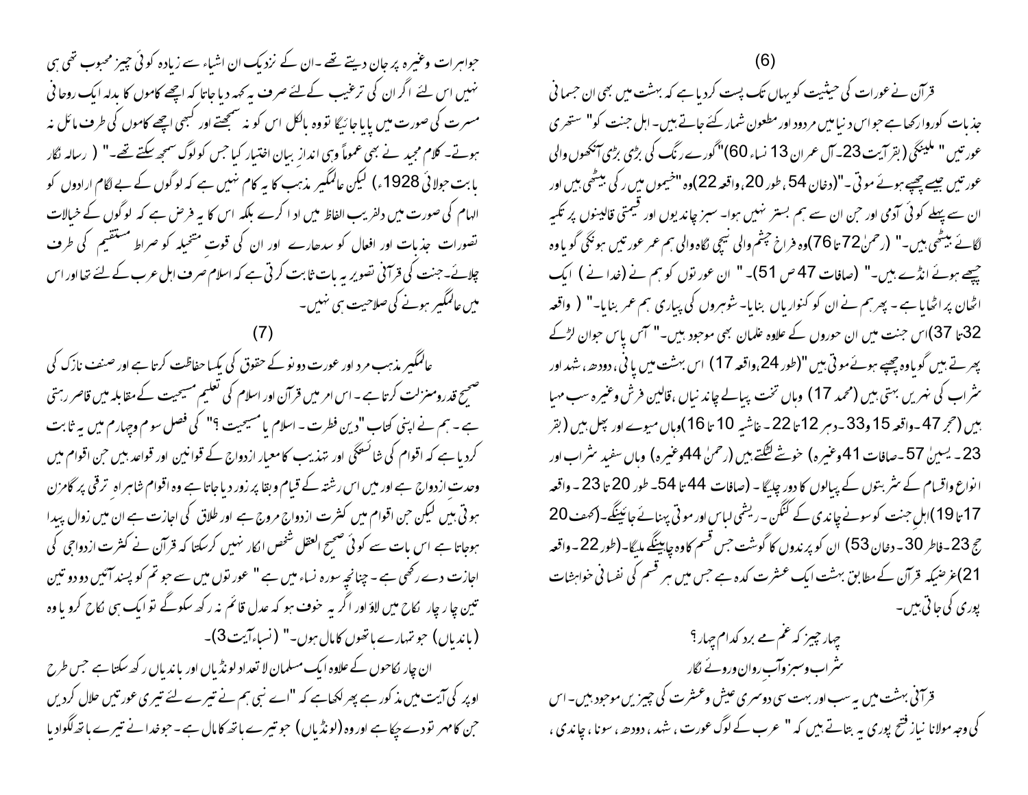(6)

قرآن نے عورات کی حیثیت کو یہاں تک پست کردیا ہے کہ بہشت میں بھی ان جسمانی جذبات کو روا رکھا ہے جو اس دنیا میں مردود اور مطعون شمار کئے جاتے ہیں۔ اہل جنت کو" ستھری عورتیں " ملینگی (بقر آیت 23۔ آل عمران 13 نساء 60)"گورے رنگ کی بڑی بڑی آنکھوں والی عورتیں جیسے چھپے ہوئے موتی ۔"(دخان 54، طور 20، واقعہ 22)وہ "خیموں میں رکی بیٹھی ہیں اور ان سے پہلے کوئی آدمی اور جن ان سے ہم بستر نہیں ہوا۔ سبز چاندیوں اور قیمتی قالینوں پر تکیہ لگائے بیٹھی ہیں۔" (رحمنٰ 72 تا 76)وہ فراخ چشم والی نیچی نگاہ والی ہم عمر عورتیں ہونگی گویا وہ چھپے ہوئے انڈے ہیں۔" (صافات 47 ص 51)۔ " ان عورتوں کو ہم نے (خدا نے ) ایک اٹھان پر اٹھایا ہے ۔ پھر ہم نے ان کو کنواریاں بنایا۔ شوہروں کی پیاری ہم عمر بنایا۔" ( واقعہ 32 تا 37)اس جنت میں ان حوروں کے علاوہ غلمان بھی موجود ہیں۔" آس پاس جوان لڑکے پھرتے ہیں گویا وہ چھپے ہوئے موتی ہیں"(طور 24،واقعہ 17) اس بہشت میں پانی ، دودھ ، شہد اور شراب کی نہریں بہتی ہیں (محمد 17) وہاں تخت پیالے چاندنیاں ،قالین فرش وغیرہ سب مہیا ہیں (حجر 47۔واقعہ 15 و 33 ۔دہر 12 تا 22 ۔ غاشیہ 10 تا 16)وہاں میوے اور پھل ہیں (بقر 23 ۔ یسین 57 ۔صافات 41 وغیرہ) خوشے لٹکتے ہیں (رحمنٰ 44 وغیرہ) وہاں سفید شراب اور انواع واقسام کے شربتوں کے پیالوں کا دور چلیگا ۔ (صافات 44 تا 54۔ طور 20 تا 23 ۔ واقعہ 17 تا 19)اہلِ جنت کو سونے چاندی کے کنگن ۔ ریشمی لباس اور موتی پہنائے جائینگے۔(کہف 20 حج 23 ۔فاطر 30 ۔ دخان 53) ان کو پرندوں کا گوشت جس قسم کا وہ چاہینگے ملیگا۔(طور 22 ۔ واقعہ 21)غرضیکہ قرآن کے مطابق بہشت ایک عشرت کدہ ہے جس میں ہر قسم کی نفسانی خواہشات پوری کی جاتی ہیں۔

چہار چیز کہ غم مے برد کدام چہار؟
شراب وسبزہ وآب رواں وروئے نگار

قرآنی بہشت میں یہ سب اور بہت سی دوسری عیش وعشرت کی چیزیں موجود ہیں۔ اس کی وجہ مولانا نیاز فتح پوری یہ بتاتے ہیں کہ " عرب کے لوگ عورت ، شہد ، دودھ ، سونا ، چاندی ، جواہرات وغیرہ پر جان دیتے تھے ۔ان کے نزدیک ان اشیاء سے زیادہ کوئی چیز محبوب تھی ہی نہیں اس لئے اگر ان کی ترغیب کے لئے صرف یہ کہہ دیا جاتا کہ اچھے کاموں کا بدلہ ایک روحانی مسرت کی صورت میں پایا جائیگا تو وہ بالکل اس کو نہ سمجھتے اور کبھی اچھے کاموں کی طرف مائل نہ ہوتے۔ کلام مجید نے بھی عموماً وہی اندازِ بیان اختیار کیا جس کو لوگ سمجھ سکتے تھے۔" ( رسالہ نگار بابت جولائی 1928ء) لیکن عالمگیر مذہب کا یہ کام نہیں ہے کہ لوگوں کے بے لگام ارادوں کو الہام کی صورت میں دلفریب الفاظ میں ادا کرے بلکہ اس کا یہ فرض ہے کہ لوگوں کے خیالات تصورات جذبات اور افعال کو سدھارے اور ان کی قوتِ متخیلہ کو صراط مستقیم کی طرف چلائے۔جنت کی قرآنی تصویر یہ بات ثابت کرتی ہے کہ اسلام صرف اہل عرب کے لئے تھا اور اس میں عالمگیر ہونے کی صلاحیت ہی نہیں۔

(7)

عالمگیر مذہب مرد اور عورت دونو کے حقوق کی یکسا حفاظت کرتا ہے اور صنف نازک کی صحیح قدرومنزلت کرتا ہے۔ اس امر میں قرآن اور اسلام کی تعلیم مسیحیت کے مقابلہ میں قاصر رہتی ہے ۔ ہم نے اپنی کتاب "دین فطرت ۔ اسلام یا مسیحیت ؟" کی فصل سوم وچہارم میں یہ ثابت کردیا ہے کہ اقوام کی شائستگی اور تہذیب کا معیار ازدواج کے قوانین اور قواعد ہیں جن اقوام میں وحدت ازدواج ہے اور میں اس رشتہ کے قیام وبقا پر زور دیا جاتا ہے وہ اقوام شاہراہ ترقی پر گامزن ہوتی ہیں لیکن جن اقوام میں کثرت ازدواج مروج ہے اور طلاق کی اجازت ہے ان میں زوال پیدا ہوجاتا ہے اس بات سے کوئی صحیح العقل شخص انکار نہیں کرسکتا کہ قرآن نے کثرت ازدواجی کی اجازت دے رکھی ہے ۔ چنانچہ سورہ نساء میں ہے " عورتوں میں سے جو تم کو پسند آئیں دو دو تین تین چار چار نکاح میں لاؤ اور اگر یہ خوف ہو کہ عدل قائم نہ رکھ سکوگے تو ایک ہی نکاح کرو یا وہ (باندیاں) جو تمہارے ہاتھوں کا مال ہوں۔" (نساء آیت 3)۔

ان چار نکاحوں کے علاوہ ایک مسلمان لاتعداد لونڈیاں اور باندیاں رکھ سکتا ہے جس طرح اوپر کی آیت میں مذکور ہے پھر لکھا ہے کہ "اے نبی ہم نے تیرے لئے تیری عورتیں حلال کردیں جن کا مہر تو دے چکا ہے اور وہ (لونڈیاں) جو تیرے ہاتھ کا مال ہے ۔ جو خدا نے تیرے ہاتھ لگوادیا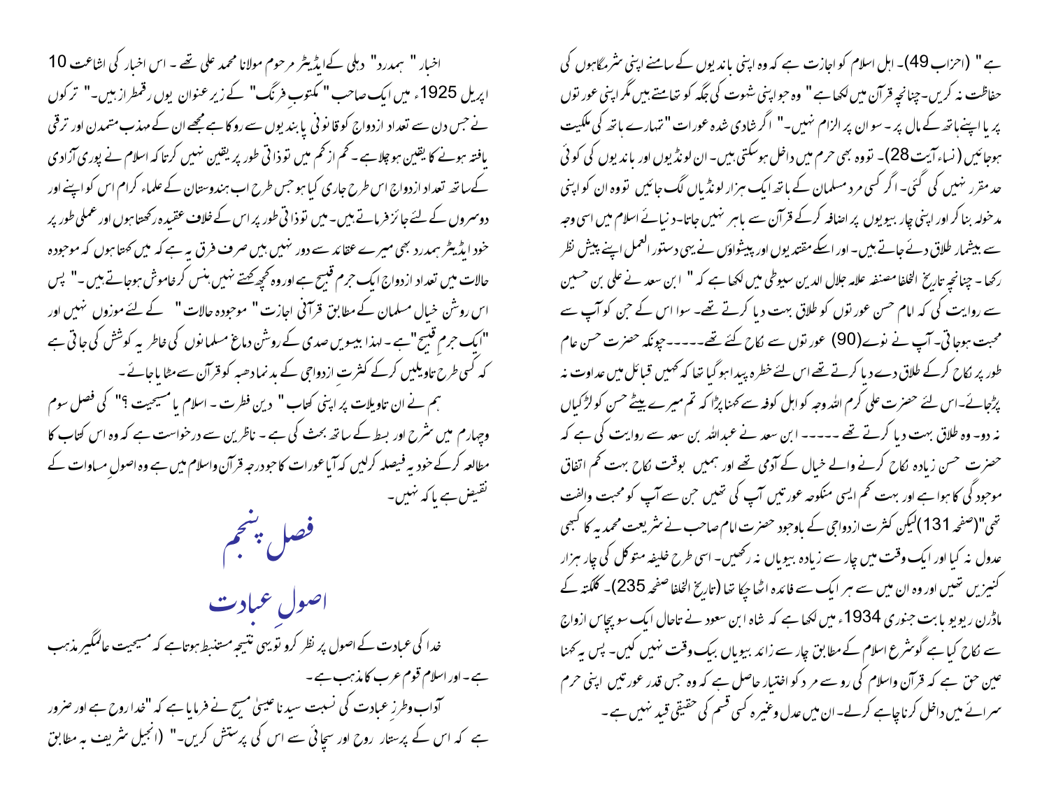ہے" (احزاب 49)۔ اہل اسلام کو اجازت ہے کہ وہ اپنی باندیوں کے سامنے اپنی شرمگاہوں کی حفاظت نہ کریں۔چنانچہ قرآن میں لکھا ہے " وہ جو اپنی شہوت کی جگہ کو تھامتے ہیں مگر اپنی عورتوں پر یا اپنے ہاتھ کے مال پر۔ سو ان پر الزام نہیں۔" اگر شادی شدہ عورات "تمہارے ہاتھ کی ملکیت ہوجائیں (نساء آیت 28)۔ تو وہ بھی حرم میں داخل ہوسکتی ہیں۔ ان لونڈیوں اور باندیوں کی کوئی حد مقرر نہیں کی گئی۔ اگر کسی مرد مسلمان کے ہاتھ ایک ہزار لونڈیاں لگ جائیں تو وہ ان کو اپنی مدخولہ بنا کر اور اپنی چار بیویوں پر اضافہ کرکے قرآن سے باہر نہیں جاتا۔دنیائے اسلام میں اسی وجہ سے بیشمار طلاق دئے جاتے ہیں۔ اور اسکے مقتدیوں اور پیشواؤں نے یہی دستور العمل اپنے پیش نظر رکھا۔ چنانچہ تاریخ الخلفا مصنفہ علامہ جلال الدین سیوطی میں لکھا ہے کہ " ابن سعد نے علی بن حسین سے روایت کی کہ امام حسن عورتوں کو طلاق بہت دیا کرتے تھے۔ سوا اس کے جن کو آپ سے محبت ہوجاتی۔ آپ نے نوے(90) عورتوں سے نکاح کئے تھے-----چونکہ حضرت حسن عام طور پر نکاح کرکے طلاق دے دیا کرتے تھے اس لئے خطرہ پیدا ہو گیا تھا کہ کہیں قبائل میں عداوت نہ پڑجائے۔اس لئے حضرت علی کرم اللہ وجہ کو اہل کوفہ سے کہنا پڑا کہ تم میرے بیٹے حسن کو لڑکیاں نہ دو۔ وہ طلاق بہت دیا کرتے تھے -----ابن سعد نے عبداللہ بن سعد سے روایت کی ہے کہ حضرت حسن زیادہ نکاح کرنے والے خیال کے آدمی تھے اور ہمیں بوقت نکاح بہت کم اتفاق موجودگی کا ہوا ہے اور بہت کم ایسی منکوحہ عورتیں آپ کی تھیں جن سے آپ کو محبت والفت تھی"(صفحہ 131)لیکن کثرت ازدواجی کے باوجود حضرت امام صاحب نے شریعت محمدیہ کا کبھی عدول نہ کیا اور ایک وقت میں چار سے زیادہ بیویاں نہ رکھیں۔ اسی طرح خلیفہ متوکل کی چار ہزار کنیزیں تھیں اور وہ ان میں سے ہر ایک سے فائدہ اٹھا چکا تھا (تاریخ الخلفا صفحہ 235)۔ کلکتہ کے ماڈرن ریویو بابت جنوری 1934ء میں لکھا ہے کہ شاہ ابن سعود نے تاحال ایک سو پچاس ازواج سے نکاح کیا ہے گو شرع اسلام کے مطابق چار سے زائد بیویاں بیک وقت نہیں کیں۔ پس یہ کہنا عین حق ہے کہ قرآن واسلام کی رو سے مرد کو اختیار حاصل ہے کہ وہ جس قدر عورتیں اپنی حرم سرائے میں داخل کرنا چاہے کرلے۔ ان میں عدل وغیرہ کسی قسم کی حقیقی قید نہیں ہے۔

اخبار " ہمدرد" دہلی کے ایڈیٹر مرحوم مولانا محمد علی تھے۔ اس اخبار کی اشاعت 10 اپریل 1925ء میں ایک صاحب "مکتوب فرنگ" کے زیر عنوان یوں رقمطراز ہیں۔" ترکوں نے جس دن سے تعداد ازدواج کو قانونی پابندیوں سے روکا ہے مجھے ان کے مہذب متمدن اور ترقی یافتہ ہونے کا یقین ہو چلا ہے۔ کم از کم میں تو ذاتی طور پر یقین نہیں کرتا کہ اسلام نے پوری آزادی کے ساتھ تعداد ازدواج اس طرح جاری کیا ہو جس طرح اب ہندوستان کے علماء کرام اس کو اپنے اور دوسروں کے لئے جائز فرماتے ہیں۔ میں تو ذاتی طور پر اس کے خلاف عقیدہ رکھتا ہوں اور عملی طور پر خود ایڈیٹر ہمدرد بھی میرے عقائد سے دور نہیں ہیں صرف فرق یہ ہے کہ میں کہتا ہوں کہ موجودہ حالات میں تعداد ازدواج ایک جرم قبیح ہے اور وہ کچھ کہتے نہیں ہنس کر خاموش ہوجاتے ہیں۔" پس اس روشن خیال مسلمان کے مطابق قرآنی اجازت " موجودہ حالات" کے لئے موزوں نہیں اور "ایک جرم قبیح"ہے۔ لہذا بیسویں صدی کے روشن دماغ مسلمانوں کی خاطر یہ کوشش کی جاتی ہے کہ کسی طرح تاویلیں کرکے کثرتِ ازدواجی کے بدنما دھبہ کو قرآن سے مٹا یا جائے۔

ہم نے ان تاویلات پر اپنی کتاب " دین فطرت۔ اسلام یا مسیحیت ؟" کی فصل سوم وچہارم میں شرح اور بسط کے ساتھ بحث کی ہے۔ ناظرین سے درخواست ہے کہ وہ اس کتاب کا مطالعہ کرکے خود یہ فیصلہ کرلیں کہ آیا عورات کا جو درجہ قرآن واسلام میں ہے وہ اصولِ مساوات کے نقیض ہے یا کہ نہیں۔

# فصل پنجم

## اصولِ عبادت

خدا کی عبادت کے اصول پر نظر کرو تو یہی نتیجہ مستنبط ہوتاہے کہ مسیحیت عالمگیر مذہب ہے۔ اور اسلام قوم عرب کا مذہب ہے۔

آداب وطرزِ عبادت کی نسبت سیدنا عیسیٰ مسیح نے فرمایا ہے کہ "خدا روح ہے اور ضرور ہے کہ اس کے پرستار روح اور سچائی سے اس کی پرستش کریں۔" (انجیل شریف بہ مطابق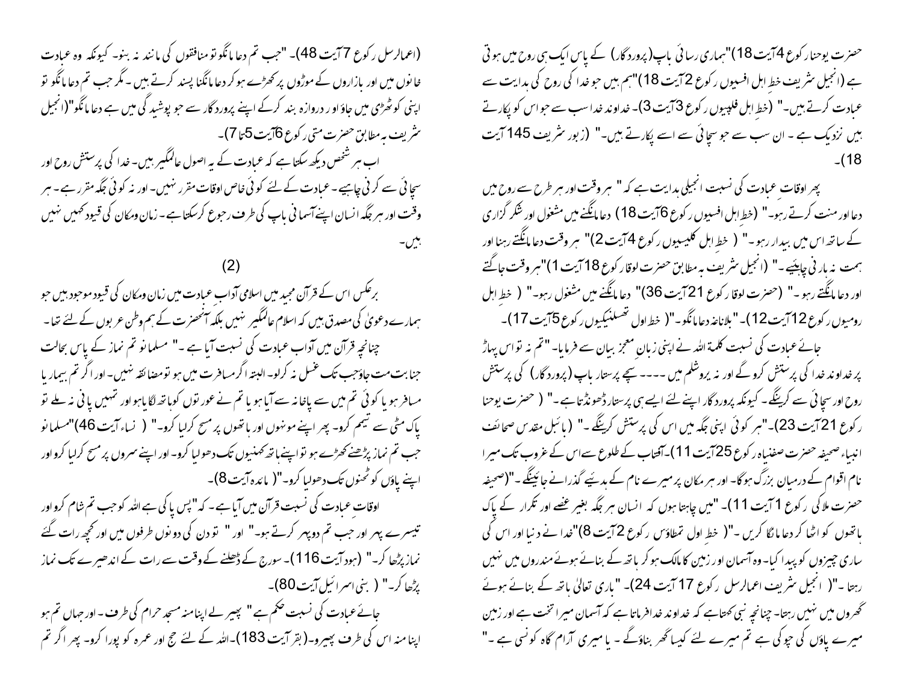حضرت یوحنا رکوع 4آیت 18)"ہماری رسائی باپ(پروردگار) کے پاس ایک ہی روح میں ہوتی ہے (انجیل شریف خطِ اہل افسیوں رکوع 2آیت 18)"ہم ہیں جو خدا کی روح کی ہدایت سے عبادت کرتے ہیں۔" (خطِ اہل فلپیوں رکوع 3آیت 3)۔ خداوند خدا سب سے جو اس کو پکارتے ہیں نزدیک ہے ۔ ان سب سے جو سچائی سے اسے پکارتے ہیں۔" (زبور شریف 145آیت 18)۔

پھر اوقاتِ عبادت کی نسبت انجیلی ہدایت ہے کہ " ہر وقت اور ہر طرح سے روح میں دعا اور منت کرتے رہو۔" (خطِ اہل افسیوں رکوع 6آیت 18) دعا مانگنے میں مشغول اور شکر گزاری کے ساتھ اس میں بیدار رہو۔" ( خطِ اہل کلیسیوں رکوع 4آیت 2)" ہر وقت دعا مانگتے رہنا اور ہمت نہ ہارنی چاہئیے۔" (انجیل شریف بہ مطابق حضرت لوقا رکوع 18آیت 1)"ہر وقت جاگتے اور دعا مانگتے رہو۔" (حضرت لوقا رکوع 21آیت 36)" دعا مانگنے میں مشغول رہو۔" ( خطِ اہل رومیوں رکوع 12آیت 12)۔"بلاناغہ دعا مانگو۔"( خط اول تھسلنیکیوں رکوع 5آیت 17)۔

جائے عبادت کی نسبت کلمۃ اللہ نے اپنی زبانِ معجز بیان سے فرمایا۔"تم نہ تو اس پہاڑ پر خداوند خدا کی پرستش کرو گے اور نہ یروشلم میں ----۔ سچے پرستار باپ (پروردگار) کی پرستش روح اور سچائی سے کرینگے۔ کیونکہ پروردگار اپنے لئے ایسے ہی پرستار ڈھونڈتا ہے۔" ( حضرت یوحنا رکوع 21آیت 23)۔"ہر کوئی اپنی جگہ میں اس کی پرستش کرینگے ۔" (بائبل مقدس صحائف انبیاء صحیفہ حضرت صفنیاہ رکوع 25آیت 11)۔آفتاب کے طلوع سے اس کے غروب تک میرا نام اقوام کے درمیان بزرگ ہوگا۔ اور ہر مکان پر میرے نام کے ہدیئے گذرانے جائینگے۔"(صحیفہ حضرت ملاکی رکوع 1آیت 11)۔"میں چاہتا ہوں کہ انسان ہر جگہ بغیر غصے اور تکرار کے پاک ہاتھوں کو اٹھا کر دعا مانگا کریں ۔"( خطِ اول تمطاؤس رکوع 2آیت 8)"خدا نے دنیا اور اس کی ساری چیزوں کو پیدا کیا۔ وہ آسمان اور زمین کا مالک ہو کر ہاتھ کے بنائے ہوئے مندروں میں نہیں رہتا ۔"( انجیل شریف اعمالرسل رکوع 17آیت 24)۔ "باری تعالیٰ ہاتھ کے بنائے ہوئے گھروں میں نہیں رہتا۔ چنانچہ نبی کہتا ہے کہ خداوند خدا فرماتا ہے کہ آسمان میرا تخت ہے اور زمین میرے پاؤں کی چوکی ہے تم میرے لئے کیسا گھر بناؤ گے ۔ یا میری آرام گاہ کونسی ہے ۔"

(اعمالرسل رکوع 7آیت 48)۔ "جب تم دعا مانگو تو منافقوں کی مانند نہ بنو۔ کیونکہ وہ عبادت خانوں میں اور بازاروں کے موڑوں پر کھڑے ہو کر دعا مانگنا پسند کرتے ہیں ۔ مگر جب تم دعا مانگو تو اپنی کوٹھڑی میں جاؤ اور دروازہ بند کرکے اپنے پروردگار سے جو پوشیدگی میں ہے دعا مانگو"(انجیل شریف بہ مطابق حضرت متی رکوع 6آیت 5تا 7)۔

اب ہر شخص دیکھ سکتا ہے کہ عبادت کے یہ اصول عالمگیر ہیں۔ خدا کی پرستش روح اور سچائی سے کرنی چاہیے۔ عبادت کے لئے کوئی خاص اوقات مقرر نہیں۔ اور نہ کوئی جگہ مقرر ہے۔ ہر وقت اور ہر جگہ انسان اپنے آسمانی باپ کی طرف رجوع کر سکتا ہے۔ زمان ومکان کی قیود کہیں نہیں ہیں۔

(2)

برعکس اس کے قرآن مجید میں اسلامی آدابِ عبادت میں زمان ومکان کی قیود موجود ہیں جو ہمارے دعویٰ کی مصدق ہیں کہ اسلام عالمگیر نہیں بلکہ آنحضرت کے ہم وطن عربوں کے لئے تھا۔

چنانچہ قرآن میں آدابِ عبادت کی نسبت آیا ہے ۔" مسلمانو تم نماز کے پاس بحالت جنابت مت جاؤ جب تک غسل نہ کرلو۔ البتہ اگر مسافرت میں ہو تو مضائقہ نہیں۔ اور اگر تم بیمار یا مسافر ہو یا کوئی تم میں سے پاخانہ سے آیا ہو یا تم نے عورتوں کو ہاتھ لگایا ہو اور تمہیں پانی نہ ملے تو پاک مٹی سے تیمم کرو۔ پھر اپنے مونہوں اور ہاتھوں پر مسح کرلیا کرو۔" ( نساء آیت 46)"مسلمانو جب تم نماز پڑھنے کھڑے ہو تو اپنے ہاتھ کہنیوں تک دھولیا کرو۔ اور اپنے سروں پر مسح کرلیا کرو اور اپنے پاؤں کو ٹخنوں تک دھولیا کرو۔"( مائدہ آیت 8)۔

اوقاتِ عبادت کی نسبت قرآن میں آیا ہے ۔ کہ "پس پاکی ہے اللہ کو جب تم شام کرو اور تیسرے پہر اور جب تم دوپہر کرتے ہو۔" اور " تو دن کی دونوں طرفوں میں اور کچھ رات گئے نماز پڑھا کر۔" (ہود آیت 116)۔ سورج کے ڈھلنے کے وقت سے رات کے اندھیرے تک نماز پڑھا کر۔" ( بنی اسرائیل آیت 80)۔

جائے عبادت کی نسبت حکم ہے" پھیر لے اپنا منہ مسجد حرام کی طرف ۔ اور جہاں تم ہو اپنا منہ اس کی طرف پھیرو۔(بقر آیت 183)۔اللہ کے لئے حج اور عمرہ کو پورا کرو۔ پھر اگر تم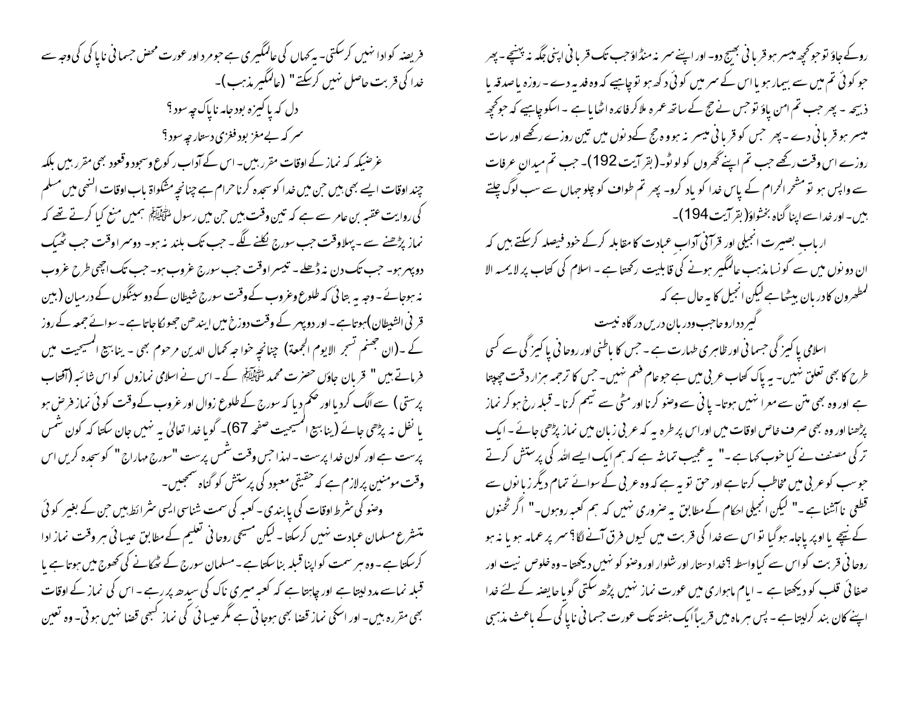روکے جاؤ تو جو کچھ میسر ہو قربانی بھیج دو۔ اور اپنے سر نہ منڈاؤ جب تک قربانی اپنی جگہ نہ پہنچے۔ پھر جو کوئی تم میں سے بیمار ہو یا اس کے سر میں کوئی دکھ ہو تو چاہیے کہ وہ فدیہ دے۔ روزہ یا صدقہ یا ذبیحہ۔ پھر جب تم امن پاؤ تو جس نے حج کے ساتھ عمرہ ملا کر فائدہ اٹھایا ہے۔ اسکو چاہیے کہ جو کچھ میسر ہو قربانی دے۔ پھر جس کو قربانی میسر نہ ہو وہ حج کے دنوں میں تین روزے رکھے اور سات روزے اس وقت رکھے جب تم اپنے گھروں کو لوٹو۔(بقر آیت 192)۔ جب تم میدان عرفات سے واپس ہو تو مشعر الحرام کے پاس خدا کو یاد کرو۔ پھر تم طواف کو چلو جہاں سے سب لوگ چلتے ہیں۔ اور خدا سے اپنا گناہ بخشواؤ(بقر آیت 194)۔

اربابِ بصیرت انجیلی اور قرآنی آدابِ عبادت کا مقابلہ کرکے خود فیصلہ کرسکتے ہیں کہ ان دونوں میں سے کونسا مذہب عالمگیر ہونے کی قابلیت رکھتا ہے۔ اسلام کی کتاب پر لایمسہ الا لمطھرون کا دربان بیٹھا ہے لیکن انجیل کا یہ حال ہے کہ

گیر ودار و حاجب و دربان دریں درگاہ نیست

اسلامی پاکیزگی جسمانی اور ظاہری طہارت ہے۔ جس کا باطنی اور روحانی پاکیزگی سے کسی طرح کا بھی تعلق نہیں۔ یہ پاک کتاب عربی میں ہے جو عام فہم نہیں۔ جس کا ترجمہ ہزار دقت چھپتا ہے اور وہ بھی متن سے معرا نہیں ہوتا۔ پانی سے وضو کرنا اور مٹی سے تیمم کرنا۔ قبلہ رخ ہو کر نماز پڑھنا اور وہ بھی صرف خاص اوقات میں اور اس پر طرہ یہ کہ عربی زبان میں نماز پڑھی جائے۔ ایک ترکی مصنف نے کیا خوب کہا ہے۔" یہ عجیب تماشہ ہے کہ ہم ایک ایسے اللہ کی پرستش کرتے جو سب کو عربی میں مخاطب کرتا ہے اور حق تو یہ ہے کہ وہ عربی کے سوائے تمام دیگر زبانوں سے قطعی ناآشنا ہے۔" لیکن انجیلی احکام کے مطابق یہ ضروری نہیں کہ ہم کعبہ روہوں۔" اگر ٹخنوں کے نیچے یا اوپر پاجامہ ہو گیا تو اس سے خدا کی قربت میں کیوں فرق آنے لگا؟ سر پر عمامہ ہو یا نہ ہو روحانی قربت کو اس سے کیا واسطہ؟ خدا دستار اور شلوار اور وضو کو نہیں دیکھتا۔ وہ خلوص نیت اور صفائی قلب کو دیکھتا ہے۔ ایام ماہواری میں عورت نماز نہیں پڑھ سکتی گویا حائضہ کے لئے خدا اپنے کان بند کرلیتا ہے۔ پس ہر ماہ میں قریباً ایک ہفتہ تک عورت جسمانی ناپاکی کے باعث مذہبی فریضہ کو ادا نہیں کرسکتی۔ یہ کہاں کی عالمگیری ہے جو مرد اور عورت محض جسمانی ناپاکی کی وجہ سے خدا کی قربت حاصل نہیں کرسکتے" (عالمگیر مذہب)۔

دل کہ پاکیزہ بود جامہ ناپاک چہ سود؟

سر کہ بے مغز بود فغزی دستار چہ سود؟

غرضیکہ کہ نماز کے اوقات مقرر ہیں۔ اس کے آداب رکوع وسجود وقعود بھی مقرر ہیں بلکہ چند اوقات ایسے بھی ہیں جن میں خدا کو سجدہ کرنا حرام ہے چنانچہ مشکواۃ باب اوقات النہی میں مسلم کی روایت عقبہ بن عامر سے ہے کہ تین وقت ہیں جن میں رسول ﷺ ہمیں منع کیا کرتے تھے کہ نماز پڑھنے سے۔ پہلا وقت جب سورج نکلنے لگے۔ جب تک بلند نہ ہو۔ دوسرا وقت جب ٹھیک دوپہر ہو۔ جب تک دن نہ ڈھلے۔ تیسرا وقت جب سورج غروب ہو۔ جب تک اچھی طرح غروب نہ ہوجائے۔ وجہ یہ بتائی کہ طلوع وغروب کے وقت سورج شیطان کے دو سینگوں کے درمیان (بین قرنی الشیطان) ہوتا ہے۔ اور دوپہر کے وقت دوزخ میں ایندھن جھونکا جاتا ہے۔ سوائے جمعہ کے روز کے۔(ان جھنم تسجر الایوم الجمعۃ) چنانچہ خواجہ کمال الدین مرحوم بھی۔ ینابیع المسیحیت میں فرماتے ہیں" قربان جاؤں حضرت محمد ﷺ کے۔ اس نے اسلامی نمازوں کو اس شائبہ (آفتاب پرستی) سے الگ کردیا اور حکم دیا کہ سورج کے طلوع زوال اور غروب کے وقت کوئی نماز فرض ہو یا نفل نہ پڑھی جائے (ینابیع المسیحیت صفحہ 67)۔ گویا خدا تعالیٰ یہ نہیں جان سکتا کہ کون شمس پرست ہے اور کون خدا پرست۔ لہذا جس وقت شمس پرست "سورج مہاراج" کو سجدہ کریں اس وقت مومنین پر لازم ہے کہ حقیقی معبود کی پرستش کو گناہ سمجھیں۔

وضو کی شرط اوقات کی پابندی۔ کعبہ کی سمت شناسی ایسی شرائط ہیں جن کے بغیر کوئی متشرع مسلمان عبادت نہیں کرسکتا۔ لیکن مسیحی روحانی تعلیم کے مطابق عیسائی ہر وقت نماز ادا کرسکتا ہے۔ وہ ہر سمت کو اپنا قبلہ بنا سکتا ہے۔ مسلمان سورج کے ٹھکانے کی کھوج میں ہوتا ہے یا قبلہ نما سے مدد لیتا ہے اور چاہتا ہے کہ کعبہ میری ناک کی سیدھ پر رہے۔ اس کی نماز کے اوقات بھی مقررہ ہیں۔ اور اسکی نماز قضا بھی ہوجاتی ہے مگر عیسائی کی نماز کبھی قضا نہیں ہوتی۔ وہ تعین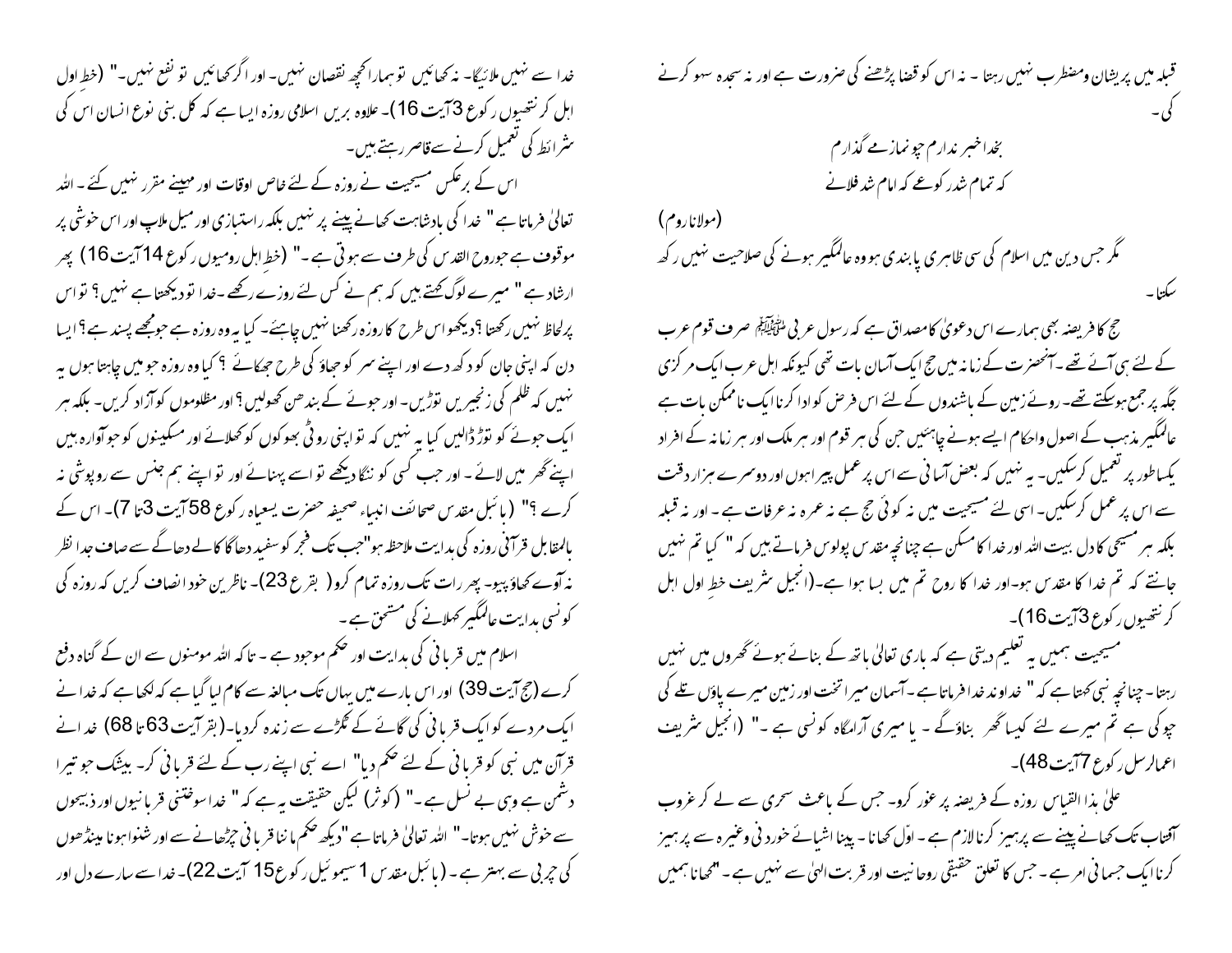قبلہ میں پریشان ومضطرب نہیں رہتا ۔ نہ اس کو قضا پڑھنے کی ضرورت ہے اور نہ سجدہ سہو کرنے کی ۔

بخدا خبر ندارم چو نمازمے گذارم
کہ تمام شد رکوعے کہ امام شد فلانے

(مولانا روم)

مگر جس دین میں اسلام کی سی ظاہری پابندی ہو وہ عالمگیر ہونے کی صلاحیت نہیں رکھ سکتا ۔

حج کا فریضہ بھی ہمارے اس دعویٰ کا مصداق ہے کہ رسول عربی ﷺ صرف قوم عرب کے لئے ہی آئے تھے ۔ آنحضرت کے زمانہ میں حج ایک آسان بات تھی کیونکہ اہل عرب ایک مرکزی جگہ پر جمع ہوسکتے تھے ۔ روئے زمین کے باشندوں کے لئے اس فرض کو ادا کرنا ایک ناممکن بات ہے عالمگیر مذہب کے اصول واحکام ایسے ہونے چاہئیں جن کی ہر قوم اور ہر ملک اور ہر زمانہ کے افراد یکساطور پر تعمیل کرسکیں ۔ یہ نہیں کہ بعض آسانی سے اس پر عمل پیرا ہوں اور دوسرے ہزار دقت سے اس پر عمل کرسکیں ۔ اسی لئے مسیحیت میں نہ کوئی حج ہے نہ عمرہ نہ عرفات ہے ۔ اور نہ قبلہ بلکہ ہر مسیحی کا دل بیت اللہ اور خدا کا مسکن ہے چنانچہ مقدس پولوس فرماتے ہیں کہ " کیا تم نہیں جانتے کہ تم خدا کا مقدس ہو ۔ اور خدا کا روح تم میں بسا ہوا ہے ۔ (انجیل شریف خطِ اول اہل کرنتھیوں رکوع 3 آیت 16) ۔

مسیحیت ہمیں یہ تعلیم دیتی ہے کہ باری تعالیٰ ہاتھ کے بنائے ہوئے گھروں میں نہیں رہتا ۔ چنانچہ نبی کہتا ہے کہ " خداوند خدا فرماتا ہے ۔ آسمان میرا تخت اور زمین میرے پاؤں تلے کی چوکی ہے تم میرے لئے کیسا گھر بناؤ گے ۔ یا میری آرامگاہ کونسی ہے ۔" (انجیل شریف اعمال الرسل رکوع 7 آیت 48) ۔

علیٰ ہذا القیاس روزہ کے فریضہ پر غور کرو ۔ جس کے باعث سحری سے لے کر غروب آفتاب تک کھانے پینے سے پرہیز کرنا لازم ہے ۔ اوّل کھانا ۔ پینا اشیائے خوردنی وغیرہ سے پرہیز کرنا ایک جسمانی امر ہے ۔ جس کا تعلق حقیقی روحانیت اور قربت الہیٰ سے نہیں ہے ۔ "کھانا ہمیں خدا سے نہیں ملائیگا ۔ نہ کھائیں تو ہمارا کچھ نقصان نہیں ۔ اور اگر کھائیں تو نفع نہیں ۔" (خطِ اول اہل کرنتھیوں رکوع 3 آیت 16) ۔ علاوہ بریں اسلامی روزہ ایسا ہے کہ کل بنی نوع انسان اس کی شرائط کی تعمیل کرنے سے قاصر رہتے ہیں ۔

اس کے برعکس مسیحیت نے روزہ کے لئے خاص اوقات اور مہینے مقرر نہیں کئے ۔ اللہ تعالیٰ فرماتا ہے " خدا کی بادشاہت کھانے پینے پر نہیں بلکہ راستبازی اور میل ملاپ اور اس خوشی پر موقوف ہے جو روح القدس کی طرف سے ہوتی ہے ۔" (خطِ اہل رومیوں رکوع 14 آیت 16) پھر ارشاد ہے " میرے لوگ کہتے ہیں کہ ہم نے کس لئے روزے رکھے ۔ خدا تو دیکھتا ہے نہیں؟ تو اس پر لحاظ نہیں رکھتا؟ دیکھو اس طرح کا روزہ رکھنا نہیں چاہئے ۔ کیا یہ وہ روزہ ہے جو مجھے پسند ہے؟ ایسا دن کہ اپنی جان کو دکھ دے اور اپنے سر کو جھاؤ کی طرح جھکائے ؟ کیا وہ روزہ جو میں چاہتا ہوں یہ نہیں کہ ظلم کی زنجیریں توڑیں ۔ اور جوئے کے بندھن کھولیں؟ اور مظلوموں کو آزاد کریں ۔ بلکہ ہر ایک جوئے کو توڑ ڈالیں کیا یہ نہیں کہ تو اپنی روٹی بھوکوں کو کھلائے اور مسکینوں کو جو آوارہ ہیں اپنے گھر میں لائے ۔ اور جب کسی کو ننگا دیکھے تو اسے پہنائے اور تو اپنے ہم جنس سے روپوشی نہ کرے ؟" (بائبل مقدس صحائف انبیاء صحیفہ حضرت یسعیاہ رکوع 58 آیت 3 تا 7) ۔ اس کے بالمقابل قرآنی روزہ کی ہدایت ملاحظہ ہو "جب تک فجر کو سفید دھاگا کالے دھاگے سے صاف جدا نظر نہ آوے کھاؤ پیو ۔ پھر رات تک روزہ تمام کرو ( بقرع 23) ۔ ناظرین خود انصاف کریں کہ روزہ کی کونسی ہدایت عالمگیر کھلانے کی مستحق ہے ۔

اسلام میں قربانی کی ہدایت اور حکم موجود ہے ۔ تاکہ اللہ مومنوں سے ان کے گناہ دفع کرے (حج آیت 39) اور اس بارے میں یہاں تک مبالغہ سے کام لیا گیا ہے کہ لکھا ہے کہ خدا نے ایک مردے کو ایک قربانی کی گائے کے ٹکڑے سے زندہ کردیا ۔ (بقر آیت 63 تا 68) خدا نے قرآن میں نبی کو قربانی کے لئے حکم دیا " اے نبی اپنے رب کے لئے قربانی کر ۔ بیشک جو تیرا دشمن ہے وہی بے نسل ہے ۔" (کوثر) لیکن حقیقت یہ ہے کہ " خدا سوختنی قربانیوں اور ذبیحوں سے خوش نہیں ہوتا ۔" اللہ تعالیٰ فرماتا ہے "دیکھ حکم ماننا قربانی چڑھانے سے اور شنوا ہونا مینڈھوں کی چربی سے بہتر ہے ۔ (بائبل مقدس 1 سیموئیل رکوع 15 آیت 22) ۔ خدا سے سارے دل اور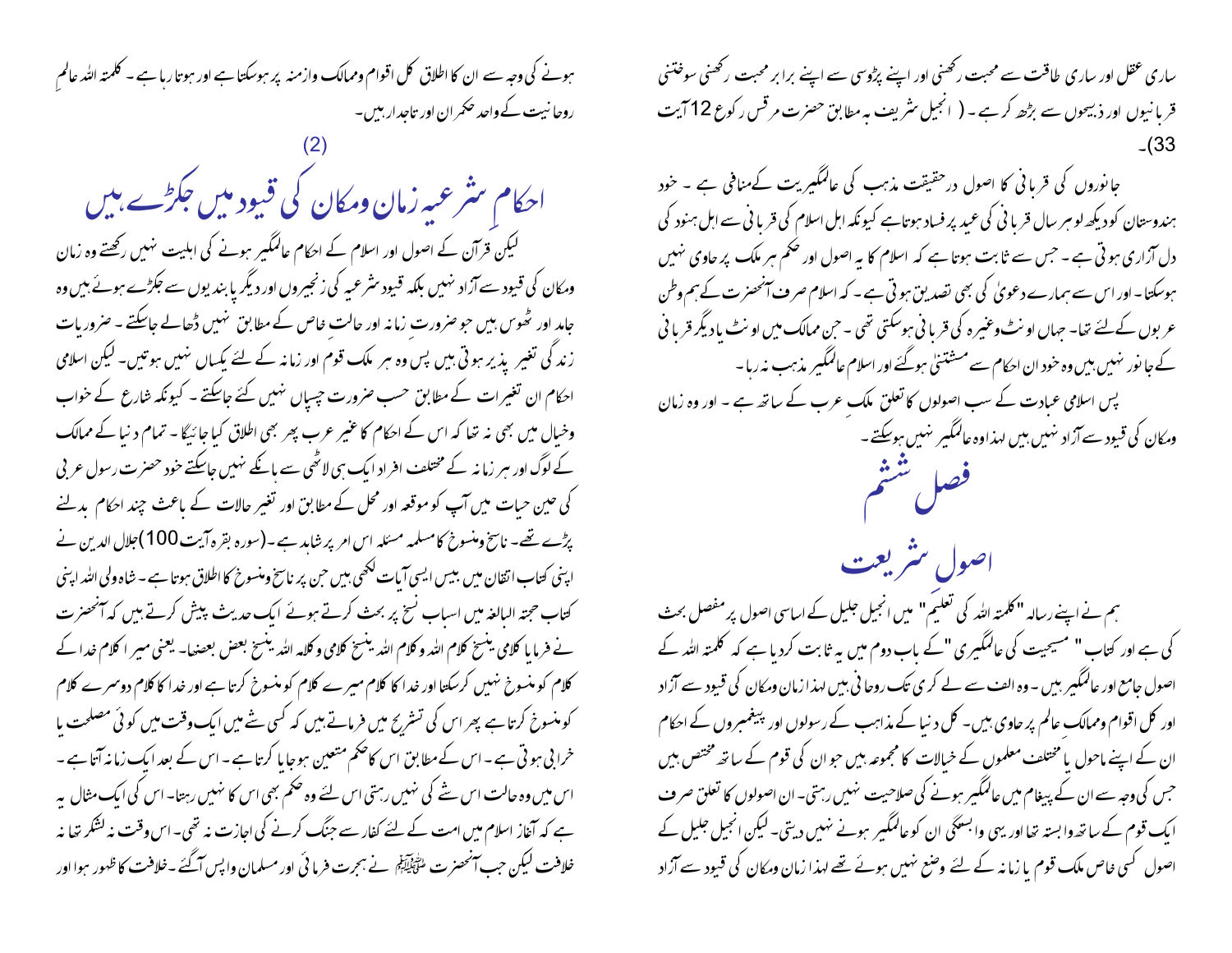ساری عقل اور ساری طاقت سے محبت رکھنی اور اپنے پڑوسی سے اپنے برابر محبت رکھنی سوختنی قربانیوں اور ذبیحوں سے بڑھ کر ہے۔ ( انجیل شریف بہ مطابق حضرت مرقس رکوع 12 آیت 33)۔

جانوروں کی قربانی کا اصول درحقیقت مذہب کی عالمگیریت کے منافی ہے ۔ خود ہندوستان کو دیکھ لو ہر سال قربانی کی عید پر فساد ہوتا ہے کیونکہ اہل اسلام کی قربانی سے اہل ہنود کی دل آزاری ہوتی ہے ۔ جس سے ثابت ہوتا ہے کہ اسلام کا یہ اصول اور حکم ہر ملک پر حاوی نہیں ہوسکتا ۔ اور اس سے ہمارے دعویٰ کی بھی تصدیق ہوتی ہے ۔ کہ اسلام صرف آنحضرت کے ہم وطن عربوں کے لئے تھا ۔ جہاں اونٹ وغیرہ کی قربانی ہوسکتی تھی ۔ جن ممالک میں اونٹ یا دیگر قربانی کے جانور نہیں ہیں وہ خود ان احکام سے مستثنیٰ ہوگئے اور اسلام عالمگیر مذہب نہ رہا ۔

پس اسلامی عبادت کے سب اصولوں کا تعلق ملکِ عرب کے ساتھ ہے ۔ اور وہ زمان ومکان کی قیود سے آزاد نہیں ہیں لہذا وہ عالمگیر نہیں ہوسکتے ۔

# فصل ششم

## اصولِ شریعت

ہم نے اپنے رسالہ "کلمتہ اللہ کی تعلیم" میں انجیل جلیل کے اساسی اصول پر مفصل بحث کی ہے اور کتاب " مسیحیت کی عالمگیری "کے باب دوم میں یہ ثابت کردیا ہے کہ کلمتہ اللہ کے اصول جامع اور عالمگیر ہیں ۔ وہ الف سے لے کر ی تک روحانی ہیں لہذا زمان ومکان کی قیود سے آزاد اور کل اقوام وممالک عالم پر حاوی ہیں ۔ کل دنیا کے مذاہب کے رسولوں اور پیغمبروں کے احکام ان کے اپنے ماحول یا مختلف معلموں کے خیالات کا مجموعہ ہیں جو ان کی قوم کے ساتھ مختص ہیں جس کی وجہ سے ان کے پیغام میں عالمگیر ہونے کی صلاحیت نہیں رہتی ۔ ان اصولوں کا تعلق صرف ایک قوم کے ساتھ وابستہ تھا اور یہی وابستگی ان کو عالمگیر ہونے نہیں دیتی ۔ لیکن انجیل جلیل کے اصول کسی خاص ملک قوم یا زمانہ کے لئے وضع نہیں ہوئے تھے لہذا زمان ومکان کی قیود سے آزاد ہونے کی وجہ سے ان کا اطلاق کل اقوام وممالک وازمنہ پر ہوسکتا ہے اور ہوتا رہا ہے ۔ کلمتہ اللہ عالمِ روحانیت کے واحد حکمران اور تاجدار ہیں ۔

### (2)

## احکامِ شرعیہ زمان ومکان کی قیود میں جکڑے ہیں

لیکن قرآن کے اصول اور اسلام کے احکام عالمگیر ہونے کی اہلیت نہیں رکھتے وہ زمان ومکان کی قیود سے آزاد نہیں بلکہ قیود شرعیہ کی زنجیروں اور دیگر پابندیوں سے جکڑے ہوئے ہیں وہ جامد اور ٹھوس ہیں جو ضرورتِ زمانہ اور حالتِ خاص کے مطابق نہیں ڈھالے جاسکتے ۔ ضروریات زندگی تغیر پذیر ہوتی ہیں پس وہ ہر ملک قوم اور زمانہ کے لئے یکساں نہیں ہوتیں ۔ لیکن اسلامی احکام ان تغیرات کے مطابق حسب ضرورت چسپاں نہیں کئے جاسکتے ۔ کیونکہ شارع کے خواب وخیال میں بھی نہ تھا کہ اس کے احکام کا غیر عرب پر بھی اطلاق کیا جائیگا ۔ تمام دنیا کے ممالک کے لوگ اور ہر زمانہ کے مختلف افراد ایک ہی لاٹھی سے ہانکے نہیں جاسکتے خود حضرت رسول عربی کی حین حیات میں آپ کو موقعہ اور محل کے مطابق اور تغیر حالات کے باعث چند احکام بدلنے پڑے تھے ۔ ناسخ ومنسوخ کا مسلمہ مسئلہ اس امر پر شاہد ہے ۔ (سورہ بقرہ آیت 100) جلال الدین نے اپنی کتاب اتقان میں بیس ایسی آیات لکھی ہیں جن پر ناسخ ومنسوخ کا اطلاق ہوتا ہے ۔ شاہ ولی اللہ اپنی کتاب حجتہ البالغہ میں اسباب نسخ پر بحث کرتے ہوئے ایک حدیث پیش کرتے ہیں کہ آنحضرت نے فرمایا کلامی ینسخ کلام اللہ وکلام اللہ ینسخ کلامی وکلامہ اللہ ینسخ بعض بعضھا ۔ یعنی میرا کلام خدا کے کلام کو منسوخ نہیں کرسکتا اور خدا کا کلام میرے کلام کو منسوخ کرتا ہے اور خدا کا کلام دوسرے کلام کو منسوخ کرتا ہے پھر اس کی تشریح میں فرماتے ہیں کہ کسی شے میں ایک وقت میں کوئی مصلحت یا خرابی ہوتی ہے ۔ اس کے مطابق اس کا حکم متعین ہوجایا کرتا ہے ۔ اس کے بعد ایک زمانہ آتا ہے ۔ اس میں وہ حالت اس شے کی نہیں رہتی اس لئے وہ حکم بھی اس کا نہیں رہتا ۔ اس کی ایک مثال یہ ہے کہ آغاز اسلام میں امت کے لئے کفار سے جنگ کرنے کی اجازت نہ تھی ۔ اس وقت نہ لشکر تھا نہ خلافت لیکن جب آنحضرت ﷺ نے ہجرت فرمائی اور مسلمان واپس آگئے ۔ خلافت کا ظہور ہوا اور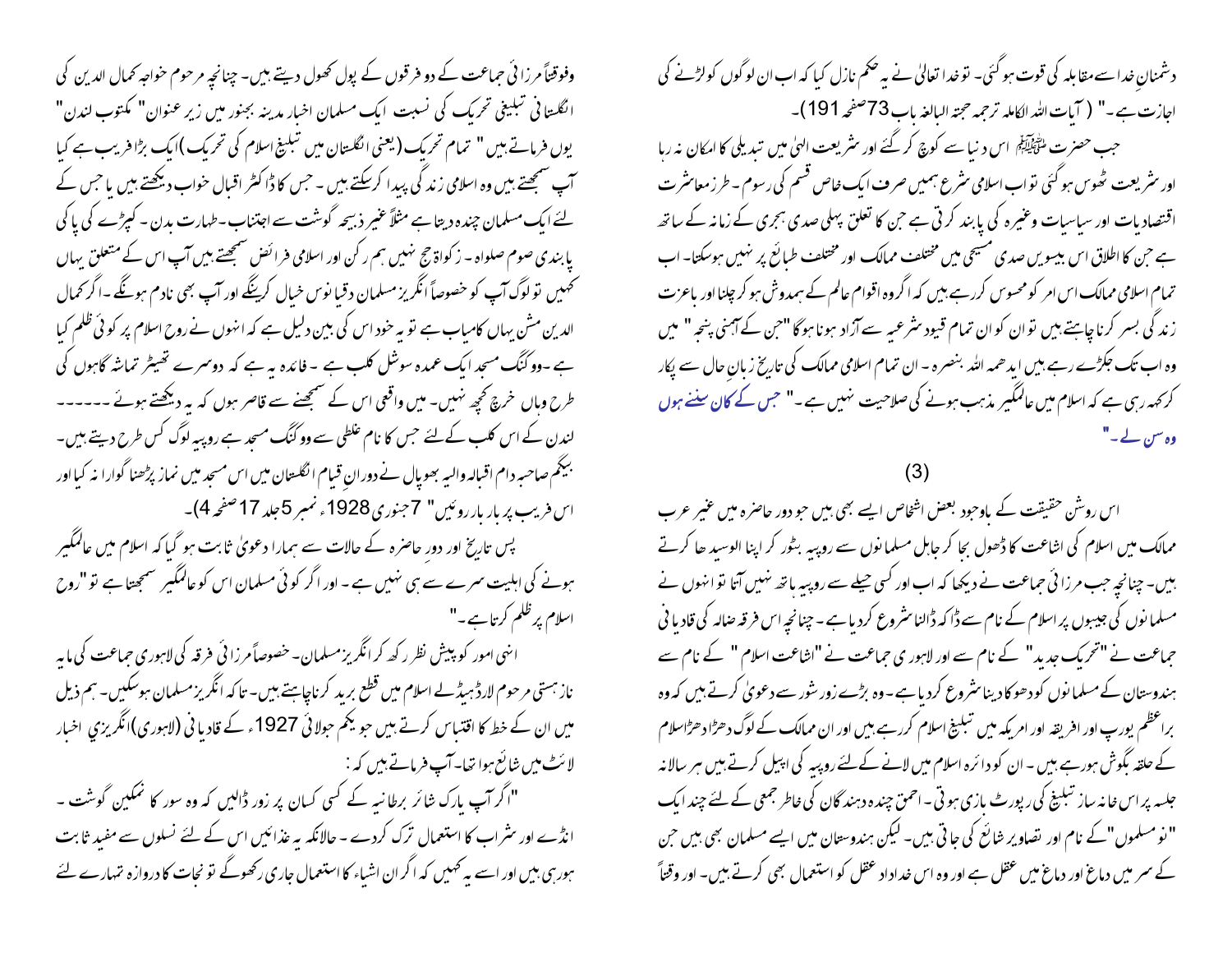دشمنانِ خدا سے مقابلہ کی قوت ہوگئی۔ تو خدا تعالیٰ نے یہ حکم نازل کیا کہ اب ان لوگوں کو لڑنے کی اجازت ہے۔" ( آیات اللہ الکاملہ ترجمہ حجتہ البالغہ باب 73صفحہ 191)۔

جب حضرت ﷺ اس دنیا سے کوچ کر گئے اور شریعت الہیٰ میں تبدیلی کا امکان نہ رہا اور شریعت ٹھوس ہوگئی تو اب اسلامی شرع ہمیں صرف ایک خاص قسم کی رسوم ۔ طرز معاشرت اقتصادیات اور سیاسیات وغیرہ کی پابند کرتی ہے جن کا تعلق پہلی صدی ہجری کے زمانہ کے ساتھ ہے جن کا اطلاق اس بیسویں صدی مسیحی میں مختلف ممالک اور مختلف طبائع پر نہیں ہوسکتا۔ اب تمام اسلامی ممالک اس امر کو محسوس کررہے ہیں کہ اگروہ اقوام عالم کے ہمدوش ہو کر چلنا اور باعزت زندگی بسر کرنا چاہتے ہیں تو ان کو ان تمام قیود شرعیہ سے آزاد ہونا ہوگا "جن کے آہنی پنجہ" میں وہ اب تک جکڑے رہے ہیں ایدھمہ اللہ بنصرہ ۔ ان تمام اسلامی ممالک کی تاریخ زبانِ حال سے پکار کرکہہ رہی ہے کہ اسلام میں عالمگیر مذہب ہونے کی صلاحیت نہیں ہے۔" جس کے کان سننے ہوں وہ سن لے۔"

(3)

اس روشن حقیقت کے باوجود بعض اشخاص ایسے بھی ہیں جو دور حاضرہ میں غیر عرب ممالک میں اسلام کی اشاعت کا ڈھول بجا کر جاہل مسلمانوں سے روپیہ بٹور کر اپنا الوسید ھا کرتے ہیں۔ چنانچہ جب مرزائی جماعت نے دیکھا کہ اب اور کسی حیلے سے روپیہ ہاتھ نہیں آتا تو انہوں نے مسلمانوں کی جیبوں پر اسلام کے نام سے ڈاکہ ڈالنا شروع کردیا ہے۔ چنانچہ اس فرقہ ضالہ کی قادیانی جماعت نے "تحریک جدید" کے نام سے اور لاہوری جماعت نے "اشاعت اسلام" کے نام سے ہندوستان کے مسلمانوں کو دھوکا دینا شروع کردیا ہے۔ وہ بڑے زور شور سے دعویٰ کرتے ہیں کہ وہ براعظم یورپ اور افریقہ اور امریکہ میں تبلیغ اسلام کررہے ہیں اور ان ممالک کے لوگ دھڑا دھڑ اسلام کے حلقہ بگوش ہورہے ہیں۔ ان کو دائرہ اسلام میں لانے کے لئے روپیہ کی اپیل کرتے ہیں ہر سالانہ جلسہ پر اس خانہ ساز تبلیغ کی رپورٹ بازی ہوتی ۔ احمق چندہ دہندگان کی خاطر جمعی کے لئے چند ایک "نو مسلموں" کے نام اور تصاویر شائع کی جاتی ہیں۔ لیکن ہندوستان میں ایسے مسلمان بھی ہیں جن کے سر میں دماغ اور دماغ میں عقل ہے اور وہ اس خداداد عقل کو استعمال بھی کرتے ہیں۔ اور وقتاً فوقتاً مرزائی جماعت کے دو فرقوں کے پول کھول دیتے ہیں۔ چنانچہ مرحوم خواجہ کمال الدین کی انگلستانی تبلیغی تحریک کی نسبت ایک مسلمان اخبار مدینہ بجنور میں زیر عنوان "مکتوب لندن" یوں فرماتے ہیں " تمام تحریک (یعنی انگلستان میں تبلیغ اسلام کی تحریک) ایک بڑا فریب ہے کیا آپ سمجھتے ہیں وہ اسلامی زندگی پیدا کرسکتے ہیں ۔ جس کا ڈاکٹر اقبال خواب دیکھتے ہیں یا جس کے لئے ایک مسلمان چندہ دیتا ہے مثلاً غیر ذبیحہ گوشت سے اجتناب ۔طہارت بدن ۔ کپڑے کی پاکی پابندی صوم صلواہ ۔ زکواۃ حج نہیں ہم رکن اور اسلامی فرائض سمجھتے ہیں آپ اس کے متعلق یہاں کہیں تو لوگ آپ کو خصوصاً انگریز مسلمان دقیانوس خیال کرینگے اور آپ بھی نادم ہونگے ۔اگر کمال الدین مشن یہاں کامیاب ہے تو یہ خود اس کی بین دلیل ہے کہ انہوں نے روح اسلام پر کوئی ظلم کیا ہے ۔ووکنگ مسجد ایک عمدہ سوشل کلب ہے ۔ فائدہ یہ ہے کہ دوسرے تھیٹر تماشہ گاہوں کی طرح وہاں خرچ کچھ نہیں۔ میں واقعی اس کے سمجھنے سے قاصر ہوں کہ یہ دیکھتے ہوئے ------ لندن کے اس کلب کے لئے جس کا نام غلطی سے ووکنگ مسجد ہے روپیہ لوگ کس طرح دیتے ہیں۔ بیگم صاحبہ دام اقبالہ والیہ بھوپال نے دوران قیام انگلستان میں اس مسجد میں نماز پڑھنا گوارا نہ کیا اور اس فریب پر بار بار روئیں" 7جنوری 1928ء نمبر 5جلد 17صفحہ 4)۔

پس تاریخ اور دور حاضرہ کے حالات سے ہمارا دعویٰ ثابت ہو گیا کہ اسلام میں عالمگیر ہونے کی اہلیت سرے سے ہی نہیں ہے ۔ اور اگر کوئی مسلمان اس کو عالمگیر سمجھتا ہے تو "روح اسلام پر ظلم کرتا ہے۔"

انہی امور کو پیش نظر رکھ کر انگریز مسلمان۔ خصوصاً مرزائی فرقہ کی لاہوری جماعت کی مایہ ناز ہستی مرحوم لارڈ ہیڈلے اسلام میں قطع برید کرنا چاہتے ہیں۔ تاکہ انگریز مسلمان ہوسکیں۔ ہم ذیل میں ان کے خط کا اقتباس کرتے ہیں جو یکم جولائی 1927ء کے قادیانی (لاہوری) انگریزی اخبار لائٹ میں شائع ہوا تھا۔ آپ فرماتے ہیں کہ :

"اگر آپ پارک شائر برطانیہ کے کسی کسان پر زور ڈالیں کہ وہ سور کا نمکین گوشت ۔ انڈے اور شراب کا استعمال ترک کردے ۔ حالانکہ یہ غذائیں اس کے لئے نسلوں سے مفید ثابت ہورہی ہیں اور اسے یہ کہیں کہ اگر ان اشیاء کا استعمال جاری رکھوگے تو نجات کا دروازہ تمہارے لئے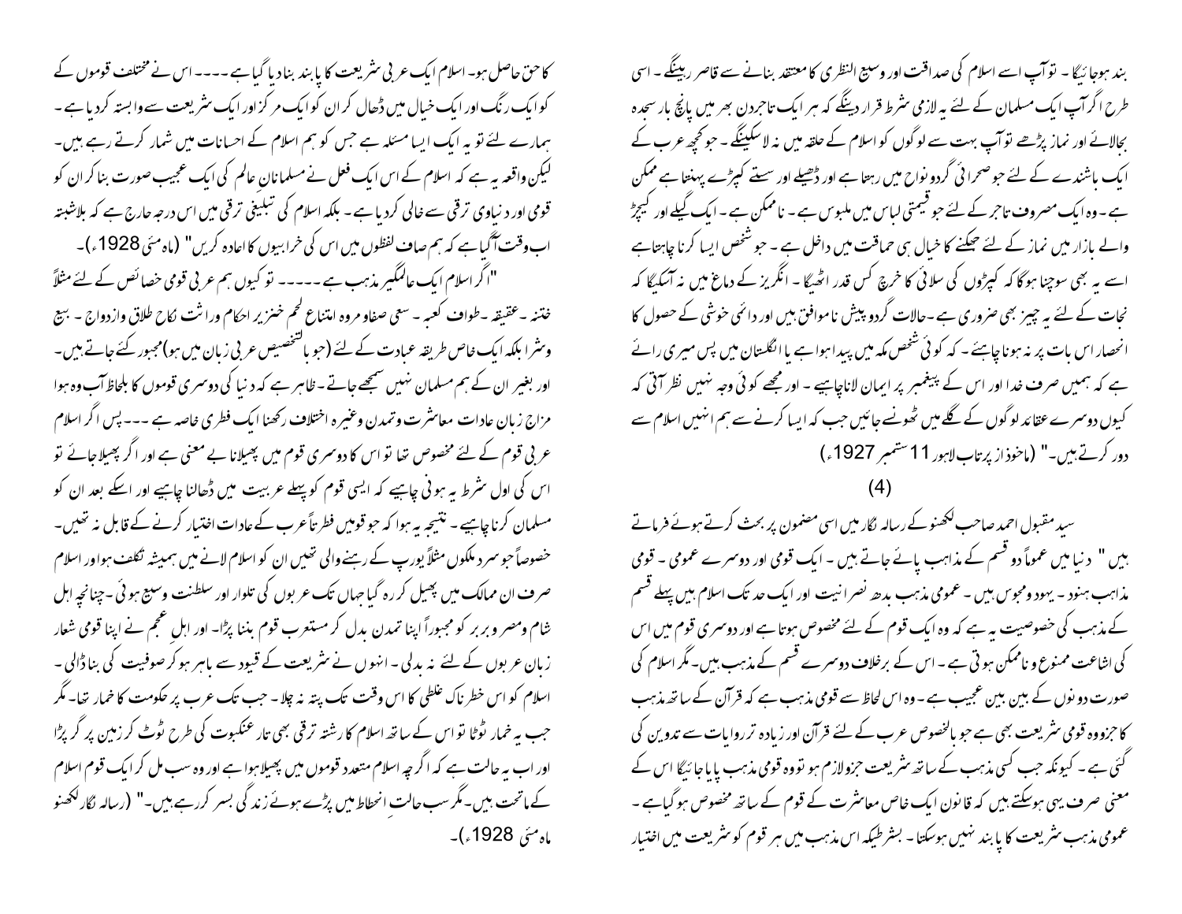بند ہوجائیگا ۔ تو آپ اسے اسلام کی صداقت اور وسیع النظری کا معتقد بنانے سے قاصر رہینگے ۔ اسی طرح اگر آپ ایک مسلمان کے لئے یہ لازمی شرط قرار دینگے کہ ہر ایک تاجر دن بھر میں پانچ بار سجدہ بجالائے اور نماز پڑھے تو آپ بہت سے لوگوں کو اسلام کے حلقہ میں نہ لاسکینگے ۔ جو کچھ عرب کے ایک باشندے کے لئے جو صحرائی گردو نواح میں رہتا ہے اور ڈھیلے اور سستے کپڑے پہنتا ہے ممکن ہے ۔ وہ ایک مصروف تاجر کے لئے جو قیمتی لباس میں ملبوس ہے ۔ ناممکن ہے ۔ ایک گیلے اور کیچڑ والے بازار میں نماز کے لئے جھکنے کا خیال ہی حماقت میں داخل ہے ۔ جو شخص ایسا کرنا چاہتا ہے اسے یہ بھی سوچنا ہوگا کہ کپڑوں کی سلائی کا خرچ کس قدر اٹھیگا ۔ انگریز کے دماغ میں نہ آسکیگا کہ نجات کے لئے یہ چیز بھی ضروری ہے ۔ حالات گردو پیش ناموافق ہیں اور دائمی خوشی کے حصول کا انحصار اس بات پر نہ ہونا چاہئے ۔ کہ کوئی شخص مکہ میں پیدا ہوا ہے یا انگلستان میں پس میری رائے ہے کہ ہمیں صرف خدا اور اس کے پیغمبر پر ایمان لانا چاہیے ۔ اور مجھے کوئی وجہ نہیں نظر آتی کہ کیوں دوسرے عقائد لوگوں کے گلے میں ٹھونسے جائیں جب کہ ایسا کرنے سے ہم انہیں اسلام سے دور کرتے ہیں ۔" (ماخوذ از پرتاب لاہور 11 ستمبر 1927ء)

(4)

سید مقبول احمد صاحب لکھنو کے رسالہ نگار میں اسی مضمون پر بحث کرتے ہوئے فرماتے ہیں " دنیا میں عموماً دو قسم کے مذاہب پائے جاتے ہیں ۔ ایک قومی اور دوسرے عمومی ۔ قومی مذاہب ہنود ۔ یہود ومجوس ہیں ۔ عمومی مذہب بدھ نصرانیت اور ایک حد تک اسلام ہیں پہلے قسم کے مذہب کی خصوصیت یہ ہے کہ وہ ایک قوم کے لئے مخصوص ہوتا ہے اور دوسری قوم میں اس کی اشاعت ممنوع و ناممکن ہوتی ہے ۔ اس کے برخلاف دوسرے قسم کے مذہب ہیں ۔ مگر اسلام کی صورت دونوں کے بین بین عجیب ہے ۔ وہ اس لحاظ سے قومی مذہب ہے کہ قرآن کے ساتھ مذہب کا جزو وہ قومی شریعت بھی ہے جو بالخصوص عرب کے لئے قرآن اور زیادہ تر روایات سے تدوین کی گئی ہے ۔ کیونکہ جب کسی مذہب کے ساتھ شریعت جزو لازم ہو تو وہ قومی مذہب پایا جائیگا اس کے معنی صرف یہی ہوسکتے ہیں کہ قانون ایک خاص معاشرت کے قوم کے ساتھ مخصوص ہو گیا ہے ۔ عمومی مذہب شریعت کا پابند نہیں ہوسکتا ۔ بشرطیکہ اس مذہب میں ہر قوم کو شریعت میں اختیار کا حق حاصل ہو ۔ اسلام ایک عربی شریعت کا پابند بنادیا گیا ہے ---- اس نے مختلف قوموں کے کو ایک رنگ اور ایک خیال میں ڈھال کر ان کو ایک مرکز اور ایک شریعت سے وابستہ کردیا ہے ۔ ہمارے لئے تو یہ ایک ایسا مسئلہ ہے جس کو ہم اسلام کے احسانات میں شمار کرتے رہے ہیں ۔ لیکن واقعہ یہ ہے کہ اسلام کے اس ایک فعل نے مسلمانان عالم کی ایک عجیب صورت بنا کر ان کو قومی اور دنیاوی ترقی سے خالی کردیا ہے ۔ بلکہ اسلام کی تبلیغی ترقی میں اس درجہ حارج ہے کہ بلاشبہ اب وقت آگیا ہے کہ ہم صاف لفظوں میں اس کی خرابیوں کا اعادہ کریں" (ماہ مئی 1928ء)۔

"اگر اسلام ایک عالمگیر مذہب ہے ----- تو کیوں ہم عربی قومی خصائص کے لئے مثلاً ختنہ ۔ عقیقہ ۔ طواف کعبہ ۔ سعی صفا و مروہ امتناع لحم خنزیر احکام وراثت نکاح طلاق وازدواج ۔ بیع وشرا بلکہ ایک خاص طریقہ عبادت کے لئے (جو بالتخصیص عربی زبان میں ہو) مجبور کئے جاتے ہیں ۔ اور بغیر ان کے ہم مسلمان نہیں سمجھے جاتے ۔ ظاہر ہے کہ دنیا کی دوسری قوموں کا بلحاظ آب وہوا مزاج زبان عادات معاشرت وتمدن وغیرہ اختلاف رکھنا ایک فطری خاصہ ہے ---۔ پس اگر اسلام عربی قوم کے لئے مخصوص تھا تو اس کا دوسری قوم میں پھیلانا بے معنی ہے اور اگر پھیلا جائے تو اس کی اول شرط یہ ہونی چاہیے کہ ایسی قوم کو پہلے عربیت میں ڈھالنا چاہیے اور اسکے بعد ان کو مسلمان کرنا چاہیے ۔ نتیجہ یہ ہوا کہ جو قومیں فطرتاً عرب کے عادات اختیار کرنے کے قابل نہ تھیں ۔ خصوصاً جو سرد ملکوں مثلاً یورپ کے رہنے والی تھیں ان کو اسلام لانے میں ہمیشہ تکلف ہوا اور اسلام صرف ان ممالک میں پھیل کر رہ گیا جہاں تک عربوں کی تلوار اور سلطنت وسیع ہوئی ۔ چنانچہ اہل شام ومصر و بربر کو مجبوراً اپنا تمدن بدل کر مستعرب قوم بننا پڑا ۔ اور اہل عجم نے اپنا قومی شعار زبان عربوں کے لئے نہ بدلی ۔ انہوں نے شریعت کے قیود سے باہر ہو کر صوفیت کی بناڈالی ۔ اسلام کو اس خطرناک غلطی کا اس وقت تک پتہ نہ چلا ۔ جب تک عرب پر حکومت کا خمار تھا ۔ مگر جب یہ خمار ٹوٹا تو اس کے ساتھ اسلام کا رشتہ ترقی بھی تار عنکبوت کی طرح ٹوٹ کر زمین پر گر پڑا اور اب یہ حالت ہے کہ اگرچہ اسلام متعدد قوموں میں پھیلا ہوا ہے اور وہ سب مل کر ایک قوم اسلام کے ماتحت ہیں ۔ مگر سب حالت انحطاط میں پڑے ہوئے زندگی بسر کررہے ہیں ۔" (رسالہ نگار لکھنو ماہ مئی 1928ء)۔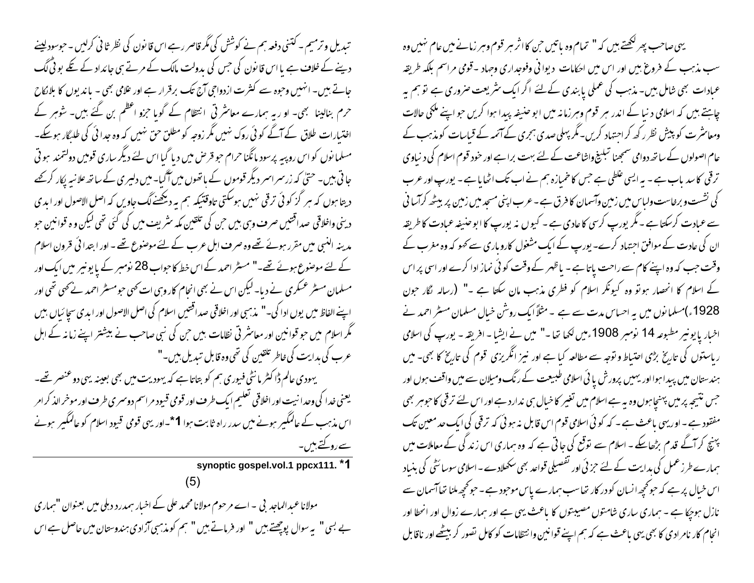یہی صاحب پھر لکھتے ہیں کہ " تمام وہ باتیں جن کا اثر ہر قوم وہر زمانے میں عام نہیں وہ سب مذہب کے فروع ہیں اور اس میں احکامات دیوانی وفوجداری وجہاد ۔قومی مراسم بلکہ طریقہ عبادات بھی شامل ہیں۔ مذہب کی عملی پابندی کے لئے اگر ایک شریعت ضروری ہے تو ہم یہ چاہتے ہیں کہ اسلامی دنیا کے اندر ہر قوم وہر زمانہ میں ابو حنیفہ پیدا ہوا کریں جو اپنے ملکی حالات ومعاشرت کو پیش نظر رکھ کر اجتہاد کریں۔مگر پہلی صدی ہجری کے آئمہ کے قیاسات کومذہب کے عام اصولوں کے ساتھ دوامی سمجھنا تبلیغ واشاعت کے لئے بہت برا ہے اور خود قوم اسلام کی دنیاوی ترقی کا سد باب ہے ۔ یہ ایسی غلطی ہے جس کا خمیازہ ہم نے اب تک اٹھایا ہے ۔ یورپ اور عرب کی نشست وبرخاست ولباس میں زمین وآسمان کا فرق ہے ۔عرب اپنی مسجد میں زمین پر بیٹھ کرآسانی سے عبادت کرسکتا ہے ۔مگر یورپ کرسی کا عادی ہے ۔ کیوں نہ یورپ کا ابو حنیفہ عبادت کا طریقہ ان کی عادت کے موافق اجتہاد کرے۔ یورپ کے ایک مشغول کاروباری سے کہو کہ وہ مغرب کے وقت جب کہ وہ اپنے کام سے راحت پاتا ہے ۔ یا ظہر کے وقت کوئی نماز ادا کرے اور اسی پر اس کے اسلام کا انحصار ہوتو وہ کیونکر اسلام کو فطری مذہب مان سکتا ہے ۔" (رسالہ نگار جون 1928ء)مسلمانوں میں یہ احساس مدت سے ہے ۔ مثلاً ایک روشن خیال مسلمان مسٹر احمد نے اخبار پایونیر مطبوعہ 14 نومبر 1908ء میں لکھا تھا ۔" میں نے ایشیا ۔ افریقہ ۔ یورپ کی اسلامی ریاستوں کی تاریخ بڑی احتیاط وتوجہ سے مطالعہ کیا ہے اور نیز انگریزی قوم کی تاریخ کا بھی۔ میں ہندستان میں پیدا ہوا اور یہیں پرورش پائی اسلامی طبیعت کے رنگ ومیلان سے میں واقف ہوں اور جس نتیجہ پر میں پہنچا ہوں وہ یہ ہے اسلام میں تغیر کا خیال ہی ندارد ہے اور اس لئے ترقی کا جوہر بھی مفقود ہے ۔ اور یہی باعث ہے ۔ کہ کوئی اسلامی قوم اس قابل نہ ہوئی کہ ترقی کی ایک حد معین تک پہنچ کر آگے قدم بڑھاسکے ۔ اسلام سے توقع کی جاتی ہے کہ وہ ہماری اس زندگی کے معاملات میں ہمارے طرز عمل کی ہدایت کے لئے جزئی اور تفصیلی قواعد بھی سکھلادے ۔ اسلامی سوسائٹی کی بنیاد اس خیال پر ہے کہ جو کچھ انسان کو درکار تھا سب ہمارے پاس موجود ہے ۔ جو کچھ ملنا تھا آسمان سے نازل ہوچکا ہے ۔ ہماری ساری شامتوں مصیبتوں کا باعث یہی ہے اور ہمارے زوال اور انحطا اور انجام کار نامرادی کا بھی یہی باعث ہے کہ ہم اپنے قوانین وانتظامات کو کامل تصور کر بیٹھے اور ناقابل

تبدیل وترمیم ۔ کتنی دفعہ ہم نے کوشش کی مگر قاصر رہے اس قانون کی نظر ثانی کرلیں ۔ جو سود لینے دینے کے خلاف ہے یا اس قانون کی جس کی بدولت مالک کے مرتے ہی جائداد کے تکے بوٹی لگ جاتے ہیں۔ انہیں وجوہ سے کثرت ازدواجی آج تک برقرار ہے اور غلامی بھی ۔ باندیوں کا بلانکاح حرم بنالینا بھی۔ اور یہ ہمارے معاشرتی انتظام کے گویا جزو اعظم بن گئے ہیں۔ شوہر کے اختیارات طلاق کے آگے کوئی روک نہیں مگر زوجہ کو مطلق حق نہیں کہ وہ جدائی کی طلبگار ہوسکے۔ مسلمانوں کو اس روپیہ پر سود مانگنا حرام جو قرض میں دیا گیا اس لئے دیگر ساری قومیں دولتمند ہوتی جاتی ہیں ۔ حتیٰ کہ زرسراسر دیگر قوموں کے ہاتھوں میں آگیا۔ میں دلیری کے ساتھ علانیہ پکار کرکھے دیتا ہوں کہ ہر گز کوئی ترقی نہیں ہوسکتی تاوقتیکہ ہم یہ دیکھنے لگ جاویں کہ اصل الاصول اور ابدی دینی واخلاقی صداقتیں صرف وہی ہیں جن کی تلقین مکہ شریف میں کی گئی تھی لیکن وہ قوانین جو مدینہ النبی میں مقرر ہوئے تھے وہ صرف اہل عرب کے لئے موضوع تھے ۔ اور ابتدائی قرون اسلام کے لئے موضوع ہوئے تھے۔" مسٹر احمد کے اس خط کا جواب 28 نومبر کے پایونیر میں ایک اور مسلمان مسٹر عسکری نے دیا۔ لیکن اس نے بھی انجام کار وہی بات کہی جو مسٹر احمد نے کہی تھی اور اپنے الفاظ میں یوں ادا کی۔" مذہبی اور اخلاقی صداقتیں اسلام کی اصل الاصول اور ابدی سچائیاں ہیں مگر اسلام میں جو قوانین اور معاشرتی نظامات ہیں جن کی نبی صاحب نے بیشتر اپنے زمانہ کے اہل عرب کی ہدایت کی خاطر تلقین کی تھی وہ قابل تبدیل ہیں۔"

یہودی عالم ڈاکٹر مانٹی فیوری ہم کو بتاتا ہے کہ یہودیت میں بھی بعینہ یہی دو عنصر تھے۔ یعنی خدا کی وحدانیت اور اخلاقی تعلیم ایک طرف اور قومی قیود مراسم دوسری طرف اور موخر الذکر امر اس مذہب کے عالمگیر ہونے میں سدراہ ثابت ہوا [1]۔اور یہی قومی قیود اسلام کو عالمگیر ہونے سے روکتے ہیں۔

*1. synoptic gospel.vol.1 ppcx111.

(5)

مولانا عبدالماجد بی ۔ اے مرحوم مولانا محمد علی کے اخبار ہمدرد دہلی میں بعنوان "ہماری بے بسی" یہ سوال پوچھتے ہیں " اور فرماتے ہیں " ہم کومذہبی آزادی ہندوستان میں حاصل ہے اس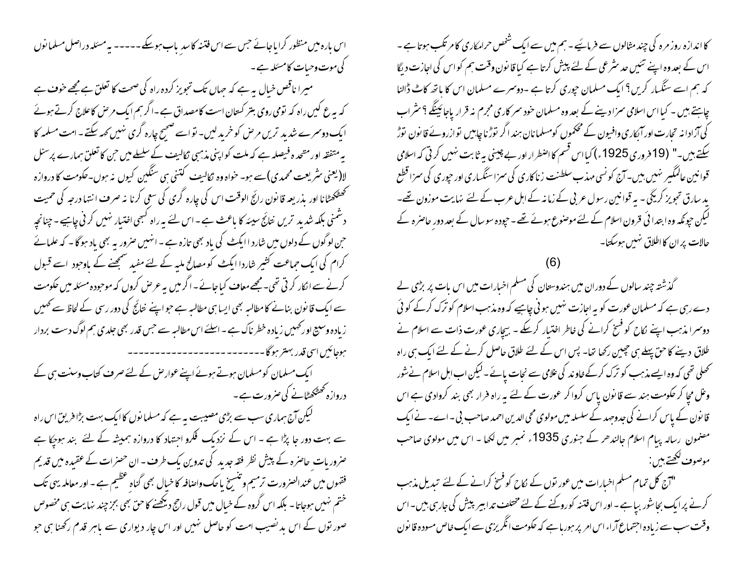کا اندازہ روزمرہ کی چند مثالوں سے فرمائیے۔ ہم میں سے ایک شخص حرامکاری کا مرتکب ہوتا ہے۔ اس کے بعد وہ اپنے تئیں حد شرعی کے لئے پیش کرتا ہے کیا قانون وقت ہم کو اس کی اجازت دیگا کہ ہم اسے سنگسار کریں؟ ایک مسلمان چوری کرتا ہے۔ دوسرے مسلمان اس کا ہاتھ کاٹ ڈالنا چاہتے ہیں۔ کیا اس اسلامی سزا دینے کے بعد وہ مسلمان خود سرکاری مجرم نہ قرار پاجائینگے؟ شراب کی آزادانہ تجارت اور آبکاری وافیون کے محکموں کو مسلمانان ہند اگر توڑنا چاہیں تو ازروئے قانون توڑ سکتے ہیں۔" (19فروری 1925ء) کیا اس قسم کا اضطرار اور بے چینی یہ ثابت نہیں کرتی کہ اسلامی قوانین عالمگیر نہیں ہیں۔ آج کونسی مہذب سلطنت زناکاری کی سزا سنگساری اور چوری کی سزا قطع ید سارق تجویز کریگی۔ یہ قوانین رسول عربی کے زمانہ کے اہل عرب کے لئے نہایت موزون تھے۔ لیکن چونکہ وہ ابتدائی قرون اسلام کے لئے موضوع ہوئے تھے۔ چودہ سو سال کے بعد دور حاضرہ کے حالات پر ان کا اطلاق نہیں ہوسکتا۔

(6)

گذشتہ چند سالوں کے دوران میں ہندوستان کی مسلم اخبارات میں اس بات پر بڑی لے دے رہی ہے کہ مسلمان عورت کو یہ اجازت نہیں ہونی چاہیے کہ وہ مذہب اسلام کو ترک کرکے کوئی دوسرا مذہب اپنے نکاح کو فسخ کرانے کی خاطر اختیار کرسکے۔ بیچاری عورت ذات سے اسلام نے طلاق دینے کا حق پہلے ہی چھین رکھا تھا۔ پس اس کے لئے طلاق حاصل کرنے کے لئے ایک ہی راہ کھلی تھی کہ وہ ایسے مذہب کو ترک کرکے خاوند کی غلامی سے نجات پائے۔ لیکن اب اہل اسلام نے شور وغل مچا کر حکومت ہند سے قانون پاس کروا کر عورت کے لئے یہ راہ فرار بھی بند کروادی ہے اس قانون کے پاس کرانے کی جدوجہد کے سلسلہ میں مولوی محی الدین احمد صاحب بی۔اے۔ نے ایک مضمون رسالہ پیام اسلام جالندھر کے جنوری 1935ء نمبر میں لکھا۔ اس میں مولوی صاحب موصوف لکھتے ہیں:

"آج کل تمام مسلم اخبارات میں عورتوں کے نکاح کو فسخ کرانے کے لئے تبدیل مذہب کرنے پر ایک بجا شور بپا ہے۔ اور اس فتنہ کو روکنے کے لئے مختلف تدابیر پیش کی جارہی ہیں۔ اس وقت سب سے زیادہ اجتماع آراء اس امر پر ہورہا ہے کہ حکومت انگریزی سے ایک خاص مسودہ قانون اس بارہ میں منظور کرایا جائے جس سے اس فتنہ کا سدِ باب ہوسکے ----- یہ مسئلہ دراصل مسلمانوں کی موت وحیات کا مسئلہ ہے۔

میرا ناقص خیال یہ ہے کہ جہاں تک تجویز کردہ راہ کی صحت کا تعلق ہے مجھے خوف ہے کہ یہ ع کیں راہ کہ تو می روی بترکستان است کا مصداق ہے۔ اگر ہم ایک مرض کا علاج کرتے ہوئے ایک دوسرے شدید تریں مرض کو خرید لیں۔ تو اسے صحیح چارہ گری نہیں کہہ سکتے۔ امت مسلمہ کا یہ متفقہ اور متحدہ فیصلہ ہے کہ ملت کو اپنی مذہبی تکالیف کے سلسلے میں جن کا تعلق ہمارے پرسنل لا (یعنی شریعت محمدی) سے ہو۔ خواہ وہ تکالیف کتنی ہی سنگین کیوں نہ ہوں۔ حکومت کا دروازہ کھٹکھٹانا اور بذریعہ قانون رائج الوقت اس کی چارہ گری کی سعی کرنا نہ صرف انتہا درجہ کی حمیت دشمنی بلکہ شدید تریں نتائج سیئہ کا باعث ہے۔ اس لئے یہ راہ کبھی اختیار نہیں کرنی چاہیے۔ چنانچہ جن لوگوں کے دلوں میں شاردا ایکٹ کی یاد بھی تازہ ہے۔ انہیں ضرور یہ بھی یاد ہوگا۔ کہ علمائے کرام کی ایک جماعت کثیر شاردا ایکٹ کو مصالح ملیہ کے لئے مفید سمجھنے کے باوجود اسے قبول کرنے سے انکار کرتی تھی۔ مجھے معاف کیا جائے۔ اگر میں یہ عرض کروں کہ موجودہ مسئلہ میں حکومت سے ایک قانون بنانے کا مطالبہ بھی ایسا ہی مطالبہ ہے جو اپنے نتائج کی دور رسی کے لحاظ سے کہیں زیادہ وسیع اور کہیں زیادہ خطرناک ہے۔ اسلئے اس مطالبہ سے جس قدر بھی جلدی ہم لوگ دست بردار ہوجائیں اسی قدر بہتر ہوگا---------------------------

ایک مسلمان کو مسلمان ہوتے ہوئے اپنے عوارض کے لئے صرف کتاب وسنت ہی کے دروازہ کھٹکھٹانے کی ضرورت ہے۔

لیکن آج ہماری سب سے بڑی مصیبت یہ ہے کہ مسلمانوں کا ایک بہت بڑا فریق اس راہ سے بہت دور جا پڑا ہے۔ اس کے نزدیک فکرو اجتہاد کا دروازہ ہمیشہ کے لئے بند ہوچکا ہے ضروریات حاضرہ کے پیش نظر فقہ جدید کی تدوین یک طرف۔ ان حضرات کے عقیدہ میں قدیم فقہوں میں عندالضرورت ترمیم وتنسیخ یا حک واضافہ کا خیال بھی گناہ عظیم ہے۔ اور معاملہ یہی تک ختم نہیں ہوجاتا۔ بلکہ اس گروہ کے خیال میں قول راجح دیکھنے کا حق بھی بجز چند نہایت ہی مخصوص صورتوں کے اس بدنصیب امت کو حاصل نہیں اور اس چار دیواری سے باہر قدم رکھنا ہی جو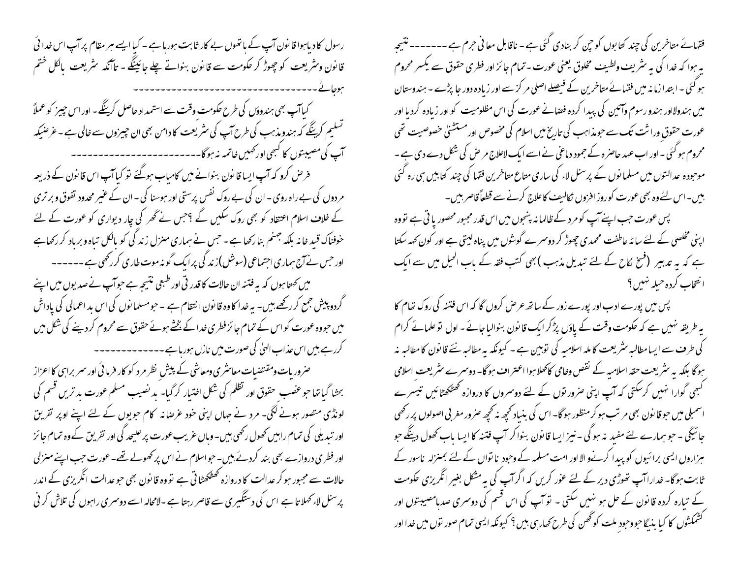فقہائے متاخرین کی چند کتابوں کو چن کر بنادی گئی ہے۔ ناقابل معافی جرم ہے -------۔ نتیجہ یہ ہوا کہ خدا کی یہ شریف ولطیف مخلوق یعنی عورت۔ تمام جائز اور فطری حقوق سے یکسر محروم ہو گئی۔ ابتدا زمانہ میں فقہائے متاخرین کے فیصلے اصلی مرکز سے اور زیادہ دور جا پڑے۔ ہندوستان میں ہندوولااور ہندو رسوم وآئین کی پیدا کردہ فضانے عورت کی اس مظلومیت کو اور زیادہ کردیا اور عورت حقوقِ وراثت تک سے جو مذاہب کی تاریخ میں اسلام کی مخصوص اور مستثنیٰ خصوصیت تھی محروم ہو گئی۔ اور اب عہد حاضرہ کے جمود دماغی نے اسے ایک لاعلاج مرض کی شکل دے دی ہے۔ موجودہ عدالتوں میں مسلمانوں کے پرسنل لاء کی ساری متاع متاخرین فقہا کی چند کتابیں ہی رہ گئی ہیں۔ اس لئے وہ بھی عورت کو روز افزوں تکالیف کا علاج کرنے سے قطعاً قاصر ہیں۔

پس عورت جب اپنے آپ کو مرد کے ظالمانہ پنجوں میں اس قدر مجبور محصور پاتی ہے تو وہ اپنی مخلصی کے لئے سایۂ عاطفت محمدی چھوڑ کر دوسرے گوشوں میں پناہ لیتی ہے اور کون کہہ سکتا ہے کہ یہ تدبیر (فسخ نکاح کے لئے تبدیل مذہب) بھی کتب فقہ کے باب الحیل میں سے ایک انتخاب کردہ حیلہ نہیں؟

پس میں پورے ادب اور پورے زور کے ساتھ عرض کروں گا کہ اس فتنہ کی روک تھام کا یہ طریقہ نہیں ہے کہ حکومت وقت کے پاؤں پڑکر ایک قانون بنوالیا جائے۔ اول تو علمائے کرام کی طرف سے ایسا مطالبہ شریعت کاملہ اسلامیہ کی توہین ہے۔ کیونکہ یہ مطالبہ نئے قانون کا مطالبہ نہ ہوگا بلکہ یہ شریعت حقہ اسلامیہ کے نقص وخامی کا کھلا ہوا اعتراف ہوگا۔ دوسرے شریعت اسلامی کبھی گوارا نہیں کرسکتی کہ آپ اپنی ضرورتوں کے لئے دوسروں کا دروازہ کھٹکھٹائیں تیسرے اسمبلی میں جو قانون بھی مرتب ہو کر منظور ہوگا۔ اس کی بنیاد کچھ نہ کچھ ضرور مغربی اصولوں پر رکھی جائیگی۔ جو ہمارے لئے مفید نہ ہوگی۔ نیز ایسا قانون بنوا کر آپ فتنہ کا ایسا باب کھول دینگے جو ہزاروں ایسی برائیوں کو پیدا کرنے والا اور امت مسلمہ کے وجود ناتواں کے لئے بمنزلہ ناسور کے ثابت ہوگا۔ خدارا آپ تھوڑی دیر کے لئے غور کریں کہ اگر آپ کی یہ مشکل بغیر انگریزی حکومت کے تیارہ کردہ قانون کے حل ہو نہیں سکتی۔ تو آپ کی اس قسم کی دوسری صدہا مصیبتوں اور کشمکشوں کا کیا بنیگا جو وجودِ ملت کو گھن کی طرح کھارہی ہیں؟ کیونکہ ایسی تمام صورتوں میں خدا اور رسول کا دیا ہوا قانون آپ کے ہاتھوں بے کار ثابت ہورہا ہے۔ کیا ایسے ہر مقام پر آپ اس خدائی قانون وشریعت کو چھوڑ کر حکومت سے قانون بنواتے چلے جائینگے۔ تاآنکہ شریعت بالکل ختم ہوجائے ------------------------------------

کیا آپ بھی ہندوؤں کی طرح حکومت وقت سے استمداد حاصل کرینگے۔ اور اس چیز کو عملاً تسلیم کرینگے کہ ہندو مذہب کی طرح آپ کی شریعت کا دامن بھی ان چیزوں سے خالی ہے۔ غرضیکہ آپ کی مصیبتوں کا کبھی اور کہیں خاتمہ نہ ہوگا-----------------------------

فرض کرو کہ آپ ایسا قانون بنوانے میں کامیاب ہوگئے تو کیا آپ اس قانون کے ذریعہ مردوں کی بے راہ روی۔ ان کی بے روک نفس پرستی اور ہوسنا کی۔ ان کے غیر محدود تفوق وبرتری کے خلاف اسلام اعتقاد کو بھی روک سکیں گے؟ جس نے گھر کی چار دیواری کو عورت کے لئے خوفناک قید خانہ بلکہ جہنم بنا رکھا ہے۔ جس نے ہماری منزل زندگی کو بالکل تباہ وبرباد کر رکھا ہے اور جس نے آج ہماری اجتماعی (سوشل) زندگی پر ایک گونہ موت طاری کر رکھی ہے ------

میں کہتا ہوں کہ یہ فتنہ ان حالات کا قدرتی اور طبعی نتیجہ ہے جو آپ نے صدیوں میں اپنے گردوپیش جمع کر رکھے ہیں۔ یہ خدا کا وہ قانون انتقام ہے۔ جو مسلمانوں کی اس بد اعمالی کی پاداش میں جو وہ عورت کو اس کے تمام جائز فطری خدا کے بخشے ہوئے حقوق سے محروم کردینے کی شکل میں کررہے ہیں اس عذاب الہٰی کی صورت میں نازل ہورہا ہے ---------------

ضروریات ومقتضیات معاشری ومعاشی کے پیش نظر مرد کو کارفرمائی اور سربراہی کا اعزاز بخشا گیا تھا جو غصب حقوق اور تظلم کی شکل اختیار کر گیا۔ بدنصیب مسلم عورت بدترین قسم کی لونڈی متصور ہونے لگی۔ مرد نے جہاں اپنی خود غرضانہ کام جوبیوں کے لئے اپنے اوپر تفریق اور تبدیلی کی تمام راہیں کھول رکھی ہیں۔ وہاں غریب عورت پر علیحد گی اور تفریق کے وہ تمام جائز اور فطری دروازے بھی بند کردئے ہیں۔ جو اسلام نے اس پر کھولے تھے۔ عورت جب اپنے منزلی حالات سے مجبور ہو کر عدالت کا دروازہ کھٹکھٹاتی ہے تو وہ قانون بھی جو عدالت انگریزی کے اندر پرسنل لاء کہلاتا ہے اس کی دستگیری سے قاصر رہتا ہے۔ لامحالہ اسے دوسری راہوں کی تلاش کرنی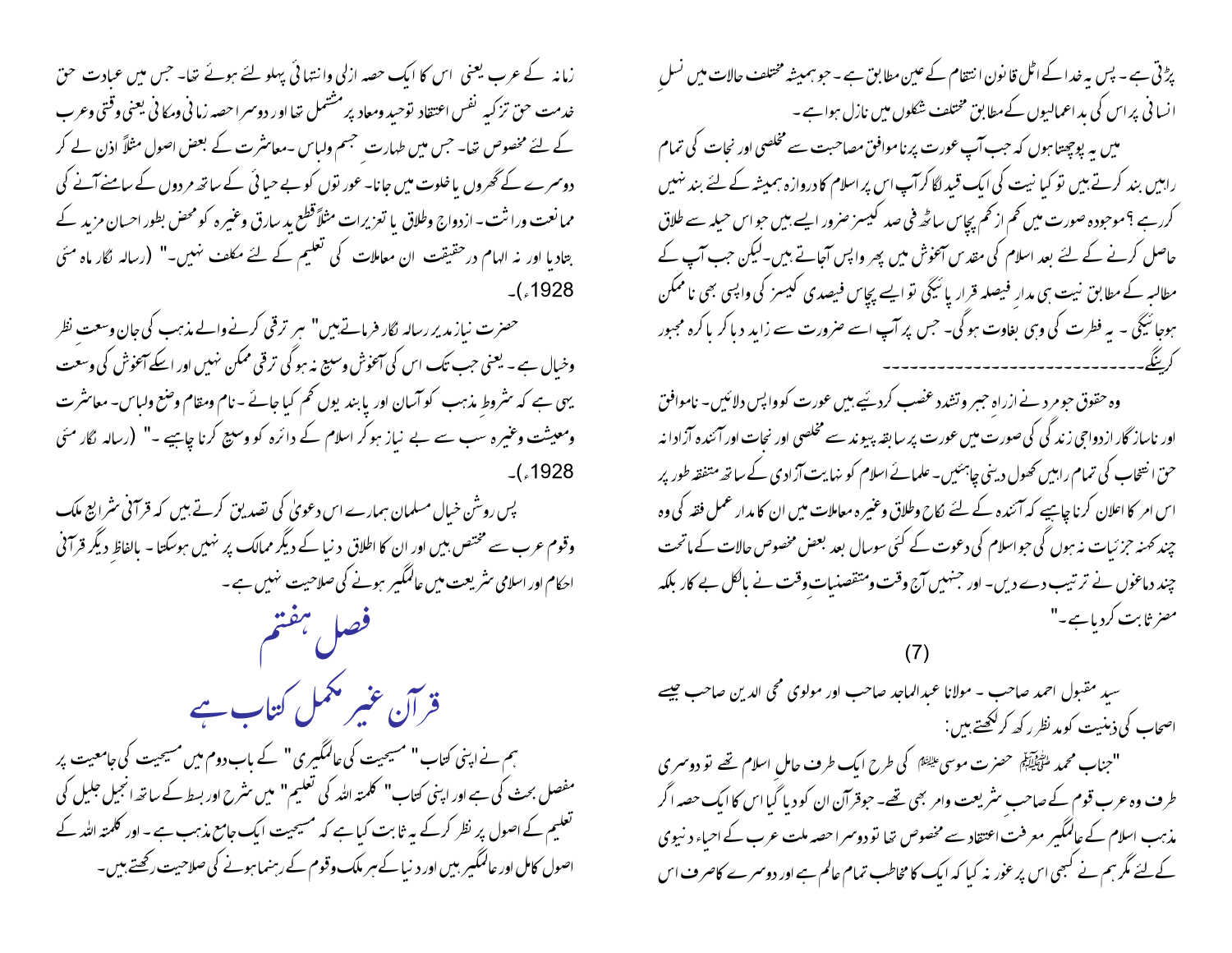پڑتی ہے۔ پس یہ خدا کے اٹل قانون انتقام کے عین مطابق ہے۔ جو ہمیشہ مختلف حالات میں نسلِ انسانی پر اس کی بد اعمالیوں کے مطابق مختلف شکلوں میں نازل ہوا ہے۔

میں یہ پوچھتا ہوں کہ جب آپ عورت پر ناموافق مصاحبت سے مخلصی اور نجات کی تمام راہیں بند کرتے ہیں تو کیا نیت کی ایک قید لگا کر آپ اس پر اسلام کا دروازہ ہمیشہ کے لئے بند نہیں کررہے ؟ موجودہ صورت میں کم از کم پچاس ساٹھ فی صد کیسز ضرور ایسے ہیں جو اس حیلہ سے طلاق حاصل کرنے کے لئے بعد اسلام کی مقدس آغوش میں پھر واپس آجاتے ہیں۔ لیکن جب آپ کے مطالبہ کے مطابق نیت ہی مدارِ فیصلہ قرار پائیگی تو ایسے پچاس فیصدی کیسز کی واپسی بھی ناممکن ہوجائیگی ۔ یہ فطرت کی وہی بغاوت ہوگی۔ جس پر آپ اسے ضرورت سے زاید دبا کر یا کرہ مجبور کرینگے۔

---

وہ حقوق جو مرد نے ازراہِ جبر وتشدد غصب کردئیے ہیں عورت کو واپس دلائیں۔ ناموافق اور ناسازگار ازدواجی زندگی کی صورت میں عورت پر سابقہ پیوند سے مخلصی اور نجات اور آئندہ آزادانہ حق انتخاب کی تمام راہیں کھول دینی چاہئیں۔ علمائے اسلام کو نہایت آزادی کے ساتھ متفقہ طور پر اس امر کا اعلان کرنا چاہیے کہ آئندہ کے لئے نکاح وطلاق وغیرہ معاملات میں ان کا مدار عمل فقہ کی وہ چند کہنہ جزئیات نہ ہوں گی جو اسلام کی دعوت کے کئی سو سال بعد بعض مخصوص حالات کے ماتحت چند دماغوں نے ترتیب دے دیں۔ اور جنہیں آج وقت ومتقضیاتِ وقت نے بالکل بے کار بلکہ مضر ثابت کردیا ہے۔"

(7)

سید مقبول احمد صاحب ۔ مولانا عبدالماجد صاحب اور مولوی محی الدین صاحب جیسے اصحاب کی ذہنیت کو مد نظر رکھ کر لکھتے ہیں:

"جناب محمد ﷺ حضرت موسیٰ علیہ السلام کی طرح ایک طرف حامل اسلام تھے تو دوسری طرف وہ عرب قوم کے صاحبِ شریعت وامر بھی تھے۔ جو قرآن ان کو دیا گیا اس کا ایک حصہ اگر مذہب اسلام کے عالمگیر معرفت اعتقاد سے مخصوص تھا تو دوسرا حصہ ملت عرب کے احیاء دنیوی کے لئے مگر ہم نے کبھی اس پر غور نہ کیا کہ ایک کا مخاطب تمام عالم ہے اور دوسرے کا صرف اس زمانہ کے عرب یعنی اس کا ایک حصہ ازلی وانتہائی پہلو لئے ہوئے تھا۔ جس میں عبادت حق خدمت حق تزکیہ نفس اعتقاد توحید ومعاد پر مشتمل تھا اور دوسرا حصہ زمانی ومکانی یعنی وقتی وعرب کے لئے مخصوص تھا۔ جس میں طہارت جسم ولباس ۔معاشرت کے بعض اصول مثلاً اذن لے کر دوسرے کے گھروں یا خلوت میں جانا۔ عورتوں کو بے حیائی کے ساتھ مردوں کے سامنے آنے کی ممانعت وراثت۔ ازدواج وطلاق یا تعزیرات مثلاً قطع ید سارق وغیرہ کو محض بطور احسان مزید کے بتادیا اور نہ الہام درحقیقت ان معاملات کی تعلیم کے لئے مکلف نہیں۔" (رسالہ نگار ماہ مئی 1928ء)۔

حضرت نیاز مدیر رسالہ نگار فرماتے ہیں" ہر ترقی کرنے والے مذہب کی جان وسعتِ نظر وخیال ہے ۔یعنی جب تک اس کی آغوش وسیع نہ ہو گی ترقی ممکن نہیں اور اسکے آغوش کی وسعت یہی ہے کہ شروطِ مذہب کو آسان اور پابند یوں کم کیا جائے ۔نام ومقام وضع ولباس۔ معاشرت ومعیشت وغیرہ سب سے بے نیاز ہوکر اسلام کے دائرہ کو وسیع کرنا چاہیے ۔" (رسالہ نگار مئی 1928ء)۔

پس روشن خیال مسلمان ہمارے اس دعویٰ کی تصدیق کرتے ہیں کہ قرآنی شرائع ملک وقوم عرب سے مختص ہیں اور ان کا اطلاق دنیا کے دیگر ممالک پر نہیں ہوسکتا ۔ بالفاظِ دیگر قرآنی احکام اور اسلامی شریعت میں عالمگیر ہونے کی صلاحیت نہیں ہے۔

# فصل ہفتم

## قرآن غیر مکمل کتاب ہے

ہم نے اپنی کتاب " مسیحیت کی عالمگیری" کے باب دوم میں مسیحیت کی جامعیت پر مفصل بحث کی ہے اور اپنی کتاب" کلمتہ اللہ کی تعلیم" میں شرح اور بسط کے ساتھ انجیل جلیل کی تعلیم کے اصول پر نظر کرکے یہ ثابت کیا ہے کہ مسیحیت ایک جامع مذہب ہے ۔ اور کلمتہ اللہ کے اصول کامل اور عالمگیر ہیں اور دنیا کے ہر ملک وقوم کے رہنما ہونے کی صلاحیت رکھتے ہیں۔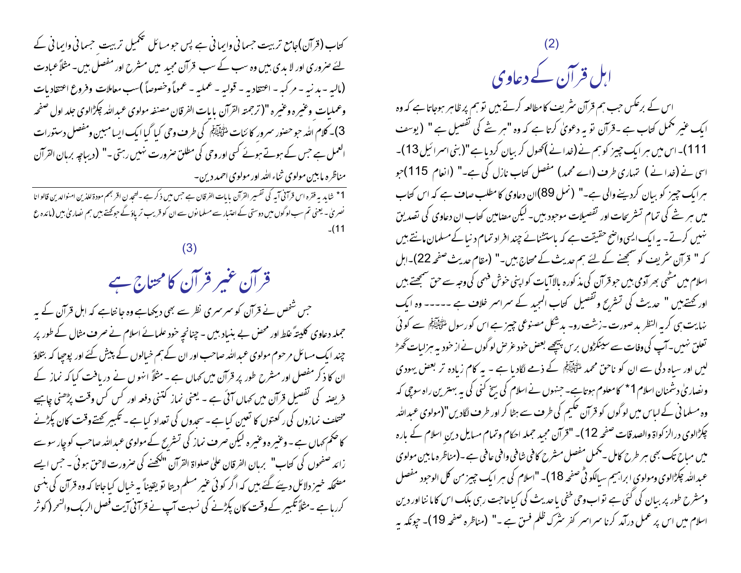## (2)

# اہل قرآن کے دعاوی

اس کے برعکس جب ہم قرآن شریف کا مطالعہ کرتے ہیں تو ہم پر ظاہر ہوجاتا ہے کہ وہ ایک غیر مکمل کتاب ہے ۔قرآن تو یہ دعویٰ کرتا ہے کہ وہ "ہر شے کی تفصیل ہے " (یوسف 111)۔ اس میں ہر ایک چیز کو ہم نے (خدا نے )کھول کر بیان کردیا ہے "(بنی اسرائیل 13)۔ اسی نے (خدا نے ) تمہاری طرف (اے محمد) مفصل کتاب نازل کی ہے۔" (انعام 115)جو ہر ایک چیز کو بیان کردینے والی ہے۔" (نمل 89)ان دعاوی کا مطلب صاف ہے کہ اس کتاب میں ہر شے کی تمام تشریحات اور تفصیلات موجود ہیں۔ لیکن مضامین کتاب ان دعاوی کی تصدیق نہیں کرتے ۔ یہ ایک ایسی واضح حقیقت ہے کہ باستشنائے چند افراد تمام دنیا کے مسلمان مانتے ہیں کہ " قرآن شریف کو سمجھنے کے لئے ہم حدیث کے محتاج ہیں۔" (مقام حدیث صفحہ 22)۔اہل اسلام میں مٹھی بھر آدمی ہیں جو قرآن کی مذکورہ بالاآیات کو اپنی خوش فہمی کی وجہ سے حق سمجھتے ہیں اور کہتے ہیں " حدیث کی تشریح و تفصیل کتاب المجید کے سراسر خلاف ہے -----۔ وہ ایک نہایت ہی کریہ النظر بد صورت ۔زشت رو۔ بدشکل مصنوعی چیز ہے اس کو رسول ﷺ سے کوئی تعلق نہیں۔آپ کی وفات سے سینکڑوں برس پیچھے بعض خود غرض لوگوں نے از خود یہ ہزلیات گھڑ لیں اور سیاہ دلی سے ان کو ناحق محمد ﷺ کے ذمے لگادیا ہے ۔ یہ کام زیادہ تر بعض یہودی ونصاریٰ دشمنان اسلام 1* کا معلوم ہوتاہے۔ جنہوں نے اسلام کی بیخ کنی کی یہ بہترین راہ سوچی کہ وہ مسلمانی کے لباس میں لوگوں کو قرآن حکیم کی طرف سے ہٹا کر اور طرف لگادیں"(مولوی عبداللہ چکڑالوی درالزکواۃ والصدقات صفحہ 12)۔ "قرآن مجید جملہ احکام وتمام مسایل دینِ اسلام کے بارہ میں مباح تک بھی ہر طرح کامل ۔مکمل مفصل مشرح کافی شافی وافی عافی ہے ۔(مناظرہ مابین مولوی عبداللہ چکڑالوی ومولوی ابراہیم سیالکوٹی صفحہ 18)۔ "اسلام کی ہر ایک چیز من کل الوجود مفصل ومشرح طور پر بیان کی گئی ہے تو اب وحی خفی یاحدیث کی کیاحاجت رہی بلکہ اس کا ماننا اور دین اسلام میں اس پر عمل درآمد کرنا سراسر کفر شرک ظلم فسق ہے ۔" (مناظرہ صفحہ 19)۔ چونکہ یہ کتاب (قرآن)جامع تربیت جسمانی وایمانی ہے پس جو مسائل تکمیل تربیتِ جسمانی وایمانی کے لئے ضروری اور لا بدی ہیں وہ سب کے سب قرآن مجید میں مشرح اور مفصل ہیں۔ مثلاً عبادت (مالیہ ۔بدنیہ ۔ مرکبہ ۔ اعتقادیہ ۔ قولیہ ۔ عملیہ ۔ عموماً وخصوصاً )سب معاملات وفروع اعتقادیات وعملیات وغیرہ وغیرہ "(ترجمتہ القرآن بایات الفرقان مصنفہ مولوی عبداللہ چکڑالوی جلد اول صفحہ 3)۔ کلام اللہ جو حضور سرور کائنات ﷺ کی طرف وحی کیا گیا ایک ایسا مبین ومفصل دستورات العمل ہے جس کے ہوتے ہوئے کسی اور وحی کی مطلق ضرورت نہیں رہتی ۔" (دیباچہ برہان القرآن مناظرہ مابین مولوی ثناء اللہ اور مولوی احمد دین۔

1* شاید یہ فقرہ اس قرآنی آیہ کی تفسیر القرآن بایات الفرقان ہے جس میں ذکر ہے ۔لتجدن اقربھم مودۃ للذین امنوالذین قالو انا نصریٰ ۔ یعنی تم سب لوگوں میں دوستی کے اعتبار سے مسلمانوں سے ان کو قریب تر پاؤگے جو کہتے ہیں ہم نصاریٰ ہیں (مائدہ ع 11)۔

## (3)

# قرآن غیر قرآن کا محتاج ہے

جس شخص نے قرآن کو سرسری نظر سے بھی دیکھاہے وہ جانتاہے کہ اہل قرآن کے یہ جملہ دعاوی کلیتہً غلط اور محض بے بنیاد ہیں ۔ چنانچہ خود علمائے اسلام نے صرف مثال کے طور پر چند ایک مسائل مرحوم مولوی عبداللہ صاحب اور ان کے ہم خیالوں کے پیش کئے اور پوچھا کہ بتلاؤ ان کا ذکر مفصل اور مشرح طور پر قرآن میں کہاں ہے ۔ مثلاً انہوں نے دریافت کیا کہ نماز کے فریضہ کی تفصیل قرآن میں کہاں آئی ہے ۔ یعنی نماز کتنی دفعہ اور کس کس وقت پڑھنی چاہیے مختلف نمازوں کی رکعتوں کا تعین کیاہے ۔ سجدوں کی تعداد کیا ہے ۔ تکبیر کہتے وقت کان پکڑنے کا حکم کہاں ہے ۔ وغیرہ وغیرہ لیکن صرف نماز کی تشریح کے مولوی عبداللہ صاحب کو چار سو سے زائد صفحوں کی کتاب" برہان الفرقان علی صلواۃ القرآن "لکھنے کی ضرورت لاحق ہوئی ۔ جس ایسے مضحکہ خیز دلائل دیئے گئے ہیں کہ اگر کوئی غیر مسلم دیتا تو یقیناً یہ خیال کیا جاتا کہ وہ قرآن کی ہنسی کررہا ہے ۔مثلاً تکبیر کے وقت کان پکڑنے کی نسبت آپ نے قرآنی آیت فصل الربک والنحر (کوثر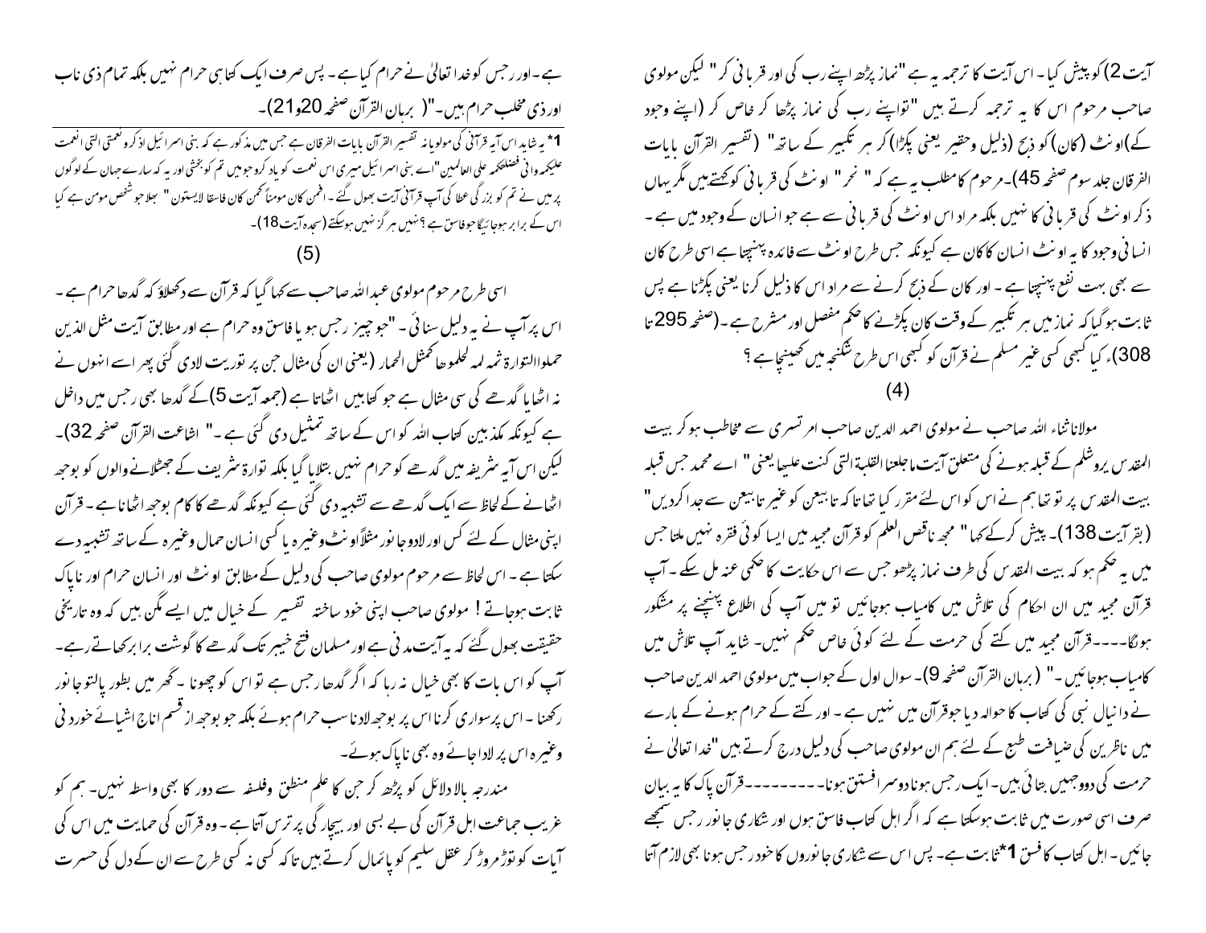آیت 2) کو پیش کیا۔ اس آیت کا ترجمہ یہ ہے "نماز پڑھ اپنے رب کی اور قربانی کر" لیکن مولوی صاحب مرحوم اس کا یہ ترجمہ کرتے ہیں "تواپنے رب کی نماز پڑھا کر خاص کر (اپنے وجود کے) اونٹ (کان) کو ذبح (ذلیل وحقیر یعنی پکڑا) کر ہر تکبیر کے ساتھ" (تفسیر القرآن بآیات الفرقان جلد سوم صفحہ 45)۔ مرحوم کا مطلب یہ ہے کہ " نحر" اونٹ کی قربانی کو کہتے ہیں مگر یہاں ذکر اونٹ کی قربانی کا نہیں بلکہ مراد اس اونٹ کی قربانی سے ہے جو انسان کے وجود میں ہے۔ انسانی وجود کا یہ اونٹ انسان کا کان ہے کیونکہ جس طرح اونٹ سے فائدہ پہنچتا ہے اسی طرح کان سے بھی بہت بہت نفع پہنچتا ہے۔ اور کان کے ذبح کرنے سے مراد اس کا ذلیل کرنا یعنی پکڑنا ہے پس ثابت ہوگیا کہ نماز میں ہر تکبیر کے وقت کان پکڑنے کا حکم مفصل اور مشرح ہے۔ (صفحہ 295 تا 308)۔ کیا کبھی کسی غیر مسلم نے قرآن کو کبھی اس طرح شکنجہ میں کھینچا ہے؟

(4)

مولانا ثناء اللہ صاحب نے مولوی احمد الدین صاحب امرتسری سے مخاطب ہوکر بیت المقدس یروشلم کے قبلہ ہونے کی متعلق آیت ما جعلنا القبلۃ التی کنت علیھا یعنی " اے محمد جس قبلہ بیت المقدس پر تو تھا ہم نے اس کو اس لئے مقرر کیا تھا کہ تابعین کو غیر تابعین سے جدا کردیں" (بقر آیت 138)۔ پیش کرکے کہا " مجھ ناقص العلم کو قرآن مجید میں ایسا کوئی فقرہ نہیں ملتا جس میں یہ حکم ہو کہ بیت المقدس کی طرف نماز پڑھو جس سے اس حکایت کا حکمی عنہ مل سکے۔ آپ قرآن مجید میں ان احکام کی تلاش میں کامیاب ہوجائیں تو میں آپ کی اطلاع پہنچنے پر مشکور ہونگا۔۔۔۔ قرآن مجید میں کتے کی حرمت کے لئے کوئی خاص حکم نہیں۔ شاید آپ تلاش میں کامیاب ہوجائیں۔" (برہان القرآن صفحہ 9)۔ سوال اول کے جواب میں مولوی احمد الدین صاحب نے دانیال نبی کی کتاب کا حوالہ دیا جو قرآن میں نہیں ہے۔ اور کتے کے حرام ہونے کے بارے میں ناظرین کی ضیافت طبع کے لئے ہم ان مولوی صاحب کی دلیل درج کرتے ہیں "خدا تعالیٰ نے حرمت کی دووجہیں بتائی ہیں۔ ایک رجس ہونا دوسرا فسق ہونا۔۔۔۔۔۔۔۔ قرآن پاک کا یہ بیان صرف اسی صورت میں ثابت ہوسکتا ہے کہ اگر اہل کتاب فاسق ہوں اور شکاری جانور رجس سمجھے جائیں۔ اہل کتاب کا فسق 1* ثابت ہے۔ پس اس سے شکاری جانوروں کا خود رجس ہونا بھی لازم آتا ہے۔ اور رجس کو خدا تعالیٰ نے حرام کیا ہے۔ پس صرف ایک کتا ہی حرام نہیں بلکہ تمام ذی ناب اور ذی مخلب حرام ہیں۔" (برہان القرآن صفحہ 20، 21)۔

(5)

اسی طرح مرحوم مولوی عبداللہ صاحب سے کہا گیا کہ قرآن سے دکھلاؤ کہ گدھا حرام ہے۔ اس پر آپ نے یہ دلیل سنائی۔ "جو چیز رجس ہو یا فاسق وہ حرام ہے اور مطابق آیت مثل الذین حملوا التوارۃ ثم لم یحملوھا کمثل الحمار (یعنی ان کی مثال جن پر توریت لادی گئی پھر اسے انہوں نے نہ اٹھایا گدھے کی سی مثال ہے جو کتابیں اٹھاتا ہے (جمعہ آیت 5) کے گدھا بھی رجس میں داخل ہے کیونکہ مکذبین کتاب اللہ کو اس کے ساتھ تمثیل دی گئی ہے۔" اشاعت القرآن صفحہ 32)۔ لیکن اس آیہ شریفہ میں گدھے کو حرام نہیں بتلایا گیا بلکہ توارۃ شریف کے جھٹلانے والوں کو بوجھ اٹھانے کے لحاظ سے ایک گدھے سے تشبیہ دی گئی ہے کیونکہ گدھے کا کام بوجھ اٹھانا ہے۔ قرآن اپنی مثال کے لئے کس اور لادو جانور مثلاً اونٹ وغیرہ یا کسی انسان حمال وغیرہ کے ساتھ تشبیہ دے سکتا ہے۔ اس لحاظ سے مرحوم مولوی صاحب کی دلیل کے مطابق اونٹ اور انسان حرام اور ناپاک ثابت ہوجاتے! مولوی صاحب اپنی خود ساختہ تفسیر کے خیال میں ایسے مگن ہیں کہ وہ تاریخی حقیقت بھول گئے کہ یہ آیت مدنی ہے اور مسلمان فتح خیبر تک گدھے کا گوشت برابر کھاتے رہے۔ آپ کو اس بات کا بھی خیال نہ رہا کہ اگر گدھا رجس ہے تو اس کو چھونا۔ گھر میں بطور پالتو جانور رکھنا۔ اس پر سواری کرنا اس پر بوجھ لادنا سب حرام ہوئے بلکہ جو بوجھ از قسم اناج اشیائے خوردنی وغیرہ اس پر لادا جائے وہ بھی ناپاک ہوئے۔

مندرجہ بالا دلائل کو پڑھ کر جن کا علم منطق وفلسفہ سے دور کا بھی واسطہ نہیں۔ ہم کو غریب جماعت اہل قرآن کی بے بسی اور بیچارگی پر ترس آتا ہے۔ وہ قرآن کی حمایت میں اس کی آیات کو توڑ مروڑ کر عقل سلیم کو پائمال کرتے ہیں تاکہ کسی نہ کسی طرح سے ان کے دل کی حسرت

---

1* یہ شاید اس آیہ قرآنی کی مولویانہ تفسیر القرآن بآیات الفرقان ہے جس میں مذکور ہے کہ بنی اسرائیل اذکرو نعمتی التی انعمت علیکم وانی فضلتکم علی العالمین "اے بنی اسرائیل میری اس نعمت کو یاد کرو جو میں تم کو بخشی اور یہ کہ سارے جہان کے لوگوں پر میں نے تم کو بزرگی عطا کی آپ قرآنی آیت بھول گئے۔ افمن کان مومناً کمن کان فاسقا لایستون " بھلا جو شخص مومن ہے کیا اس کے برابر ہوجائیگا جو فاسق ہے؟ نہیں ہرگز نہیں ہوسکتے (سجدہ آیت 18)۔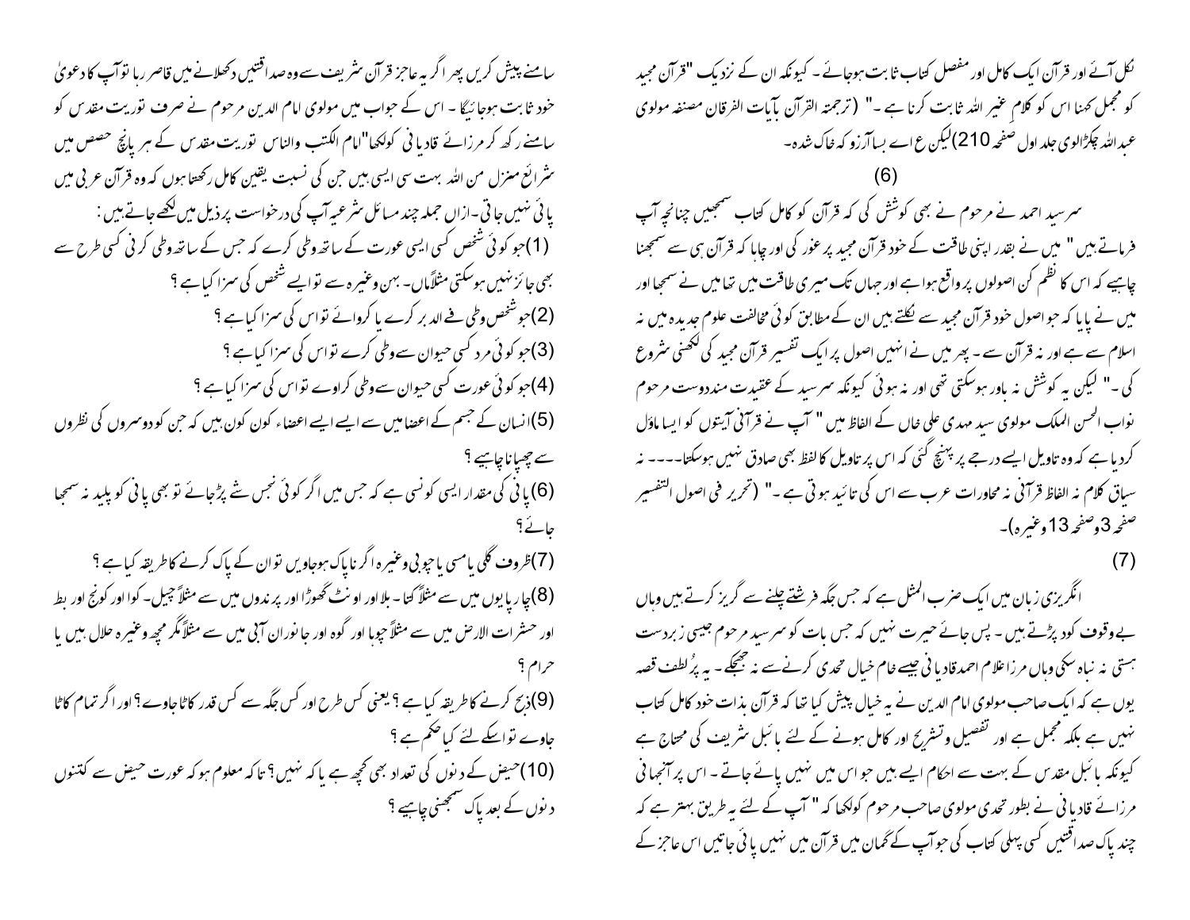نکل آئے اور قرآن ایک کامل اور مفصل کتاب ثابت ہوجائے ۔ کیونکہ ان کے نزدیک "قرآن مجید کو مجمل کہنا اس کو کلام غیر اللہ ثابت کرنا ہے ۔" (ترجمتہ القرآن بآیات الفرقان مصنفہ مولوی عبد اللہ چکڑالوی جلد اول صفحہ 210)لیکن ع اے بسا آرزو کہ خاک شدہ۔

(6)

سرسید احمد نے مرحوم نے بھی کوشش کی کہ قرآن کو کامل کتاب سمجھیں چنانچہ آپ فرماتے ہیں " میں نے بقدر اپنی طاقت کے خود قرآن مجید پر غور کی اور چاہا کہ قرآن ہی سے سمجھنا چاہیے کہ اس کا نظم کن اصولوں پر واقع ہوا ہے اور جہاں تک میری طاقت میں تھا میں نے سمجھا اور میں نے پایا کہ جو اصول خود قرآن مجید سے نکلتے ہیں ان کے مطابق کوئی مخالفت علوم جدیدہ میں نہ اسلام سے ہے اور نہ قرآن سے ۔ پھر میں نے انہیں اصول پر ایک تفسیر قرآن مجید کی لکھنی شروع کی ۔" لیکن یہ کوشش نہ باور ہوسکتی تھی اور نہ ہوئی کیونکہ سرسید کے عقیدت مند دوست مرحوم نواب الحسن الملک مولوی سید مہدی علی خاں کے الفاظ میں " آپ نے قرآنی آیتوں کو ایسا ماؤل کردیا ہے کہ وہ تاویل ایسے درجے پر پہنچ گئی کہ اس پر تاویل کا لفظ بھی صادق نہیں ہوسکتا۔۔۔۔ نہ سیاق کلام نہ الفاظ قرآنی نہ محاورات عرب سے اس کی تائید ہوتی ہے ۔" (تحریر فی اصول التفسیر صفحہ 3وصفحہ 13وغیرہ)۔

(7)

انگریزی زبان میں ایک ضرب المثل ہے کہ جس جگہ فرشتے چلنے سے گریز کرتے ہیں وہاں بے وقوف کود پڑتے ہیں ۔ پس جائے حیرت نہیں کہ جس بات کو سرسید مرحوم جیسی زبردست ہستی نہ نباہ سکی وہاں مرزا غلام احمد قادیانی جیسے خام خیال تحدی کرنے سے نہ جھجکے ۔ یہ پُر لطف قصہ یوں ہے کہ ایک صاحب مولوی امام الدین نے یہ خیال پیش کیا تھا کہ قرآن بذات خود کامل کتاب نہیں ہے بلکہ مجمل ہے اور تفصیل وتشریح اور کامل ہونے کے لئے بائبل شریف کی محتاج ہے کیونکہ بائبل مقدس کے بہت سے احکام ایسے ہیں جو اس میں نہیں پائے جاتے ۔ اس پر آنجہانی مرزائے قادیانی نے بطور تحدی مولوی صاحب مرحوم کو لکھا کہ " آپ کے لئے یہ طریق بہتر ہے کہ چند پاک صداقتیں کسی پہلی کتاب کی جو آپ کے گمان میں قرآن میں نہیں پائی جاتیں اس عاجز کے سامنے پیش کریں پھر اگر یہ عاجز قرآن شریف سے وہ صداقتیں دکھلانے میں قاصر رہا تو آپ کا دعویٰ خود ثابت ہوجائیگا ۔ اس کے جواب میں مولوی امام الدین مرحوم نے صرف توریت مقدس کو سامنے رکھ کر مرزائے قادیانی کو لکھا "امام الکتب والناس توریت مقدس کے ہر پانچ حصص میں شرائع منزل من اللہ بہت سی ایسی ہیں جن کی نسبت یقین کامل رکھتا ہوں کہ وہ قرآن عربی میں پائی نہیں جاتی ۔ازاں جملہ چند مسائل شرعیہ آپ کی درخواست پر ذیل میں لکھے جاتے ہیں :

(1)جو کوئی شخص کسی ایسی عورت کے ساتھ وطی کرے کہ جس کے ساتھ وطی کرنی کسی طرح سے بھی جائز نہیں ہوسکتی مثلاً ماں۔ بہن وغیرہ سے تو ایسے شخص کی سزا کیا ہے ؟

(2)جو شخص وطی فے الدبر کرے یا کروائے تو اس کی سزا کیا ہے ؟

(3)جو کوئی مرد کسی حیوان سے وطی کرے تو اس کی سزا کیا ہے ؟

(4)جو کوئی عورت کسی حیوان سے وطی کراوے تو اس کی سزا کیا ہے ؟

(5)انسان کے جسم کے اعضا میں سے ایسے ایسے اعضاء کون کون ہیں کہ جن کو دوسروں کی نظروں سے چھپانا چاہیے ؟

(6)پانی کی مقدار ایسی کونسی ہے کہ جس میں اگر کوئی نجس شے پڑجائے تو بھی پانی کو پلید نہ سمجھا جائے ؟

(7)ظروف گلی یا مسی یا چوبی وغیرہ اگر ناپاک ہوجاویں تو ان کے پاک کرنے کا طریقہ کیا ہے ؟

(8)چارپایوں میں سے مثلاً کتا ۔ بلا اور اونٹ گھوڑا اور پرندوں میں سے مثلاً چیل۔ کوا اور کونج اور بط اور حشرات الارض میں سے مثلاً چوہا اور گوہ اور جانوران آبی میں سے مثلاً مگر مچھ وغیرہ حلال ہیں یا حرام ؟

(9)ذبح کرنے کا طریقہ کیا ہے ؟ یعنی کس طرح اور کس جگہ سے کس قدر کاٹا جاوے ؟ اور اگر تمام کاٹا جاوے تو اسکے لئے کیا حکم ہے ؟

(10)حیض کے دنوں کی تعداد بھی کچھ ہے یا کہ نہیں ؟ تاکہ معلوم ہو کہ عورت حیض سے کتنوں دنوں کے بعد پاک سمجھنی چاہیے ؟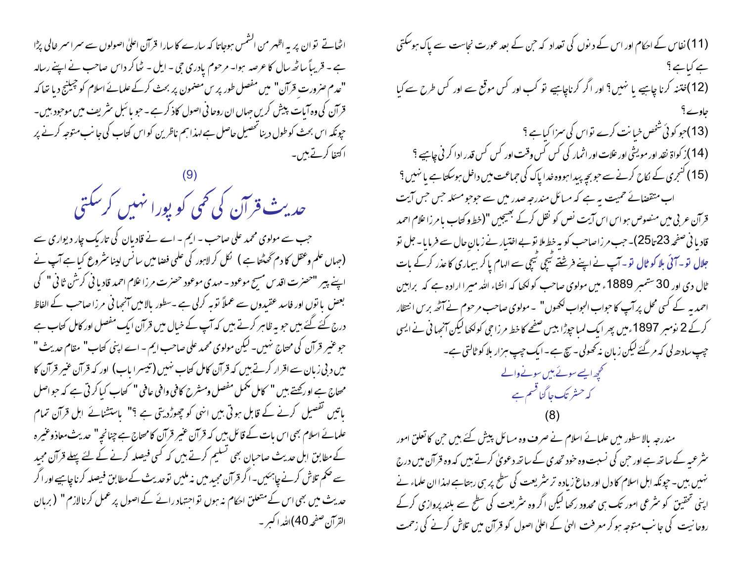(11) نفاس کے احکام اور اس کے دنوں کی تعداد کہ جن کے بعد عورت نجاست سے پاک ہوسکتی ہے کیا ہے ؟

(12) ختنہ کرنا چاہیے یا نہیں؟ اور اگر کرنا چاہیے تو کب اور کس موقع سے اور کس طرح سے کیا جاوے ؟

(13) جو کوئی شخص خیانت کرے تو اس کی سزا کیا ہے ؟

(14) زکواۃ نقد اور مویشی اور غلات اور اثمار کی کس کس وقت اور کس کس قدر ادا کرنی چاہیے ؟

(15) کنجری کے نکاح کرنے سے جو بچہ پیدا ہووہ خدا پاک کی جماعت میں داخل ہوسکتا ہے یا نہیں ؟

اب متقضائے حمیت یہ ہے کہ مسائل مندرجہ صدر میں سے جو جو مسئلہ جس جس آیت قرآن عربی میں منصوص ہو اس اس آیت نص کو نقل کرکے بھیجیں "(خط وکتاب با مرزا غلام احمد قادیانی صفحہ 23تا25)۔ جب مرزا صاحب کو یہ خط ملا تو بے اختیار نے زبان حال سے فرمایا۔ جل تو جلال تو۔آئی بلا کو ٹال تو۔آپ نے اپنے فرشتے ٹیچی ٹیچی سے الہام پا کر بیماری کا عذر کرکے بات ٹال دی اور 30 ستمبر 1889ء میں مولوی صاحب کو لکھا کہ انشاء اللہ میرا ارادہ ہے کہ براہین احمدیہ کے کسی محل پر آپ کا جواب الجواب لکھوں" ۔ مولوی صاحب مرحوم نے آٹھ برس انتظار کرکے 2 نومبر 1897ء میں پھر ایک لمبا چوڑا بیس صفحے کا خط مرزا جی کو لکھا لیکن آنجہانی نے ایسی چپ سادھ لی کہ مرگئے لیکن زبان نہ کھولی۔ سچ ہے۔ایک چپ ہزار بلا کو ٹالتی ہے۔

کچھ ایسے سوئے ہیں سونے والے
کہ حشر تک جاگنا قسم ہے

(8)

مندرجہ بالا سطور میں علمائے اسلام نے صرف وہ مسائل پیش کئے ہیں جن کا تعلق امور شرعیہ کے ساتھ ہے اور جن کی نسبت وہ خود تحدی کے ساتھ دعویٰ کرتے ہیں کہ وہ قرآن میں درج نہیں ہیں۔ چونکہ اہل اسلام کا دل اور دماغ زیادہ تر شریعت کی سطح پر ہی رہتا ہے لہذا ان علماء نے اپنی تحقیق کو شرعی امور تک ہی محدود رکھا لیکن اگر وہ شریعت کی سطح سے بلند پروازی کرکے روحانیت کی جانب متوجہ ہو کر معرفت الہیٰ کے اعلیٰ اصول کو قرآن میں تلاش کرنے کی زحمت اٹھاتے تو ان پر یہ اظہر من الشمس ہوجاتا کہ سارے کا سارا قرآن اعلیٰ اصولوں سے سراسر خالی پڑا ہے۔ قریباً ساٹھ سال کا عرصہ ہوا۔ مرحوم پادری جی۔ ایل۔ ٹھاکر داس صاحب نے اپنے رسالہ "عدم ضرورت قرآن" میں مفصل طور پر س مضمون پر بحث کرکے علمائے اسلام کو چیلنج دیا تھا کہ قرآن کی وہ آیات پیش کریں جہاں ان روحانی اصول کا ذکر ہے۔ جو بائبل شریف میں موجود ہیں۔ چونکہ اس بحث کو طول دینا تحصیل حاصل ہے لہذا ہم ناظرین کو اس کتاب کی جانب متوجہ کرنے پر اکتفا کرتے ہیں۔

(9)

## حدیث قرآن کی کمی کو پورا نہیں کرسکتی

جب سے مولوی محمد علی صاحب۔ ایم۔ اے نے قادیان کی تاریک چار دیواری سے (جہاں علم وعقل کا دم گھٹتا ہے ) نکل کر لاہور کی علمی فضا میں سانس لینا شروع کیا ہے آپ نے اپنے پیر "حضرت اقدس مسیح موعود۔ مہدی موعود حضرت مرزا غلام احمد قادیانی کرشن ثانی" کی بعض باتوں اور فاسد عقیدوں سے عملاً توبہ کرلی ہے۔ سطور بالا میں آنجہانی مرزا صاحب کے الفاظ درج کئے گئے ہیں جو یہ ظاہر کرتے ہیں کہ آپ کے خیال میں قرآن ایک مفصل اور کامل کتاب ہے جو غیر قرآن کی محتاج نہیں۔ لیکن مولوی محمد علی صاحب ایم۔ اے اپنی کتاب" مقام حدیث " میں دبی زبان سے اقرار کرتے ہیں کہ قرآن کامل کتاب نہیں (تیسرا باب) اور کہ قرآن غیر قرآن کا محتاج ہے اور رکھتے ہیں " کامل مکمل مفصل ومشرح کافی وافی عافی " کتاب کیا کرتی ہے کہ جو اصل باتیں تفصیل کرنے کے قابل ہوتی ہیں انہی کو چھوڑدیتی ہے ؟" باستثنائے اہل قرآن تمام علمائے اسلام بھی اس بات کے قائل ہیں کہ قرآن غیر قرآن کا محتاج ہے چنانچہ" حدیث معاذ وغیرہ کے مطابق اہل حدیث صاحبان بھی تسلیم کرتے ہیں کہ کسی فیصلہ کرنے کے لئے پہلے قرآن مجید سے حکم تلاش کرنے چاہئیں۔ اگر قرآن مجید میں نہ ملیں تو حدیث کے مطابق فیصلہ کرنا چاہیے اور اگر حدیث میں بھی اس کے متعلق احکام نہ ہوں تو اجتہاد رائے کے اصول پر عمل کرنا لازم" (برہان القرآن صفحہ 40) اللہ اکبر۔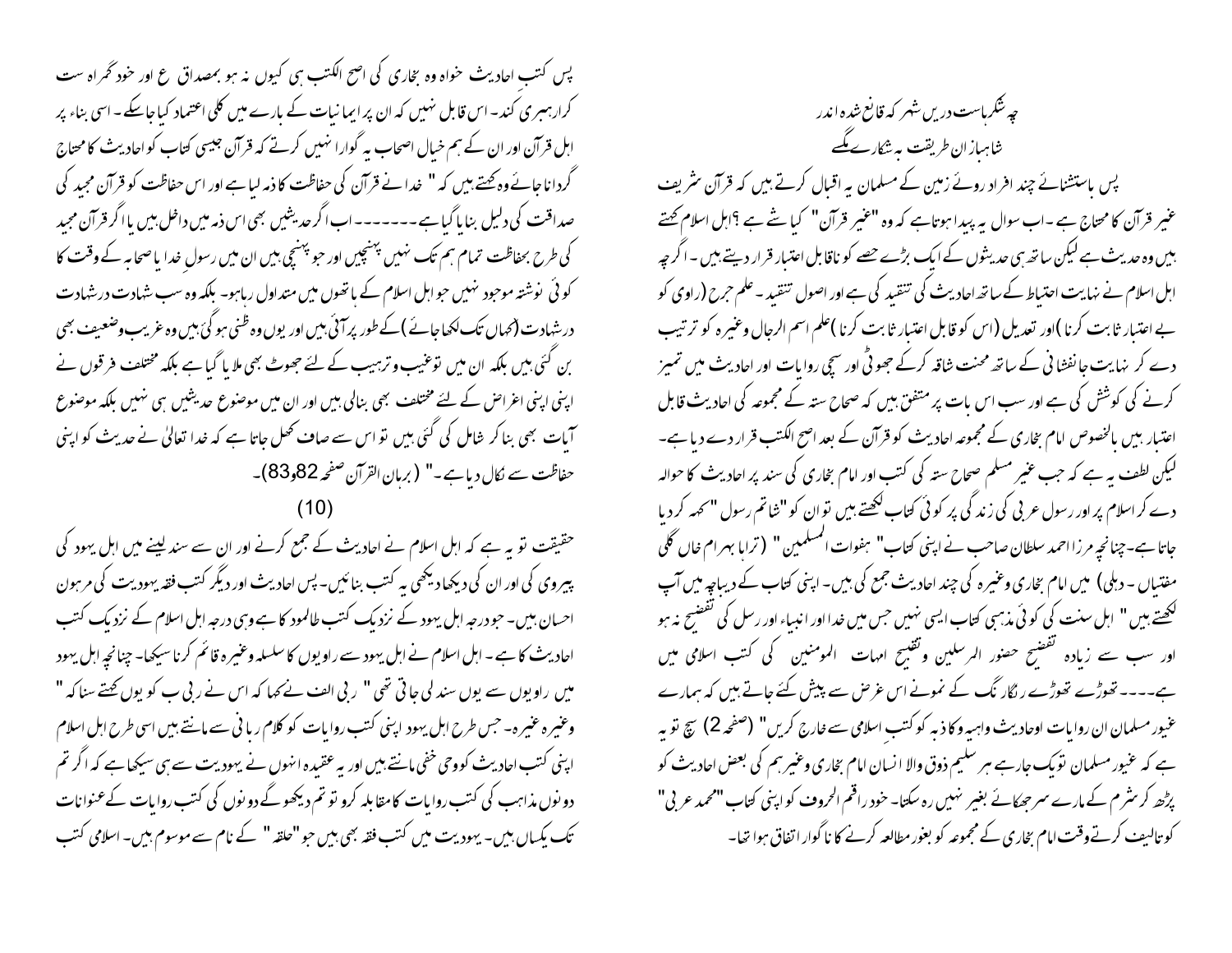چہ شکر ہاست دریں شہر کہ قانع شدہ اندر
شاہباز ان طریقت بہ شکارے مگسے

پس باستثنائے چند افراد روئے زمین کے مسلمان یہ اقبال کرتے ہیں کہ قرآن شریف غیر قرآن کا محتاج ہے۔اب سوال یہ پیدا ہوتا ہے کہ وہ "غیر قرآن" کیا شے ہے ؟ اہل اسلام کہتے ہیں وہ حدیث ہے لیکن ساتھ ہی حدیثوں کے ایک بڑے حصے کو ناقابل اعتبار قرار دیتے ہیں۔اگرچہ اہل اسلام نے نہایت احتیاط کے ساتھ احادیث کی تنقید کی ہے اور اصول تنقید۔علم جرح (راوی کو بے اعتبار ثابت کرنا )اور تعدیل (اس کو قابل اعتبار ثابت کرنا )علم اسم الرجال وغیرہ کو ترتیب دے کر نہایت جانفشانی کے ساتھ محنت شاقہ کرکے جھوٹی اور سچی روایات اور احادیث میں تمیز کرنے کی کوشش کی ہے اور سب اس بات پر متفق ہیں کہ صحاح ستہ کے مجموعہ کی احادیث قابل اعتبار ہیں بالخصوص امام بخاری کے مجموعہ احادیث کو قرآن کے بعد اصح الکتب قرار دے دیا ہے۔لیکن لطف یہ ہے کہ جب غیر مسلم صحاح ستہ کی کتب اور امام بخاری کی سند پر احادیث کا حوالہ دے کر اسلام پر اور رسول عربی کی زندگی پر کوئی کتاب لکھتے ہیں تو ان کو "شاتم رسول "کہہ کر دیا جاتا ہے۔چنانچہ مرزا احمد سلطان صاحب نے اپنی کتاب" ہفوات المسلمین " (تراہا بھرام خاں گلی مقتیاں۔دہلی) میں امام بخاری وغیرہ کی چند احادیث جمع کی ہیں۔اپنی کتاب کے دیباچہ میں آپ لکھتے ہیں " اہل سنت کی کوئی مذہبی کتاب ایسی نہیں جس میں خدا اور انبیاء اور رسل کی تفضیح نہ ہو اور سب سے زیادہ تفضیح حضور المرسلین و تفضیح امہات المومنین کی کتب اسلامی میں ہے۔۔۔۔تھوڑے تھوڑے رنگارنگ کے نمونے اس غرض سے پیش کئے جاتے ہیں کہ ہمارے غیور مسلمان ان روایات اوحادیث واہیہ وکاذبہ کو کتب اسلامی سے خارج کریں" (صفحہ 2) سچ تو یہ ہے کہ غیور مسلمان تو یک جارہے ہر سلیم ذوق والا انسان امام بخاری وغیرہم کی بعض احادیث کو پڑھ کر شرم کے مارے سر جھکائے بغیر نہیں رہ سکتا۔خود راقم الحروف کو اپنی کتاب "محمد عربی" کو تالیف کرتے وقت امام بخاری کے مجموعہ کو بغور مطالعہ کرنے کا ناگوار اتفاق ہوا تھا۔

پس کتب احادیث خواہ وہ بخاری کی اصح الکتب ہی کیوں نہ ہو بمصداق ع اور خود گمراہ ست کرا رہبری کند۔اس قابل نہیں کہ ان پر ایمانیات کے بارے میں کلی اعتماد کیا جاسکے۔اسی بناء پر اہل قرآن اور ان کے ہم خیال اصحاب یہ گوارا نہیں کرتے کہ قرآن جیسی کتاب کو احادیث کا محتاج گردانا جائے وہ کہتے ہیں کہ " خدا نے قرآن کی حفاظت کا ذمہ لیا ہے اور اس حفاظت کو قرآن مجید کی صداقت کی دلیل بنایا گیا ہے ------- اب اگر حدیثیں بھی اس ذمہ میں داخل ہیں یا اگر قرآن مجید کی طرح بحفاظت تمام ہم تک نہیں پہنچیں اور جو پہنچی ہیں ان میں رسول خدا یا صحابہ کے وقت کا کوئی نوشتہ موجود نہیں جو اہل اسلام کے ہاتھوں میں متداول رہا ہو۔بلکہ وہ سب شہادت در شہادت (کہاں تک لکھا جائے ) کے طور پر آئی ہیں اور یوں وہ ظنی ہو گئی ہیں وہ غریب وضعیف بھی بن گئی ہیں بلکہ ان میں توغیب وترہیب کے لئے جھوٹ بھی ملا یا گیا ہے بلکہ مختلف فرقوں نے اپنی اپنی اغراض کے لئے مختلف بھی بنالی ہیں اور ان میں موضوع حدیثیں ہی نہیں بلکہ موضوع آیات بھی بنا کر شامل کی گئی ہیں تو اس سے صاف کھل جاتا ہے کہ خدا تعالیٰ نے حدیث کو اپنی حفاظت سے نکال دیا ہے۔" ( برہان القرآن صفحہ 82و83)۔

(10)

حقیقت تو یہ ہے کہ اہل اسلام نے احادیث کے جمع کرنے اور ان سے سند لینے میں اہل یہود کی پیروی کی اور ان کی دیکھا دیکھی یہ کتب بنائیں۔پس احادیث اور دیگر کتب فقہ یہودیت کی مرہون احسان ہیں۔جو درجہ اہل یہود کے نزدیک کتب طالمود کا ہے وہی درجہ اہل اسلام کے نزدیک کتب احادیث کا ہے۔اہل اسلام نے اہل یہود سے راویوں کا سلسلہ وغیرہ قائم کرنا سیکھا۔چنانچہ اہل یہود میں راویوں سے یوں سند لی جاتی تھی " ربی الف نے کہا کہ اس نے ربی ب کو یوں کہتے سنا کہ " وغیرہ وغیرہ۔جس طرح اہل یہود اپنی کتب روایات کو کلام ربانی سے مانتے ہیں اسی طرح اہل اسلام اپنی کتب احادیث کو وحی خفی مانتے ہیں اور یہ عقیدہ انہوں نے یہودیت سے ہی سیکھا ہے کہ اگر تم دونوں مذاہب کی کتب روایات کا مقابلہ کرو تو تم دیکھو گے دونوں کی کتب روایات کے عنوانات تک یکساں ہیں۔یہودیت میں کتب فقہ بھی ہیں جو "حلقہ " کے نام سے موسوم ہیں۔اسلامی کتب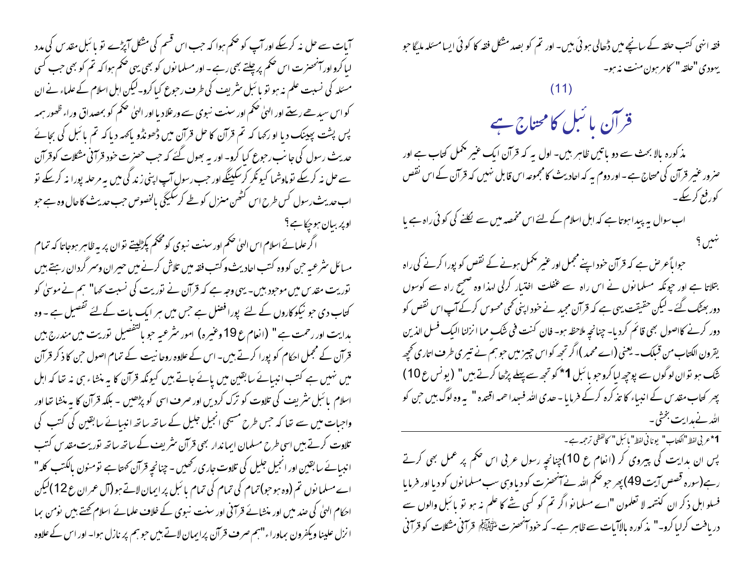فقہ انہی کتب حلقہ کے سانچے میں ڈھالی ہوئی ہیں۔ اور تم کو بصد مشکل فقہ کا کوئی ایسا مسئلہ ملیگا جو یہودی "حلقہ" کا مرہون منت نہ ہو۔

(11)

## قرآن بائبل کا محتاج ہے

مذکورہ بالا بحث سے دو باتیں ظاہر ہیں۔ اول یہ کہ قرآن ایک غیر مکمل کتاب ہے اور ضرور غیر قرآن کی محتاج ہے۔ اور دوم یہ کہ احادیث کا مجموعہ اس قابل نہیں کہ قرآن کے اس نقص کو رفع کرسکے۔

اب سوال یہ پیدا ہوتا ہے کہ اہل اسلام کے لئے اس مخمصہ میں سے نکلنے کی کوئی راہ ہے یا نہیں ؟

جواباً عرض ہے کہ قرآن خود اپنے مجمل اور غیر مکمل ہونے کے نقص کو پورا کرنے کی راہ بتلاتا ہے اور چونکہ مسلمانوں نے اس راہ سے غفلت اختیار کرلی لہذا وہ صحیح راہ سے کوسوں دور بھٹک گئے۔ لیکن حقیقت یہی ہے کہ قرآن مجید نے خود اپنی کمی محسوس کرکے آپ اس نقص کو دور کرنے کا اصول بھی قائم کردیا۔ چنانچہ ملاحظہ ہو۔ فان کنت فی شک مما انزلنا الیک فسل الذین یقرون الکتاب من قبلک۔ یعنی (اے محمد) اگر تجھ کو اس چیز میں جو ہم نے تیری طرف اتاری کچھ شک ہو تو ان لوگوں سے پوچھ لیا کرو جو بائبل [1] کو تجھ سے پہلے پڑھا کرتے ہیں" (یونس ع 10) پھر کتاب مقدس کے انبیاء کا تذکرہ کرکے فرمایا۔ ھدی اللہ فبھدا ھمہ اقتدہ " یہ وہ لوگ ہیں جن کو اللہ نے ہدایت بخشی۔

پس ان ہدایت کی پیروی کر (انعام ع 10) چنانچہ رسول عربی اس حکم پر عمل بھی کرتے رہے (سورہ قصص آیت 49) پھر جو حکم اللہ نے آنحضرت کو دیا وہی سب مسلمانوں کو دیا اور فرمایا فسلو اہل ذکر ان کنتمہ لا تعلمون "اے مسلمانو اگر تم کو کسی شے کا علم نہ ہو تو بائبل والوں سے دریافت کرلیا کرو۔" مذکورہ بالا آیات سے ظاہر ہے۔ کہ خود آنحضرت ﷺ قرآنی مشکلات کو قرآنی آیات سے حل نہ کرسکے اور آپ کو حکم ہوا کہ جب اس قسم کی مشکل آپڑے تو بائبل مقدس کی مدد لیا کرو اور آنحضرت اس حکم پر چلتے بھی رہے۔ اور مسلمانوں کو بھی یہی حکم ہوا کہ تم کو بھی جب کسی مسئلہ کی نسبت علم نہ ہو تو بائبل شریف کی طرف رجوع کیا کرو۔ لیکن اہل اسلام کے علماء نے ان کو اس سیدھے رستے اور الہیٰ حکم اور سنت نبوی سے ورغلادیا اور الہیٰ حکم کو بمصداق وراء ظھور ہمہ پس پشت پھینک دیا اور کہا کہ تم قرآن کا حل قرآن میں ڈھونڈو یا کہہ دیا کہ تم بائبل کی بجائے حدیث رسول کی جانب رجوع کیا کرو۔ اور یہ بھول گئے کہ جب حضرت خود قرآنی مشکلات کو قرآن سے حل نہ کرسکے تو ماوشما کیونکر کرسکینگے اور جب رسول آپ اپنی زندگی میں یہ مرحلہ پورا نہ کرسکے تو اب حدیث رسول کس طرح اس کٹھن منزل کو طے کرسکیگی بالخصوص جب حدیث کا حال وہ ہے جو اوپر بیان ہوچکا ہے ؟

اگر علمائے اسلام اس الہیٰ حکم اور سنت نبوی کو محکم پکڑلیتے تو ان پر یہ ظاہر ہوجاتا کہ تمام مسائل شرعیہ جن کو وہ کتب احادیث و کتب فقہ میں تلاش کرنے میں حیران وسرگرداں رہتے ہیں توریت مقدس میں موجود ہیں۔ یہی وجہ ہے کہ قرآن نے توریت کی نسبت کہا " ہم نے موسیٰ کو کتاب دی جو نیکوکاروں کے لئے پورا فضل ہے جس میں ہر ایک بات کے لئے تفصیل ہے۔ وہ ہدایت اور رحمت ہے " (انعام ع 19 وغیرہ) امور شرعیہ جو بالتفصیل توریت میں مندرج ہیں قرآن کے مجمل احکام کو پورا کرتے ہیں۔ اس کے علاوہ روحانیت کے تمام اصول جن کا ذکر قرآن میں نہیں ہے کتب انبیائے سابقین میں پائے جاتے ہیں کیونکہ قرآن کا یہ منشاء ہی نہ تھا کہ اہل اسلام بائبل شریف کی تلاوت کو ترک کردیں اور صرف اسی کو پڑھیں۔ بلکہ قرآن کا یہ منشا تھا اور واجبات میں سے تھا کہ جس طرح مسیحی انجیل جلیل کے ساتھ ساتھ انبیائے سابقین کی کتب کی تلاوت کرتے ہیں اسی طرح مسلمان ایماندار بھی قرآن شریف کے ساتھ ساتھ توریت مقدس کتب انبیائے سابقین اور انجیل جلیل کی تلاوت جاری رکھیں۔ چنانچہ قرآن کہتا ہے تومنون بالکتب کلہ" اے مسلمانوں تم (وہ ہو جو) تمام کی تمام بائبل پر ایمان لاتے ہو (آل عمران ع 12) لیکن احکام الہیٰ کی ضد میں اور منشائے قرآنی اور سنت نبوی کے خلاف علمائے اسلام کہتے ہیں نومن بما انزل علینا ویکفرون بماوراء "ہم صرف قرآن پر ایمان لاتے ہیں جو ہم پر نازل ہوا۔ اور اس کے علاوہ

---

[1] عربی لفظ "الکتاب" یونانی لفظ "بائبل" کا لفظی ترجمہ ہے۔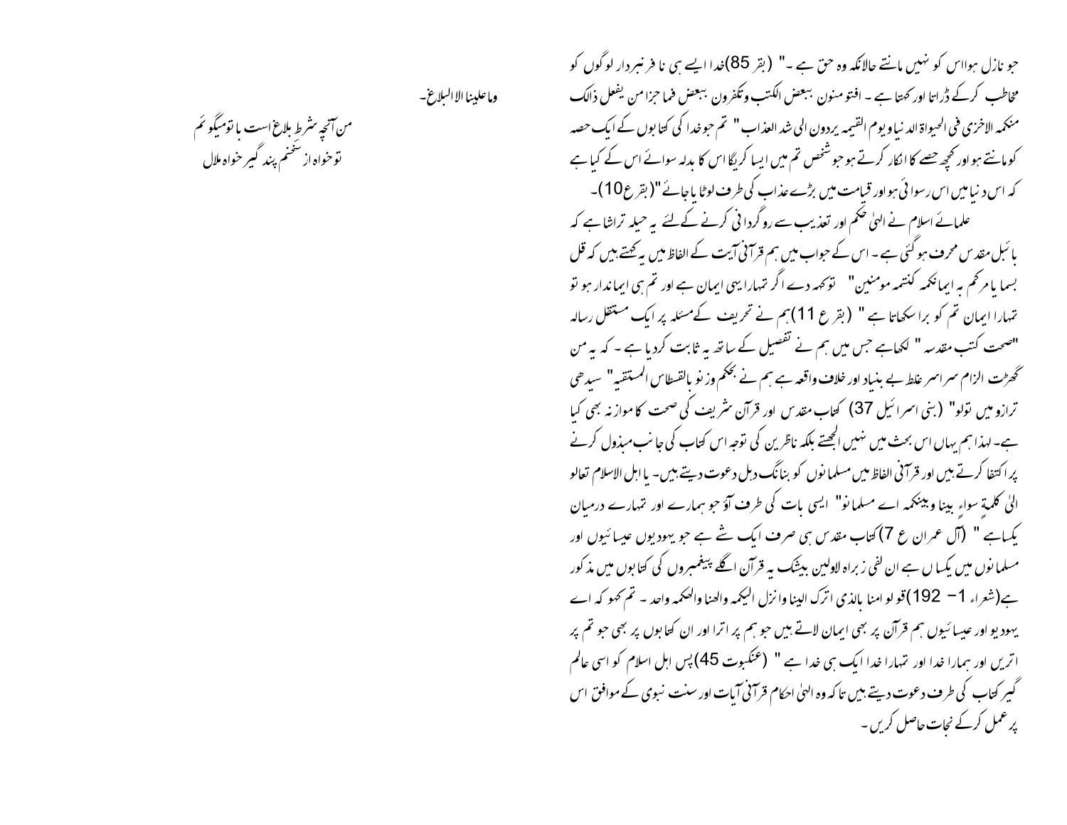جو نازل ہوا اس کو نہیں مانتے حالانکہ وہ حق ہے ۔" (بقر 85)خدا ایسے ہی نا فرنبردار لوگوں کو مخاطب کرکے ڈراتا اور کہتا ہے ۔ افتو منون ببعض الکتب وتکفرون ببعض فما جزا من یفعل ذالک منکمہ الاخزی فی الحیواۃ الدنیا ویوم القیمہ یردون الی شد العذاب" تم جو خدا کی کتابوں کے ایک حصہ کو مانتے ہو اور کچھ حصے کا انکار کرتے ہو جو شخص تم میں ایسا کریگا اس کا بدلہ سوائے اس کے کیا ہے کہ اس دنیا میں اس رسوائی ہو اور قیامت میں بڑے عذاب کی طرف لوٹا یا جائے "(بقر ع10)۔

علمائے اسلام نے الہیٰ حکم اور تعذیب سے روگردانی کرنے کے لئے یہ حیلہ تراشا ہے کہ بائبل مقدس محرف ہوگئی ہے ۔ اس کے جواب میں ہم قرآنی آیت کے الفاظ میں یہ کہتے ہیں کہ قل بسما یامرکم بہ ایمانکم کنتمہ مومنین" توکہہ دے اگر تمہارا یہی ایمان ہے اور تم ہی ایماندار ہو تو تمہارا ایمان تم کو برا سکھاتا ہے " (بقر ع 11)ہم نے تحریف کے مسئلہ پر ایک مستقل رسالہ "صحت کتب مقدسہ " لکھاہے جس میں ہم نے تفصیل کے ساتھ یہ ثابت کردیا ہے ۔ کہ یہ من گھڑت الزام سراسر غلط بے بنیاد اور خلاف واقعہ ہے ہم نے بحکم وزنو بالقسطاس المستقیم" سیدھی ترازو میں تولو" (بنی اسرائیل 37) کتاب مقدس اور قرآن شریف کی صحت کا موازنہ بھی کیا ہے۔ لہذا ہم یہاں اس بحث میں نہیں الجھتے بلکہ ناظرین کی توجہ اس کتاب کی جانب مبذول کرنے پر اکتفا کرتے ہیں اور قرآنی الفاظ میں مسلمانوں کو بنانگ دہل دعوت دیتے ہیں۔ یا اہل الاسلام تعالو الیٰ کلمۃٍ سواءٍ بینا وبینکمہ اے مسلمانو" ایسی بات کی طرف آؤ جو ہمارے اور تمہارے درمیان یکساں ہے " (آل عمران ع 7)کتاب مقدس ہی صرف ایک شے ہے جو یہودیوں عیسائیوں اور مسلمانوں میں یکساں ہے ان لفی زبراہ لاولین بیشک یہ قرآن اگلے پیغمبروں کی کتابوں میں مذکور ہے(شعراء 1- 192)قو لو امنا بالذی اترک الینا وانزل الیکمہ والھنا والحکمہ واحد ۔ تم کہو کہ اے یہودیو اور عیسائیوں ہم قرآن پر بھی ایمان لاتے ہیں جو ہم پر اترا اور ان کتابوں پر بھی جو تم پر اتریں اور ہمارا خدا اور تمہارا خدا ایک ہی خدا ہے " (عنکبوت 45)پس اہل اسلام کو اسی عالم گیر کتاب کی طرف دعوت دیتے ہیں تا کہ وہ الہیٰ احکام قرآنی آیات اور سنت نبوی کے موافق اس پر عمل کرکے نجات حاصل کریں ۔

وما علینا الا البلاغ۔

من آنچہ شرطِ بلاغ است با تومیگو ئم

تو خواہ از سخنم پند گیر خواہ ملال